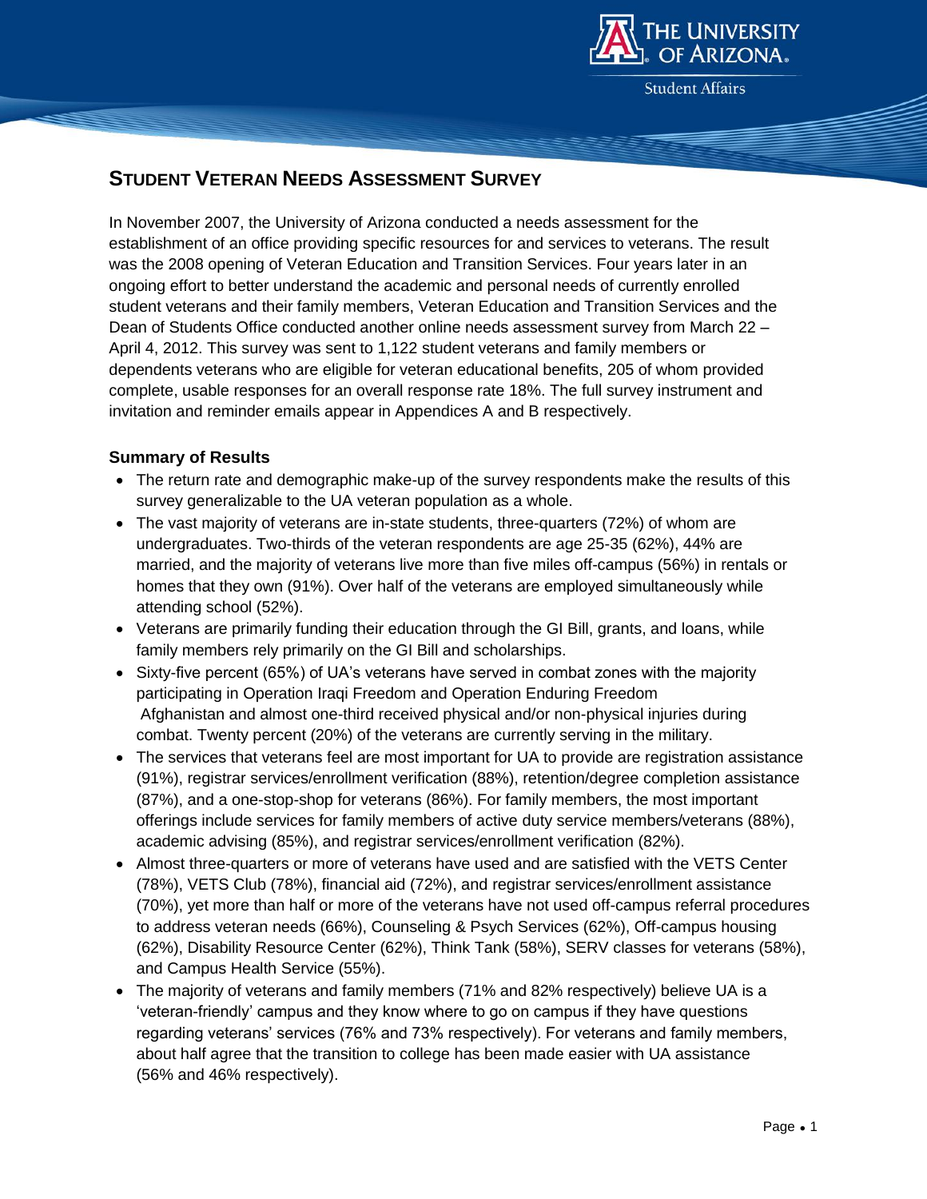# Student Veteran Needs Assessment Survey

In November 2007, the University of Arizona conducted a needs assessment for the establishment of an office providing specific resources for and services to veterans. The result was the 2008 opening of Veteran Education and Transition Services. Four years later in an ongoing effort to better understand the academic and personal needs of currently enrolled student veterans and their family members, Veteran Education and Transition Services and the Dean of Students Office conducted another online needs assessment survey from March 22 – April 4, 2012. This survey was sent to 1,122 student veterans and family members or dependents veterans who are eligible for veteran educational benefits, 205 of whom provided complete, usable responses for an overall response rate 18%. The full survey instrument and invitation and reminder emails appear in Appendices A and B respectively.

### Summary of Results

- The return rate and demographic make-up of the survey respondents make the results of this survey generalizable to the UA veteran population as a whole.
- The vast majority of veterans are in-state students, three-quarters (72%) of whom are undergraduates. Two-thirds of the veteran respondents are age 25-35 (62%), 44% are married, and the majority of veterans live more than five miles off-campus (56%) in rentals or homes that they own (91%). Over half of the veterans are employed simultaneously while attending school (52%).
- Veterans are primarily funding their education through the GI Bill, grants, and loans, while family members rely primarily on the GI Bill and scholarships.
- Sixty-five percent (65%) of UA's veterans have served in combat zones with the majority participating in Operation Iraqi Freedom and Operation Enduring Freedom Afghanistan and almost one-third received physical and/or non-physical injuries during combat. Twenty percent (20%) of the veterans are currently serving in the military.
- The services that veterans feel are most important for UA to provide are registration assistance (91%), registrar services/enrollment verification (88%), retention/degree completion assistance (87%), and a one-stop-shop for veterans (86%). For family members, the most important offerings include services for family members of active duty service members/veterans (88%), academic advising (85%), and registrar services/enrollment verification (82%).
- Almost three-quarters or more of veterans have used and are satisfied with the VETS Center (78%), VETS Club (78%), financial aid (72%), and registrar services/enrollment assistance (70%), yet more than half or more of the veterans have not used off-campus referral procedures to address veteran needs (66%), Counseling & Psych Services (62%), Off-campus housing (62%), Disability Resource Center (62%), Think Tank (58%), SERV classes for veterans (58%), and Campus Health Service (55%).
- The majority of veterans and family members (71% and 82% respectively) believe UA is a 'veteran-friendly' campus and they know where to go on campus if they have questions regarding veterans' services (76% and 73% respectively). For veterans and family members, about half agree that the transition to college has been made easier with UA assistance (56% and 46% respectively).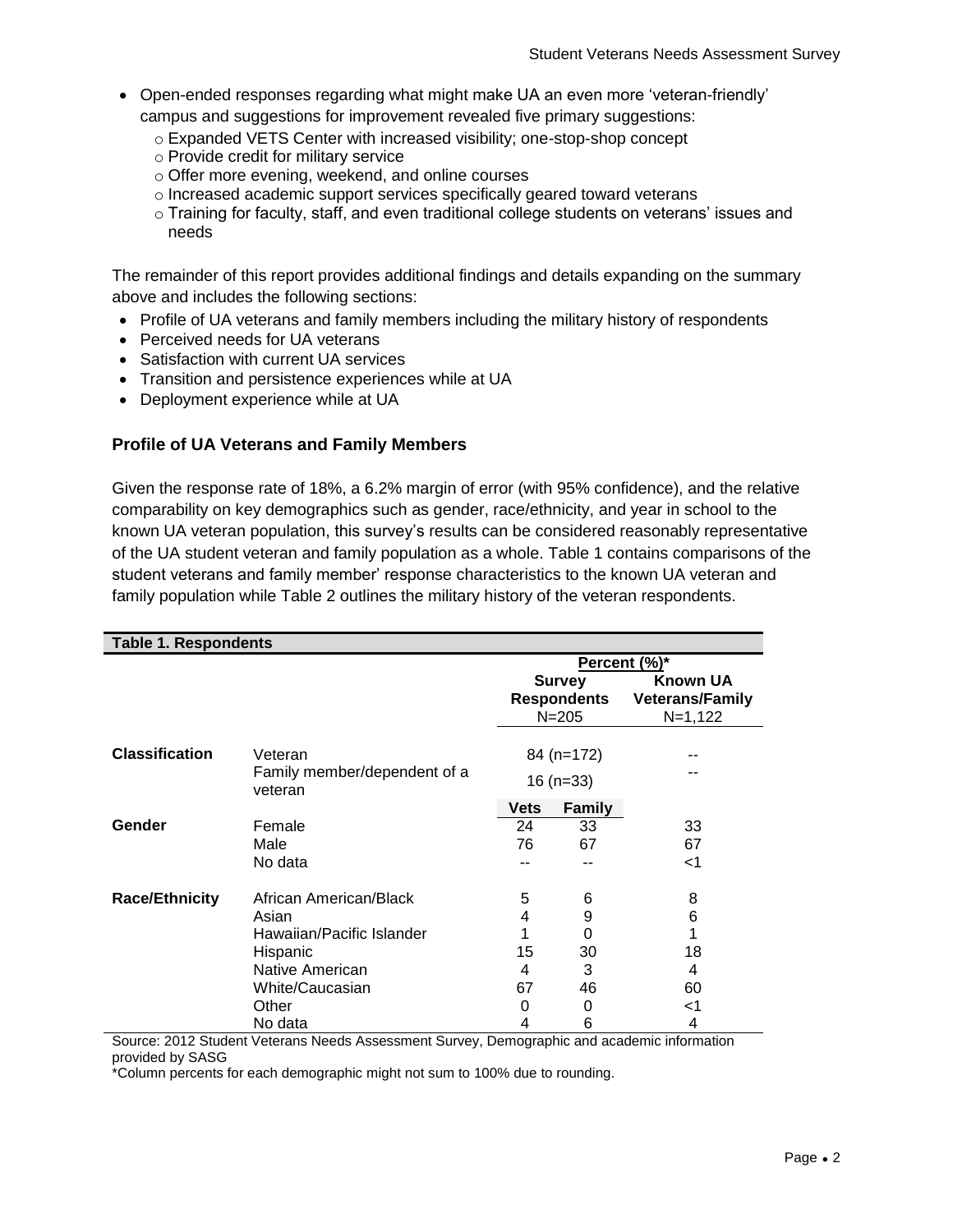- Open-ended responses regarding what might make UA an even more 'veteran-friendly' campus and suggestions for improvement revealed five primary suggestions:
  - Expanded VETS Center with increased visibility; one-stop-shop concept
  - Provide credit for military service
  - Offer more evening, weekend, and online courses
  - Increased academic support services specifically geared toward veterans
  - Training for faculty, staff, and even traditional college students on veterans' issues and needs

The remainder of this report provides additional findings and details expanding on the summary above and includes the following sections:

- Profile of UA veterans and family members including the military history of respondents
- Perceived needs for UA veterans
- Satisfaction with current UA services
- Transition and persistence experiences while at UA
- Deployment experience while at UA

### Profile of UA Veterans and Family Members

Given the response rate of 18%, a 6.2% margin of error (with 95% confidence), and the relative comparability on key demographics such as gender, race/ethnicity, and year in school to the known UA veteran population, this survey's results can be considered reasonably representative of the UA student veteran and family population as a whole. Table 1 contains comparisons of the student veterans and family member' response characteristics to the known UA veteran and family population while Table 2 outlines the military history of the veteran respondents.

**Table 1. Respondents**

| | | Percent (%)* | | |
|---|---|---|---|---|
| | | Survey Respondents N=205 | | Known UA Veterans/Family N=1,122 |
| **Classification** | Veteran | 84 (n=172) | | -- |
| | Family member/dependent of a veteran | 16 (n=33) | | -- |
| | | **Vets** | **Family** | |
| **Gender** | Female | 24 | 33 | 33 |
| | Male | 76 | 67 | 67 |
| | No data | -- | -- | <1 |
| **Race/Ethnicity** | African American/Black | 5 | 6 | 8 |
| | Asian | 4 | 9 | 6 |
| | Hawaiian/Pacific Islander | 1 | 0 | 1 |
| | Hispanic | 15 | 30 | 18 |
| | Native American | 4 | 3 | 4 |
| | White/Caucasian | 67 | 46 | 60 |
| | Other | 0 | 0 | <1 |
| | No data | 4 | 6 | 4 |

Source: 2012 Student Veterans Needs Assessment Survey, Demographic and academic information provided by SASG

*Column percents for each demographic might not sum to 100% due to rounding.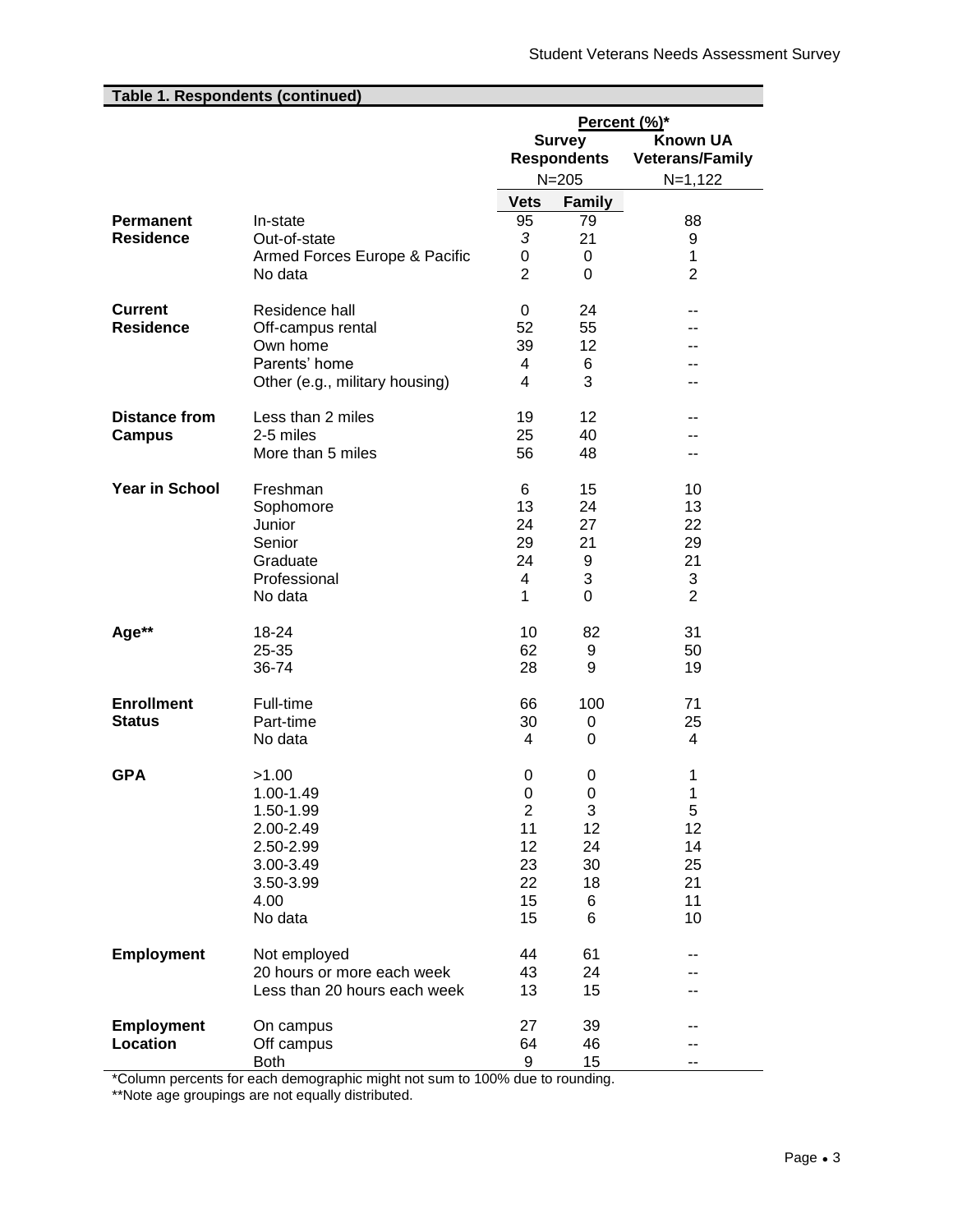**Table 1. Respondents (continued)**

| | | Percent (%)* | | |
|---|---|---|---|---|
| | | Survey Respondents | | Known UA Veterans/Family |
| | | N=205 | | N=1,122 |
| | | Vets | Family | |
| **Permanent Residence** | In-state | 95 | 79 | 88 |
| | Out-of-state | 3 | 21 | 9 |
| | Armed Forces Europe & Pacific | 0 | 0 | 1 |
| | No data | 2 | 0 | 2 |
| **Current Residence** | Residence hall | 0 | 24 | -- |
| | Off-campus rental | 52 | 55 | -- |
| | Own home | 39 | 12 | -- |
| | Parents' home | 4 | 6 | -- |
| | Other (e.g., military housing) | 4 | 3 | -- |
| **Distance from Campus** | Less than 2 miles | 19 | 12 | -- |
| | 2-5 miles | 25 | 40 | -- |
| | More than 5 miles | 56 | 48 | -- |
| **Year in School** | Freshman | 6 | 15 | 10 |
| | Sophomore | 13 | 24 | 13 |
| | Junior | 24 | 27 | 22 |
| | Senior | 29 | 21 | 29 |
| | Graduate | 24 | 9 | 21 |
| | Professional | 4 | 3 | 3 |
| | No data | 1 | 0 | 2 |
| **Age**** | 18-24 | 10 | 82 | 31 |
| | 25-35 | 62 | 9 | 50 |
| | 36-74 | 28 | 9 | 19 |
| **Enrollment Status** | Full-time | 66 | 100 | 71 |
| | Part-time | 30 | 0 | 25 |
| | No data | 4 | 0 | 4 |
| **GPA** | >1.00 | 0 | 0 | 1 |
| | 1.00-1.49 | 0 | 0 | 1 |
| | 1.50-1.99 | 2 | 3 | 5 |
| | 2.00-2.49 | 11 | 12 | 12 |
| | 2.50-2.99 | 12 | 24 | 14 |
| | 3.00-3.49 | 23 | 30 | 25 |
| | 3.50-3.99 | 22 | 18 | 21 |
| | 4.00 | 15 | 6 | 11 |
| | No data | 15 | 6 | 10 |
| **Employment** | Not employed | 44 | 61 | -- |
| | 20 hours or more each week | 43 | 24 | -- |
| | Less than 20 hours each week | 13 | 15 | -- |
| **Employment Location** | On campus | 27 | 39 | -- |
| | Off campus | 64 | 46 | -- |
| | Both | 9 | 15 | -- |

*Column percents for each demographic might not sum to 100% due to rounding.

**Note age groupings are not equally distributed.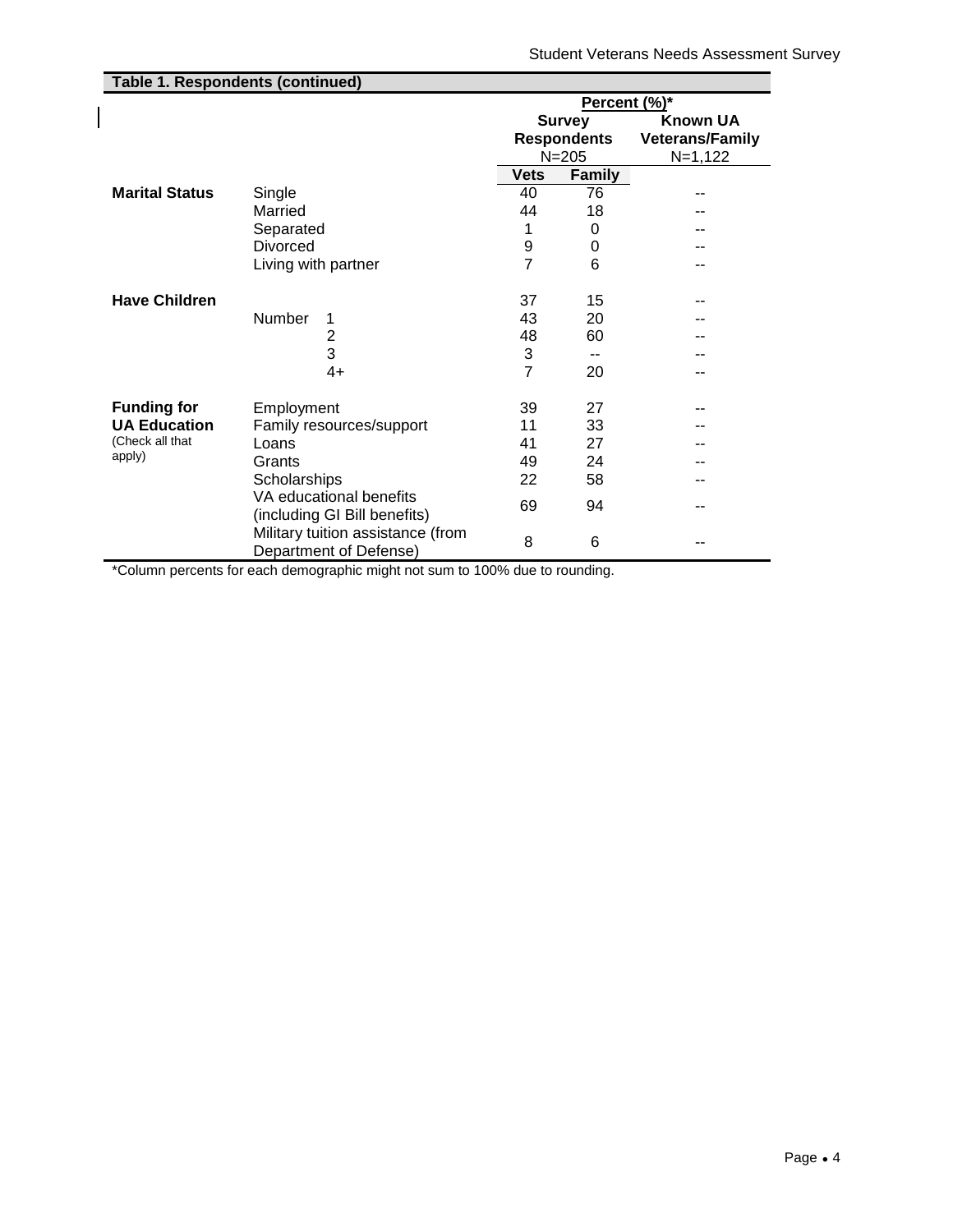**Table 1. Respondents (continued)**

| | | Percent (%)* | | |
|---|---|---|---|---|
| | | Survey Respondents N=205 | | Known UA Veterans/Family N=1,122 |
| | | Vets | Family | |
| **Marital Status** | Single | 40 | 76 | -- |
| | Married | 44 | 18 | -- |
| | Separated | 1 | 0 | -- |
| | Divorced | 9 | 0 | -- |
| | Living with partner | 7 | 6 | -- |
| **Have Children** | | 37 | 15 | -- |
| | Number 1 | 43 | 20 | -- |
| | 2 | 48 | 60 | -- |
| | 3 | 3 | -- | -- |
| | 4+ | 7 | 20 | -- |
| **Funding for UA Education** (Check all that apply) | Employment | 39 | 27 | -- |
| | Family resources/support | 11 | 33 | -- |
| | Loans | 41 | 27 | -- |
| | Grants | 49 | 24 | -- |
| | Scholarships | 22 | 58 | -- |
| | VA educational benefits (including GI Bill benefits) | 69 | 94 | -- |
| | Military tuition assistance (from Department of Defense) | 8 | 6 | -- |

*Column percents for each demographic might not sum to 100% due to rounding.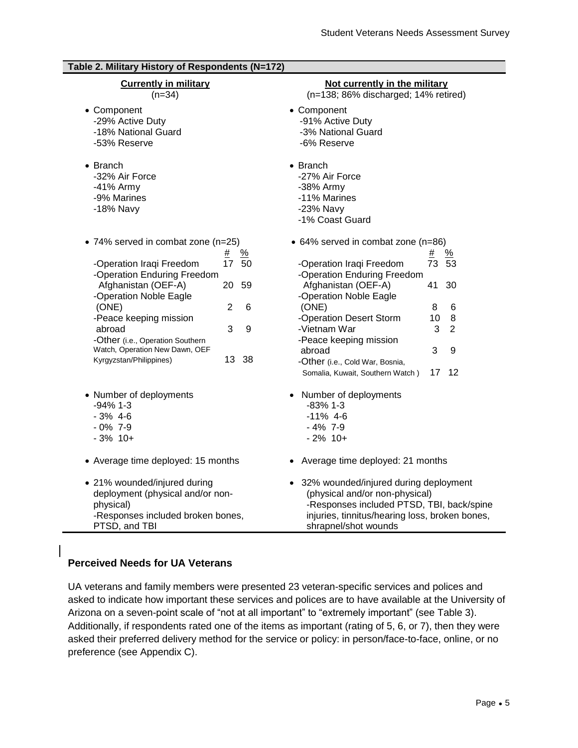**Table 2. Military History of Respondents (N=172)**

| Currently in military (n=34) | Not currently in the military (n=138; 86% discharged; 14% retired) |
|---|---|
| • Component<br>-29% Active Duty<br>-18% National Guard<br>-53% Reserve | • Component<br>-91% Active Duty<br>-3% National Guard<br>-6% Reserve |
| • Branch<br>-32% Air Force<br>-41% Army<br>-9% Marines<br>-18% Navy | • Branch<br>-27% Air Force<br>-38% Army<br>-11% Marines<br>-23% Navy<br>-1% Coast Guard |
| • 74% served in combat zone (n=25) (# / %)<br>-Operation Iraqi Freedom: 17 / 50<br>-Operation Enduring Freedom Afghanistan (OEF-A): 20 / 59<br>-Operation Noble Eagle (ONE): 2 / 6<br>-Peace keeping mission abroad: 3 / 9<br>-Other (i.e., Operation Southern Watch, Operation New Dawn, OEF Kyrgyzstan/Philippines): 13 / 38 | • 64% served in combat zone (n=86) (# / %)<br>-Operation Iraqi Freedom: 73 / 53<br>-Operation Enduring Freedom Afghanistan (OEF-A): 41 / 30<br>-Operation Noble Eagle (ONE): 8 / 6<br>-Operation Desert Storm: 10 / 8<br>-Vietnam War: 3 / 2<br>-Peace keeping mission abroad: 3 / 9<br>-Other (i.e., Cold War, Bosnia, Somalia, Kuwait, Southern Watch ): 17 / 12 |
| • Number of deployments<br>-94% 1-3<br>- 3% 4-6<br>- 0% 7-9<br>- 3% 10+ | • Number of deployments<br>-83% 1-3<br>-11% 4-6<br>- 4% 7-9<br>- 2% 10+ |
| • Average time deployed: 15 months | • Average time deployed: 21 months |
| • 21% wounded/injured during deployment (physical and/or non-physical)<br>-Responses included broken bones, PTSD, and TBI | • 32% wounded/injured during deployment (physical and/or non-physical)<br>-Responses included PTSD, TBI, back/spine injuries, tinnitus/hearing loss, broken bones, shrapnel/shot wounds |

## Perceived Needs for UA Veterans

UA veterans and family members were presented 23 veteran-specific services and polices and asked to indicate how important these services and polices are to have available at the University of Arizona on a seven-point scale of "not at all important" to "extremely important" (see Table 3). Additionally, if respondents rated one of the items as important (rating of 5, 6, or 7), then they were asked their preferred delivery method for the service or policy: in person/face-to-face, online, or no preference (see Appendix C).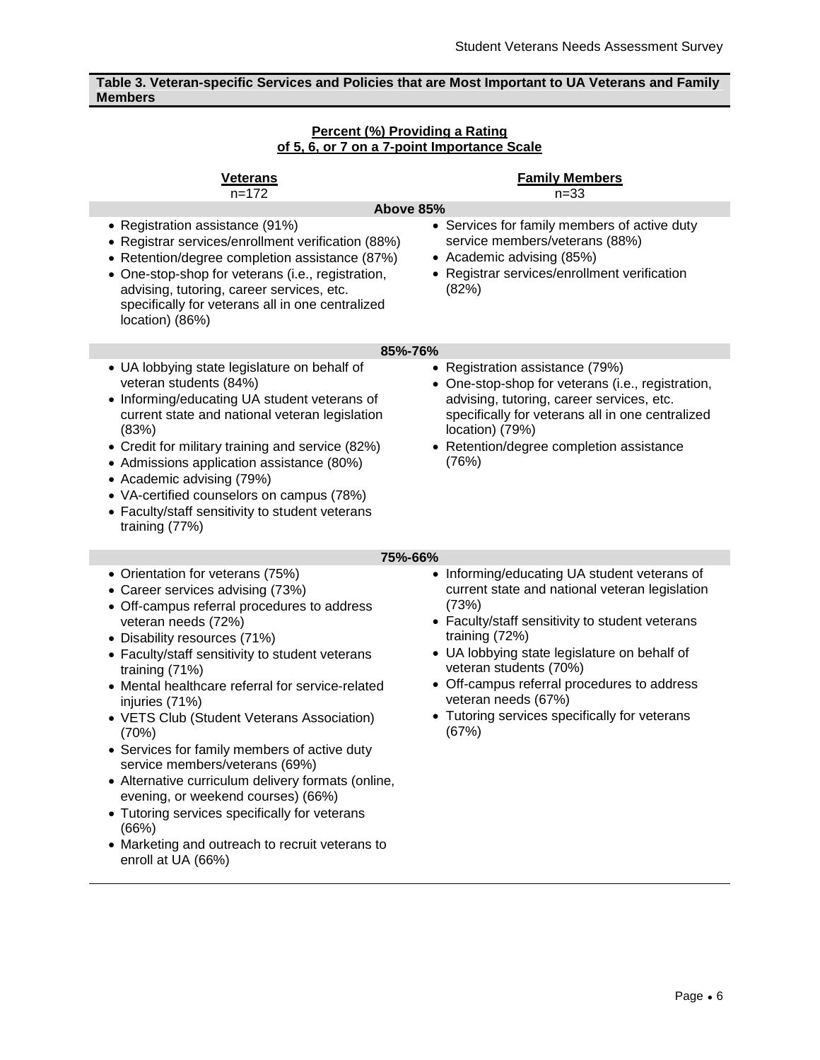**Table 3. Veteran-specific Services and Policies that are Most Important to UA Veterans and Family Members**

**Percent (%) Providing a Rating of 5, 6, or 7 on a 7-point Importance Scale**

| **Veterans** n=172 | **Family Members** n=33 |
|---|---|
| **Above 85%** | |
| • Registration assistance (91%)<br>• Registrar services/enrollment verification (88%)<br>• Retention/degree completion assistance (87%)<br>• One-stop-shop for veterans (i.e., registration, advising, tutoring, career services, etc. specifically for veterans all in one centralized location) (86%) | • Services for family members of active duty service members/veterans (88%)<br>• Academic advising (85%)<br>• Registrar services/enrollment verification (82%) |
| **85%-76%** | |
| • UA lobbying state legislature on behalf of veteran students (84%)<br>• Informing/educating UA student veterans of current state and national veteran legislation (83%)<br>• Credit for military training and service (82%)<br>• Admissions application assistance (80%)<br>• Academic advising (79%)<br>• VA-certified counselors on campus (78%)<br>• Faculty/staff sensitivity to student veterans training (77%) | • Registration assistance (79%)<br>• One-stop-shop for veterans (i.e., registration, advising, tutoring, career services, etc. specifically for veterans all in one centralized location) (79%)<br>• Retention/degree completion assistance (76%) |
| **75%-66%** | |
| • Orientation for veterans (75%)<br>• Career services advising (73%)<br>• Off-campus referral procedures to address veteran needs (72%)<br>• Disability resources (71%)<br>• Faculty/staff sensitivity to student veterans training (71%)<br>• Mental healthcare referral for service-related injuries (71%)<br>• VETS Club (Student Veterans Association) (70%)<br>• Services for family members of active duty service members/veterans (69%)<br>• Alternative curriculum delivery formats (online, evening, or weekend courses) (66%)<br>• Tutoring services specifically for veterans (66%)<br>• Marketing and outreach to recruit veterans to enroll at UA (66%) | • Informing/educating UA student veterans of current state and national veteran legislation (73%)<br>• Faculty/staff sensitivity to student veterans training (72%)<br>• UA lobbying state legislature on behalf of veteran students (70%)<br>• Off-campus referral procedures to address veteran needs (67%)<br>• Tutoring services specifically for veterans (67%) |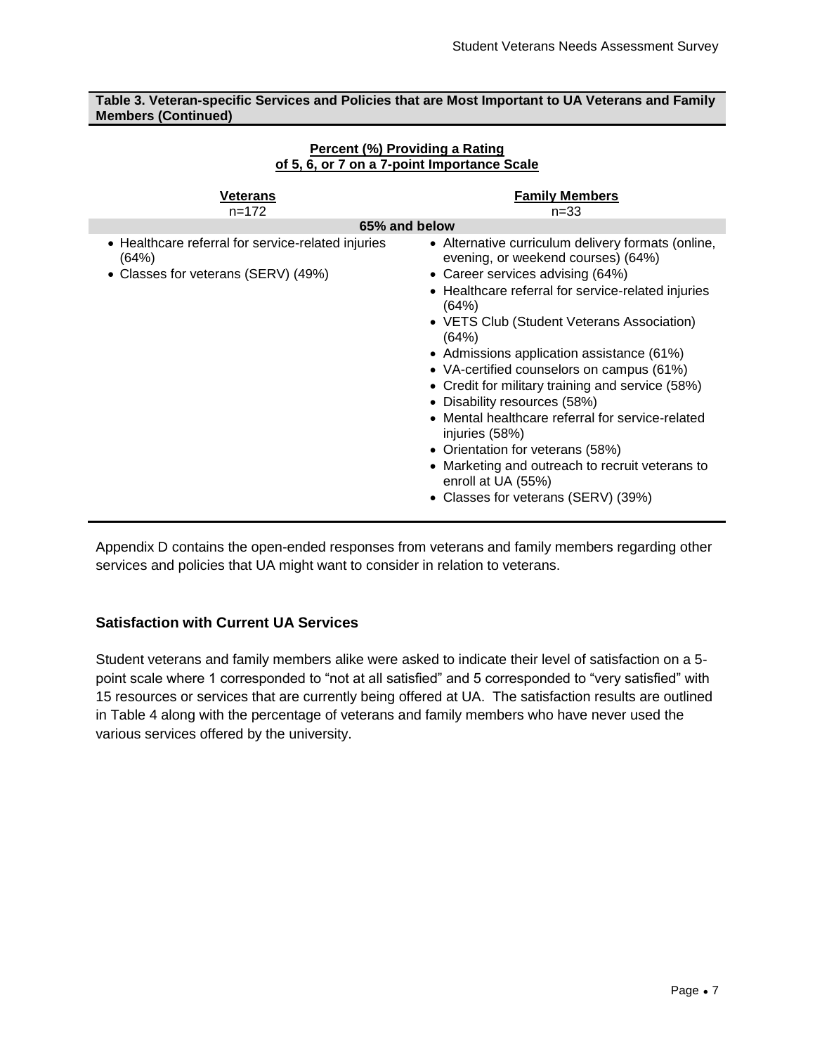**Table 3. Veteran-specific Services and Policies that are Most Important to UA Veterans and Family Members (Continued)**

**Percent (%) Providing a Rating of 5, 6, or 7 on a 7-point Importance Scale**

| **Veterans** n=172 | **Family Members** n=33 |
|---|---|
| **65% and below** | |
| • Healthcare referral for service-related injuries (64%)<br>• Classes for veterans (SERV) (49%) | • Alternative curriculum delivery formats (online, evening, or weekend courses) (64%)<br>• Career services advising (64%)<br>• Healthcare referral for service-related injuries (64%)<br>• VETS Club (Student Veterans Association) (64%)<br>• Admissions application assistance (61%)<br>• VA-certified counselors on campus (61%)<br>• Credit for military training and service (58%)<br>• Disability resources (58%)<br>• Mental healthcare referral for service-related injuries (58%)<br>• Orientation for veterans (58%)<br>• Marketing and outreach to recruit veterans to enroll at UA (55%)<br>• Classes for veterans (SERV) (39%) |

Appendix D contains the open-ended responses from veterans and family members regarding other services and policies that UA might want to consider in relation to veterans.

### Satisfaction with Current UA Services

Student veterans and family members alike were asked to indicate their level of satisfaction on a 5-point scale where 1 corresponded to "not at all satisfied" and 5 corresponded to "very satisfied" with 15 resources or services that are currently being offered at UA. The satisfaction results are outlined in Table 4 along with the percentage of veterans and family members who have never used the various services offered by the university.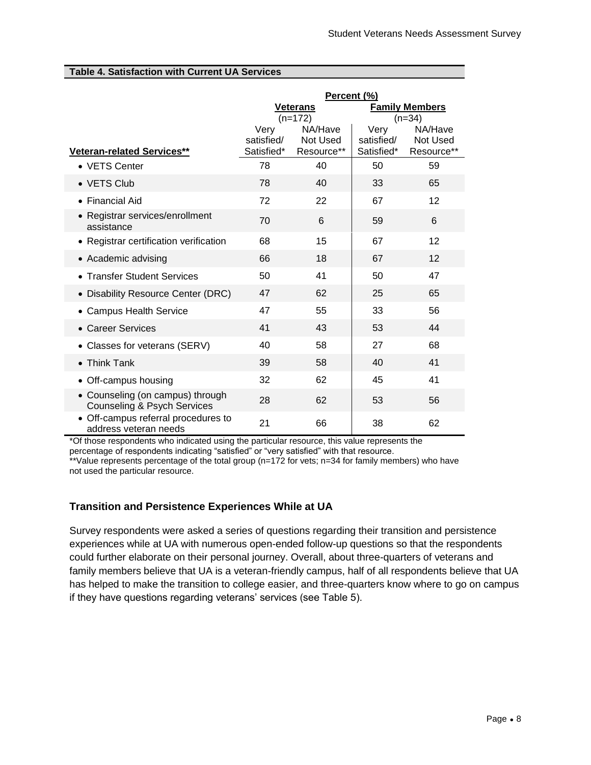**Table 4. Satisfaction with Current UA Services**

| | Percent (%) | | | |
|---|---|---|---|---|
| | Veterans (n=172) | | Family Members (n=34) | |
| Veteran-related Services** | Very satisfied/ Satisfied* | NA/Have Not Used Resource** | Very satisfied/ Satisfied* | NA/Have Not Used Resource** |
| • VETS Center | 78 | 40 | 50 | 59 |
| • VETS Club | 78 | 40 | 33 | 65 |
| • Financial Aid | 72 | 22 | 67 | 12 |
| • Registrar services/enrollment assistance | 70 | 6 | 59 | 6 |
| • Registrar certification verification | 68 | 15 | 67 | 12 |
| • Academic advising | 66 | 18 | 67 | 12 |
| • Transfer Student Services | 50 | 41 | 50 | 47 |
| • Disability Resource Center (DRC) | 47 | 62 | 25 | 65 |
| • Campus Health Service | 47 | 55 | 33 | 56 |
| • Career Services | 41 | 43 | 53 | 44 |
| • Classes for veterans (SERV) | 40 | 58 | 27 | 68 |
| • Think Tank | 39 | 58 | 40 | 41 |
| • Off-campus housing | 32 | 62 | 45 | 41 |
| • Counseling (on campus) through Counseling & Psych Services | 28 | 62 | 53 | 56 |
| • Off-campus referral procedures to address veteran needs | 21 | 66 | 38 | 62 |

*Of those respondents who indicated using the particular resource, this value represents the percentage of respondents indicating "satisfied" or "very satisfied" with that resource.
**Value represents percentage of the total group (n=172 for vets; n=34 for family members) who have not used the particular resource.

## Transition and Persistence Experiences While at UA

Survey respondents were asked a series of questions regarding their transition and persistence experiences while at UA with numerous open-ended follow-up questions so that the respondents could further elaborate on their personal journey. Overall, about three-quarters of veterans and family members believe that UA is a veteran-friendly campus, half of all respondents believe that UA has helped to make the transition to college easier, and three-quarters know where to go on campus if they have questions regarding veterans' services (see Table 5).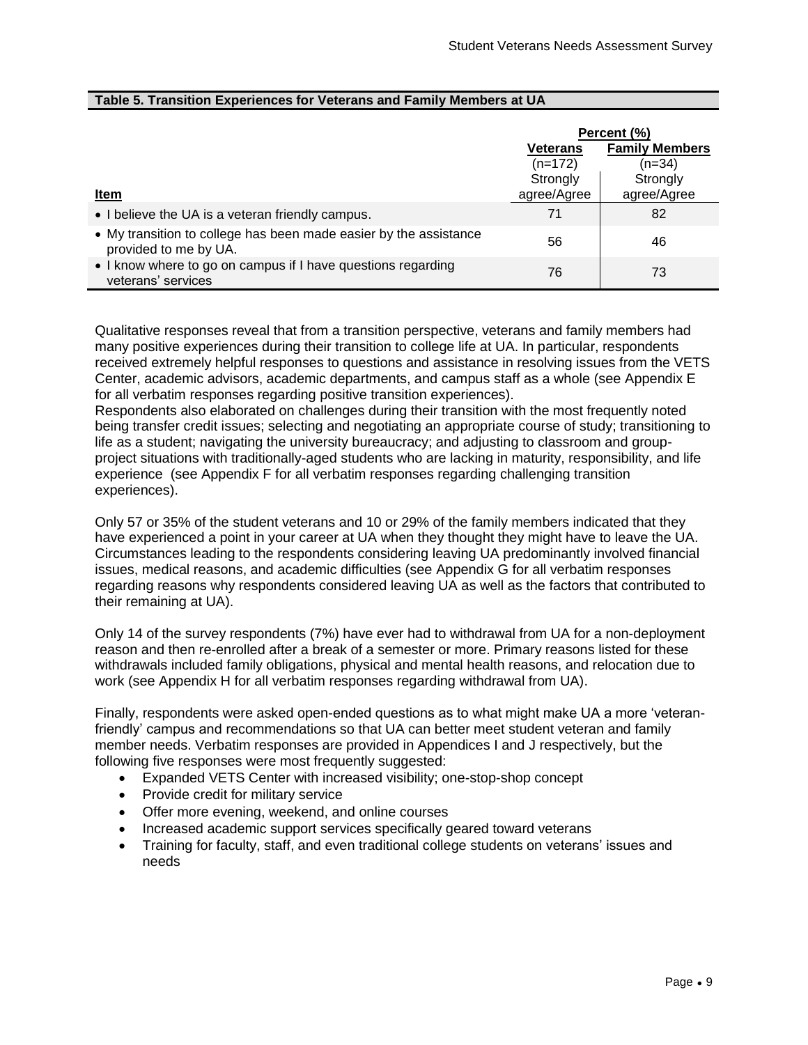**Table 5. Transition Experiences for Veterans and Family Members at UA**

| Item | Percent (%) | |
|---|---|---|
| | **Veterans** (n=172) Strongly agree/Agree | **Family Members** (n=34) Strongly agree/Agree |
| • I believe the UA is a veteran friendly campus. | 71 | 82 |
| • My transition to college has been made easier by the assistance provided to me by UA. | 56 | 46 |
| • I know where to go on campus if I have questions regarding veterans' services | 76 | 73 |

Qualitative responses reveal that from a transition perspective, veterans and family members had many positive experiences during their transition to college life at UA. In particular, respondents received extremely helpful responses to questions and assistance in resolving issues from the VETS Center, academic advisors, academic departments, and campus staff as a whole (see Appendix E for all verbatim responses regarding positive transition experiences).
Respondents also elaborated on challenges during their transition with the most frequently noted being transfer credit issues; selecting and negotiating an appropriate course of study; transitioning to life as a student; navigating the university bureaucracy; and adjusting to classroom and group-project situations with traditionally-aged students who are lacking in maturity, responsibility, and life experience (see Appendix F for all verbatim responses regarding challenging transition experiences).

Only 57 or 35% of the student veterans and 10 or 29% of the family members indicated that they have experienced a point in your career at UA when they thought they might have to leave the UA. Circumstances leading to the respondents considering leaving UA predominantly involved financial issues, medical reasons, and academic difficulties (see Appendix G for all verbatim responses regarding reasons why respondents considered leaving UA as well as the factors that contributed to their remaining at UA).

Only 14 of the survey respondents (7%) have ever had to withdrawal from UA for a non-deployment reason and then re-enrolled after a break of a semester or more. Primary reasons listed for these withdrawals included family obligations, physical and mental health reasons, and relocation due to work (see Appendix H for all verbatim responses regarding withdrawal from UA).

Finally, respondents were asked open-ended questions as to what might make UA a more 'veteran-friendly' campus and recommendations so that UA can better meet student veteran and family member needs. Verbatim responses are provided in Appendices I and J respectively, but the following five responses were most frequently suggested:

- Expanded VETS Center with increased visibility; one-stop-shop concept
- Provide credit for military service
- Offer more evening, weekend, and online courses
- Increased academic support services specifically geared toward veterans
- Training for faculty, staff, and even traditional college students on veterans' issues and needs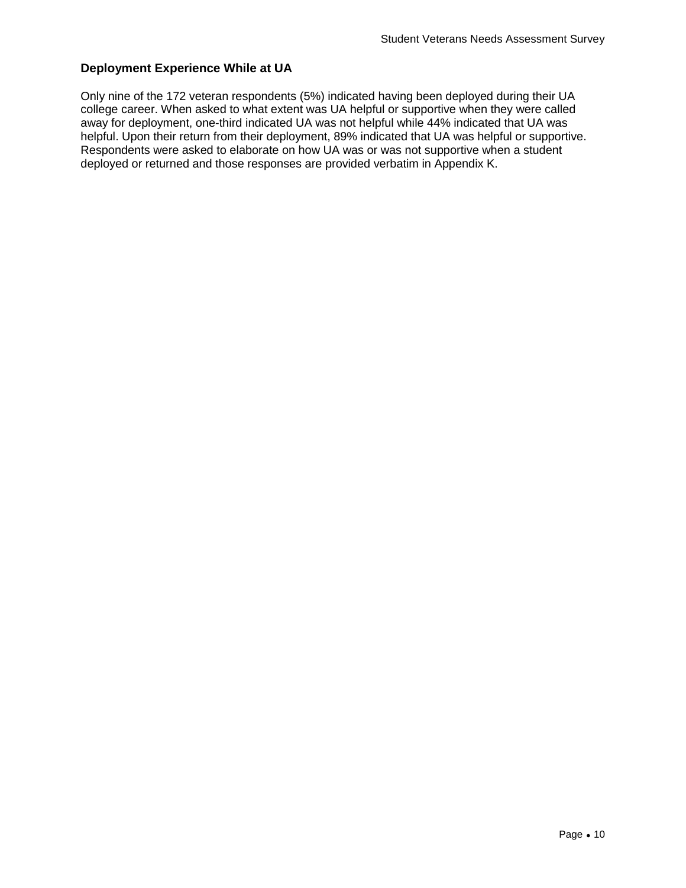### Deployment Experience While at UA

Only nine of the 172 veteran respondents (5%) indicated having been deployed during their UA college career. When asked to what extent was UA helpful or supportive when they were called away for deployment, one-third indicated UA was not helpful while 44% indicated that UA was helpful. Upon their return from their deployment, 89% indicated that UA was helpful or supportive. Respondents were asked to elaborate on how UA was or was not supportive when a student deployed or returned and those responses are provided verbatim in Appendix K.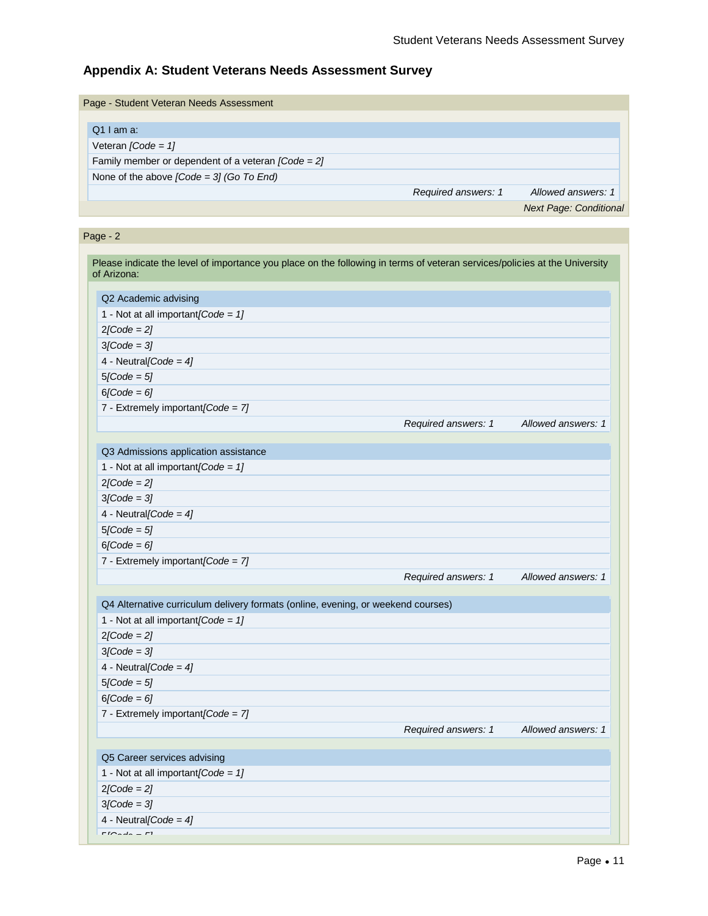## Appendix A: Student Veterans Needs Assessment Survey

Page - Student Veteran Needs Assessment

**Q1 I am a:**

- Veteran *[Code = 1]*
- Family member or dependent of a veteran *[Code = 2]*
- None of the above *[Code = 3] (Go To End)*

*Required answers: 1 Allowed answers: 1*

*Next Page: Conditional*

Page - 2

Please indicate the level of importance you place on the following in terms of veteran services/policies at the University of Arizona:

**Q2 Academic advising**

- 1 - Not at all important*[Code = 1]*
- 2*[Code = 2]*
- 3*[Code = 3]*
- 4 - Neutral*[Code = 4]*
- 5*[Code = 5]*
- 6*[Code = 6]*
- 7 - Extremely important*[Code = 7]*

*Required answers: 1 Allowed answers: 1*

**Q3 Admissions application assistance**

- 1 - Not at all important*[Code = 1]*
- 2*[Code = 2]*
- 3*[Code = 3]*
- 4 - Neutral*[Code = 4]*
- 5*[Code = 5]*
- 6*[Code = 6]*
- 7 - Extremely important*[Code = 7]*

*Required answers: 1 Allowed answers: 1*

**Q4 Alternative curriculum delivery formats (online, evening, or weekend courses)**

- 1 - Not at all important*[Code = 1]*
- 2*[Code = 2]*
- 3*[Code = 3]*
- 4 - Neutral*[Code = 4]*
- 5*[Code = 5]*
- 6*[Code = 6]*
- 7 - Extremely important*[Code = 7]*

*Required answers: 1 Allowed answers: 1*

**Q5 Career services advising**

- 1 - Not at all important*[Code = 1]*
- 2*[Code = 2]*
- 3*[Code = 3]*
- 4 - Neutral*[Code = 4]*
- 5*[Code = 5]*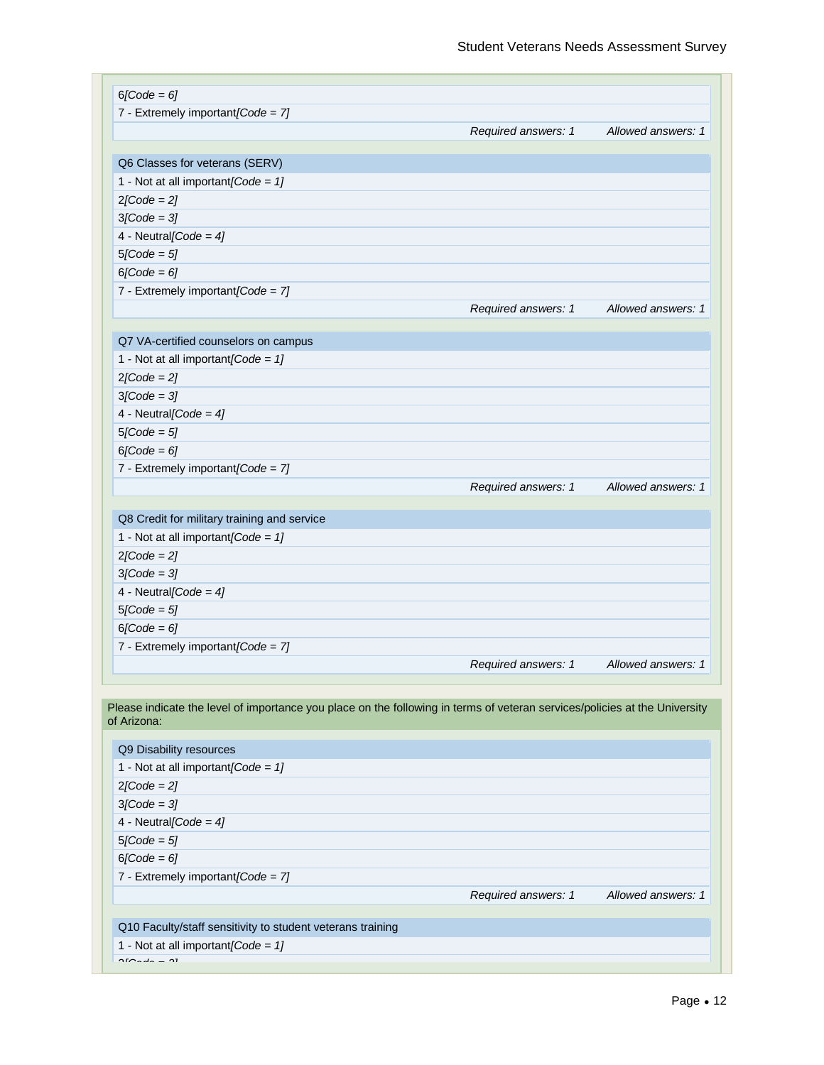6*[Code = 6]*

7 - Extremely important*[Code = 7]*

*Required answers: 1* *Allowed answers: 1*

Q6 Classes for veterans (SERV)

1 - Not at all important*[Code = 1]*

2*[Code = 2]*

3*[Code = 3]*

4 - Neutral*[Code = 4]*

5*[Code = 5]*

6*[Code = 6]*

7 - Extremely important*[Code = 7]*

*Required answers: 1* *Allowed answers: 1*

Q7 VA-certified counselors on campus

1 - Not at all important*[Code = 1]*

2*[Code = 2]*

3*[Code = 3]*

4 - Neutral*[Code = 4]*

5*[Code = 5]*

6*[Code = 6]*

7 - Extremely important*[Code = 7]*

*Required answers: 1* *Allowed answers: 1*

Q8 Credit for military training and service

1 - Not at all important*[Code = 1]*

2*[Code = 2]*

3*[Code = 3]*

4 - Neutral*[Code = 4]*

5*[Code = 5]*

6*[Code = 6]*

7 - Extremely important*[Code = 7]*

*Required answers: 1* *Allowed answers: 1*

Please indicate the level of importance you place on the following in terms of veteran services/policies at the University of Arizona:

Q9 Disability resources

1 - Not at all important*[Code = 1]*

2*[Code = 2]*

3*[Code = 3]*

4 - Neutral*[Code = 4]*

5*[Code = 5]*

6*[Code = 6]*

7 - Extremely important*[Code = 7]*

*Required answers: 1* *Allowed answers: 1*

Q10 Faculty/staff sensitivity to student veterans training

1 - Not at all important*[Code = 1]*

2*[Code = 2]*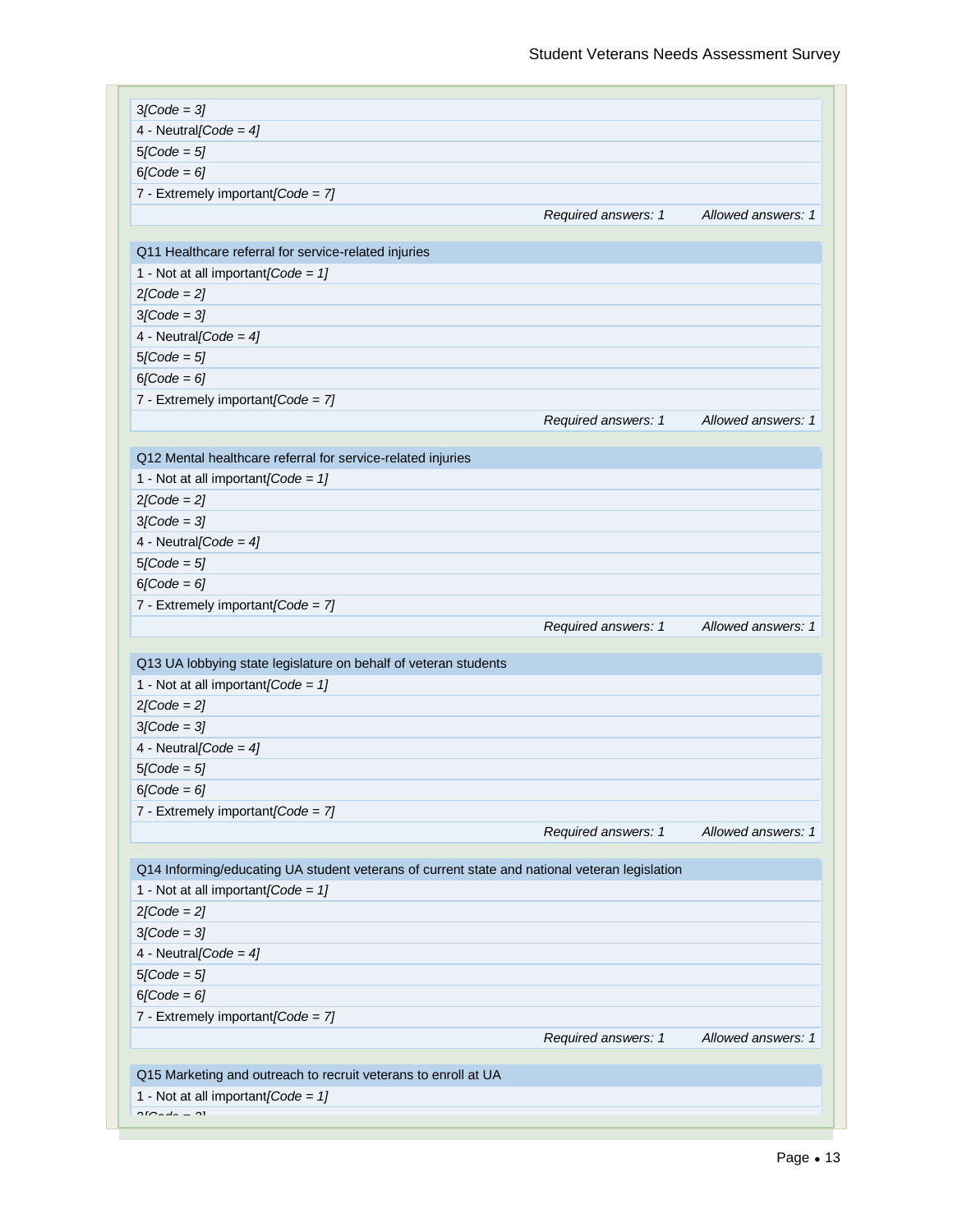3*[Code = 3]*
4 - Neutral*[Code = 4]*
5*[Code = 5]*
6*[Code = 6]*
7 - Extremely important*[Code = 7]*

*Required answers: 1* *Allowed answers: 1*

**Q11 Healthcare referral for service-related injuries**

1 - Not at all important*[Code = 1]*
2*[Code = 2]*
3*[Code = 3]*
4 - Neutral*[Code = 4]*
5*[Code = 5]*
6*[Code = 6]*
7 - Extremely important*[Code = 7]*

*Required answers: 1* *Allowed answers: 1*

**Q12 Mental healthcare referral for service-related injuries**

1 - Not at all important*[Code = 1]*
2*[Code = 2]*
3*[Code = 3]*
4 - Neutral*[Code = 4]*
5*[Code = 5]*
6*[Code = 6]*
7 - Extremely important*[Code = 7]*

*Required answers: 1* *Allowed answers: 1*

**Q13 UA lobbying state legislature on behalf of veteran students**

1 - Not at all important*[Code = 1]*
2*[Code = 2]*
3*[Code = 3]*
4 - Neutral*[Code = 4]*
5*[Code = 5]*
6*[Code = 6]*
7 - Extremely important*[Code = 7]*

*Required answers: 1* *Allowed answers: 1*

**Q14 Informing/educating UA student veterans of current state and national veteran legislation**

1 - Not at all important*[Code = 1]*
2*[Code = 2]*
3*[Code = 3]*
4 - Neutral*[Code = 4]*
5*[Code = 5]*
6*[Code = 6]*
7 - Extremely important*[Code = 7]*

*Required answers: 1* *Allowed answers: 1*

**Q15 Marketing and outreach to recruit veterans to enroll at UA**

1 - Not at all important*[Code = 1]*
2*[Code = 2]*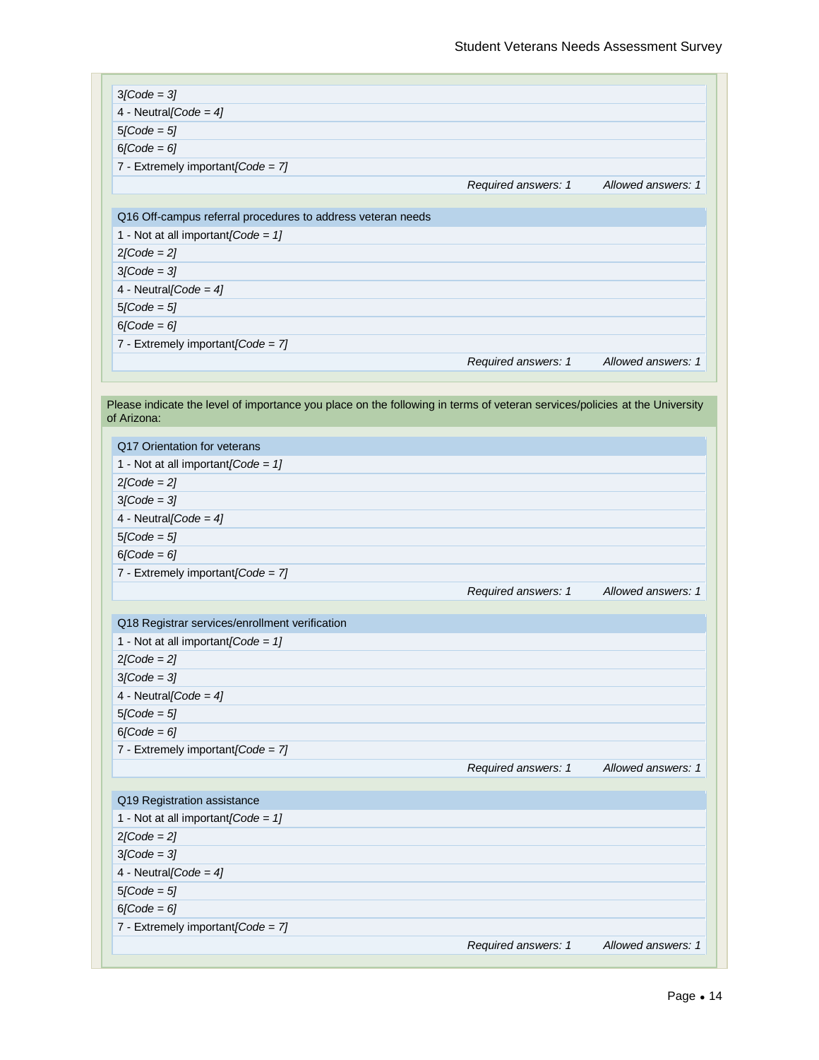3[Code = 3]
4 - Neutral[Code = 4]
5[Code = 5]
6[Code = 6]
7 - Extremely important[Code = 7]

*Required answers: 1 Allowed answers: 1*

**Q16 Off-campus referral procedures to address veteran needs**

1 - Not at all important[Code = 1]
2[Code = 2]
3[Code = 3]
4 - Neutral[Code = 4]
5[Code = 5]
6[Code = 6]
7 - Extremely important[Code = 7]

*Required answers: 1 Allowed answers: 1*

Please indicate the level of importance you place on the following in terms of veteran services/policies at the University of Arizona:

**Q17 Orientation for veterans**

1 - Not at all important[Code = 1]
2[Code = 2]
3[Code = 3]
4 - Neutral[Code = 4]
5[Code = 5]
6[Code = 6]
7 - Extremely important[Code = 7]

*Required answers: 1 Allowed answers: 1*

**Q18 Registrar services/enrollment verification**

1 - Not at all important[Code = 1]
2[Code = 2]
3[Code = 3]
4 - Neutral[Code = 4]
5[Code = 5]
6[Code = 6]
7 - Extremely important[Code = 7]

*Required answers: 1 Allowed answers: 1*

**Q19 Registration assistance**

1 - Not at all important[Code = 1]
2[Code = 2]
3[Code = 3]
4 - Neutral[Code = 4]
5[Code = 5]
6[Code = 6]
7 - Extremely important[Code = 7]

*Required answers: 1 Allowed answers: 1*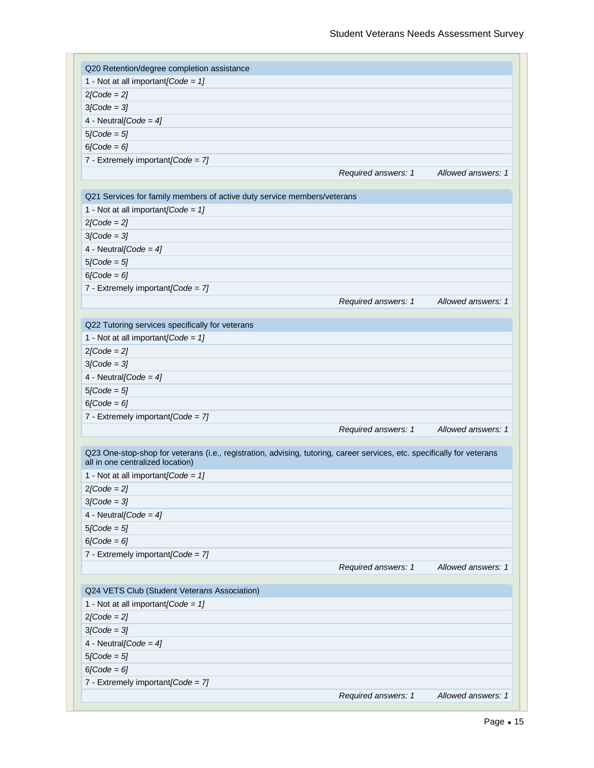| Q20 Retention/degree completion assistance | |
|---|---|
| 1 - Not at all important*[Code = 1]* | |
| 2*[Code = 2]* | |
| 3*[Code = 3]* | |
| 4 - Neutral*[Code = 4]* | |
| 5*[Code = 5]* | |
| 6*[Code = 6]* | |
| 7 - Extremely important*[Code = 7]* | |
| *Required answers: 1* | *Allowed answers: 1* |

| Q21 Services for family members of active duty service members/veterans | |
|---|---|
| 1 - Not at all important*[Code = 1]* | |
| 2*[Code = 2]* | |
| 3*[Code = 3]* | |
| 4 - Neutral*[Code = 4]* | |
| 5*[Code = 5]* | |
| 6*[Code = 6]* | |
| 7 - Extremely important*[Code = 7]* | |
| *Required answers: 1* | *Allowed answers: 1* |

| Q22 Tutoring services specifically for veterans | |
|---|---|
| 1 - Not at all important*[Code = 1]* | |
| 2*[Code = 2]* | |
| 3*[Code = 3]* | |
| 4 - Neutral*[Code = 4]* | |
| 5*[Code = 5]* | |
| 6*[Code = 6]* | |
| 7 - Extremely important*[Code = 7]* | |
| *Required answers: 1* | *Allowed answers: 1* |

| Q23 One-stop-shop for veterans (i.e., registration, advising, tutoring, career services, etc. specifically for veterans all in one centralized location) | |
|---|---|
| 1 - Not at all important*[Code = 1]* | |
| 2*[Code = 2]* | |
| 3*[Code = 3]* | |
| 4 - Neutral*[Code = 4]* | |
| 5*[Code = 5]* | |
| 6*[Code = 6]* | |
| 7 - Extremely important*[Code = 7]* | |
| *Required answers: 1* | *Allowed answers: 1* |

| Q24 VETS Club (Student Veterans Association) | |
|---|---|
| 1 - Not at all important*[Code = 1]* | |
| 2*[Code = 2]* | |
| 3*[Code = 3]* | |
| 4 - Neutral*[Code = 4]* | |
| 5*[Code = 5]* | |
| 6*[Code = 6]* | |
| 7 - Extremely important*[Code = 7]* | |
| *Required answers: 1* | *Allowed answers: 1* |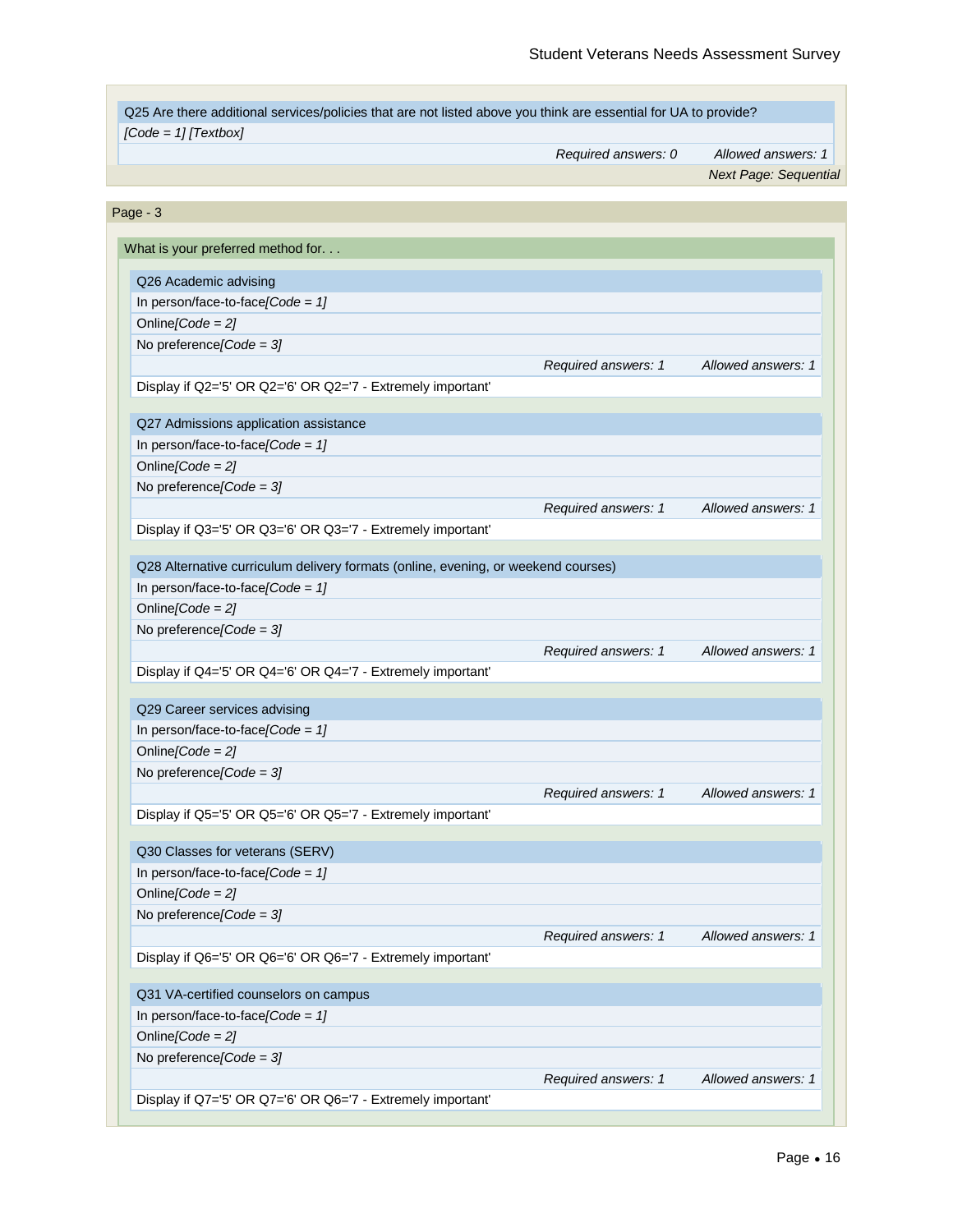Q25 Are there additional services/policies that are not listed above you think are essential for UA to provide?

*[Code = 1] [Textbox]*

*Required answers: 0* *Allowed answers: 1*

*Next Page: Sequential*

## Page - 3

### What is your preferred method for. . .

**Q26 Academic advising**

- In person/face-to-face*[Code = 1]*
- Online*[Code = 2]*
- No preference*[Code = 3]*

*Required answers: 1* *Allowed answers: 1*

Display if Q2='5' OR Q2='6' OR Q2='7 - Extremely important'

**Q27 Admissions application assistance**

- In person/face-to-face*[Code = 1]*
- Online*[Code = 2]*
- No preference*[Code = 3]*

*Required answers: 1* *Allowed answers: 1*

Display if Q3='5' OR Q3='6' OR Q3='7 - Extremely important'

**Q28 Alternative curriculum delivery formats (online, evening, or weekend courses)**

- In person/face-to-face*[Code = 1]*
- Online*[Code = 2]*
- No preference*[Code = 3]*

*Required answers: 1* *Allowed answers: 1*

Display if Q4='5' OR Q4='6' OR Q4='7 - Extremely important'

**Q29 Career services advising**

- In person/face-to-face*[Code = 1]*
- Online*[Code = 2]*
- No preference*[Code = 3]*

*Required answers: 1* *Allowed answers: 1*

Display if Q5='5' OR Q5='6' OR Q5='7 - Extremely important'

**Q30 Classes for veterans (SERV)**

- In person/face-to-face*[Code = 1]*
- Online*[Code = 2]*
- No preference*[Code = 3]*

*Required answers: 1* *Allowed answers: 1*

Display if Q6='5' OR Q6='6' OR Q6='7 - Extremely important'

**Q31 VA-certified counselors on campus**

- In person/face-to-face*[Code = 1]*
- Online*[Code = 2]*
- No preference*[Code = 3]*

*Required answers: 1* *Allowed answers: 1*

Display if Q7='5' OR Q7='6' OR Q6='7 - Extremely important'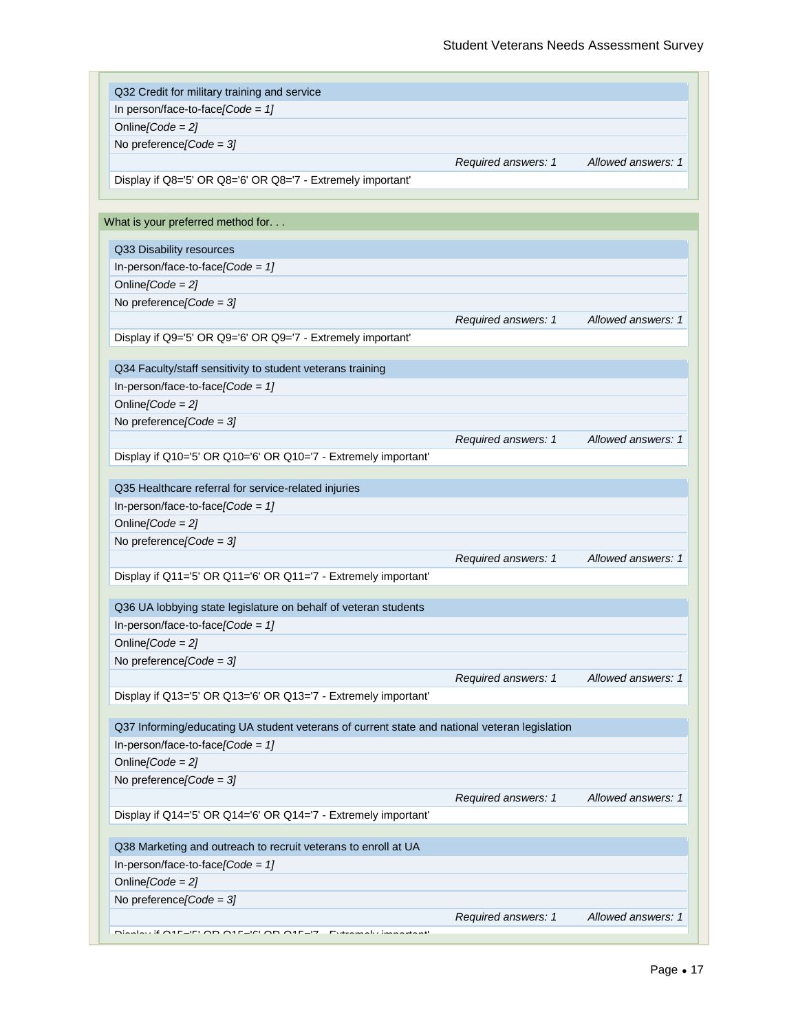**Q32 Credit for military training and service**

In person/face-to-face*[Code = 1]*

Online*[Code = 2]*

No preference*[Code = 3]*

*Required answers: 1* *Allowed answers: 1*

Display if Q8='5' OR Q8='6' OR Q8='7 - Extremely important'

## What is your preferred method for. . .

**Q33 Disability resources**

In-person/face-to-face*[Code = 1]*

Online*[Code = 2]*

No preference*[Code = 3]*

*Required answers: 1* *Allowed answers: 1*

Display if Q9='5' OR Q9='6' OR Q9='7 - Extremely important'

**Q34 Faculty/staff sensitivity to student veterans training**

In-person/face-to-face*[Code = 1]*

Online*[Code = 2]*

No preference*[Code = 3]*

*Required answers: 1* *Allowed answers: 1*

Display if Q10='5' OR Q10='6' OR Q10='7 - Extremely important'

**Q35 Healthcare referral for service-related injuries**

In-person/face-to-face*[Code = 1]*

Online*[Code = 2]*

No preference*[Code = 3]*

*Required answers: 1* *Allowed answers: 1*

Display if Q11='5' OR Q11='6' OR Q11='7 - Extremely important'

**Q36 UA lobbying state legislature on behalf of veteran students**

In-person/face-to-face*[Code = 1]*

Online*[Code = 2]*

No preference*[Code = 3]*

*Required answers: 1* *Allowed answers: 1*

Display if Q13='5' OR Q13='6' OR Q13='7 - Extremely important'

**Q37 Informing/educating UA student veterans of current state and national veteran legislation**

In-person/face-to-face*[Code = 1]*

Online*[Code = 2]*

No preference*[Code = 3]*

*Required answers: 1* *Allowed answers: 1*

Display if Q14='5' OR Q14='6' OR Q14='7 - Extremely important'

**Q38 Marketing and outreach to recruit veterans to enroll at UA**

In-person/face-to-face*[Code = 1]*

Online*[Code = 2]*

No preference*[Code = 3]*

*Required answers: 1* *Allowed answers: 1*

Display if Q15='5' OR Q15='6' OR Q15='7 - Extremely important'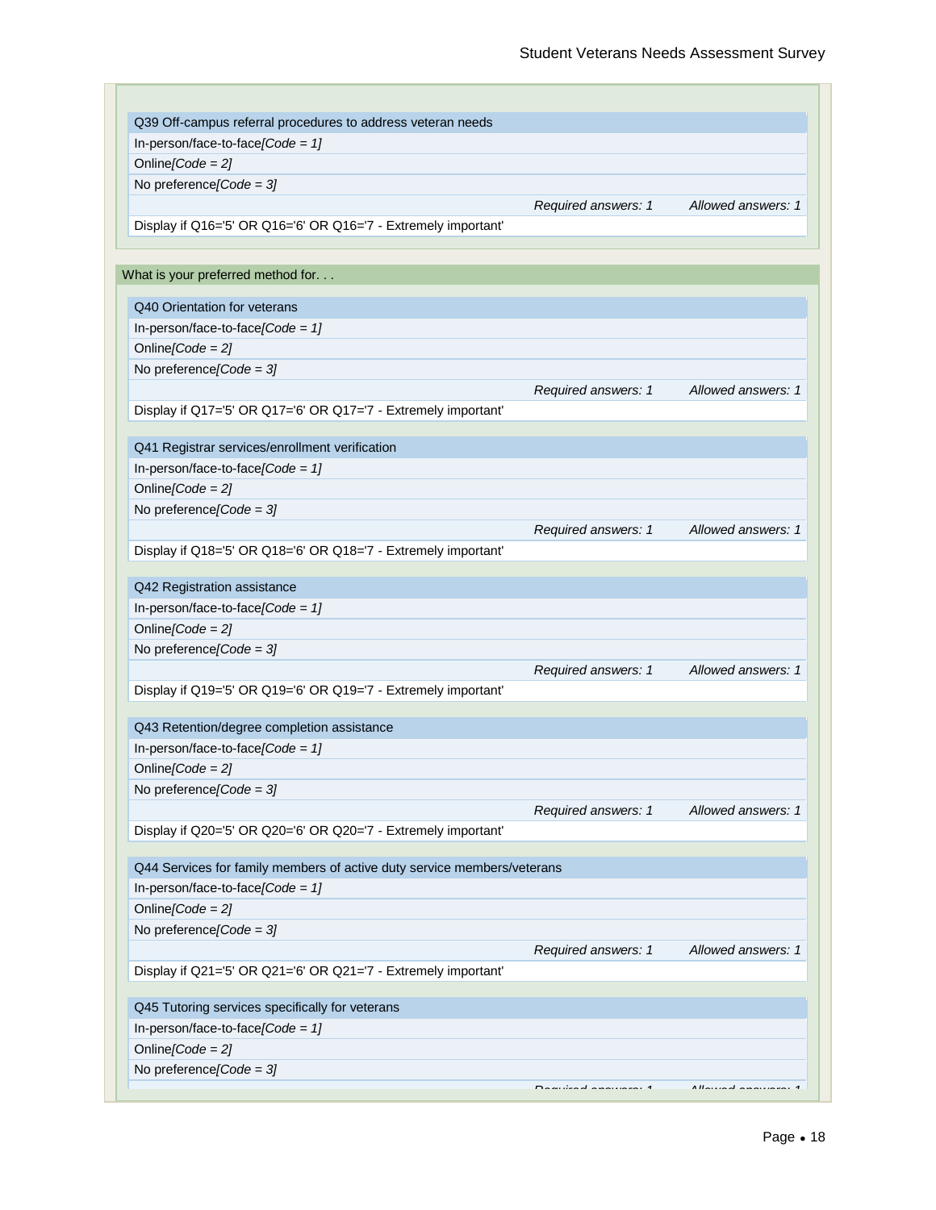Q39 Off-campus referral procedures to address veteran needs

- In-person/face-to-face*[Code = 1]*
- Online*[Code = 2]*
- No preference*[Code = 3]*

*Required answers: 1* *Allowed answers: 1*

Display if Q16='5' OR Q16='6' OR Q16='7 - Extremely important'

## What is your preferred method for. . .

Q40 Orientation for veterans

- In-person/face-to-face*[Code = 1]*
- Online*[Code = 2]*
- No preference*[Code = 3]*

*Required answers: 1* *Allowed answers: 1*

Display if Q17='5' OR Q17='6' OR Q17='7 - Extremely important'

Q41 Registrar services/enrollment verification

- In-person/face-to-face*[Code = 1]*
- Online*[Code = 2]*
- No preference*[Code = 3]*

*Required answers: 1* *Allowed answers: 1*

Display if Q18='5' OR Q18='6' OR Q18='7 - Extremely important'

Q42 Registration assistance

- In-person/face-to-face*[Code = 1]*
- Online*[Code = 2]*
- No preference*[Code = 3]*

*Required answers: 1* *Allowed answers: 1*

Display if Q19='5' OR Q19='6' OR Q19='7 - Extremely important'

Q43 Retention/degree completion assistance

- In-person/face-to-face*[Code = 1]*
- Online*[Code = 2]*
- No preference*[Code = 3]*

*Required answers: 1* *Allowed answers: 1*

Display if Q20='5' OR Q20='6' OR Q20='7 - Extremely important'

Q44 Services for family members of active duty service members/veterans

- In-person/face-to-face*[Code = 1]*
- Online*[Code = 2]*
- No preference*[Code = 3]*

*Required answers: 1* *Allowed answers: 1*

Display if Q21='5' OR Q21='6' OR Q21='7 - Extremely important'

Q45 Tutoring services specifically for veterans

- In-person/face-to-face*[Code = 1]*
- Online*[Code = 2]*
- No preference*[Code = 3]*

*Required answers: 1* *Allowed answers: 1*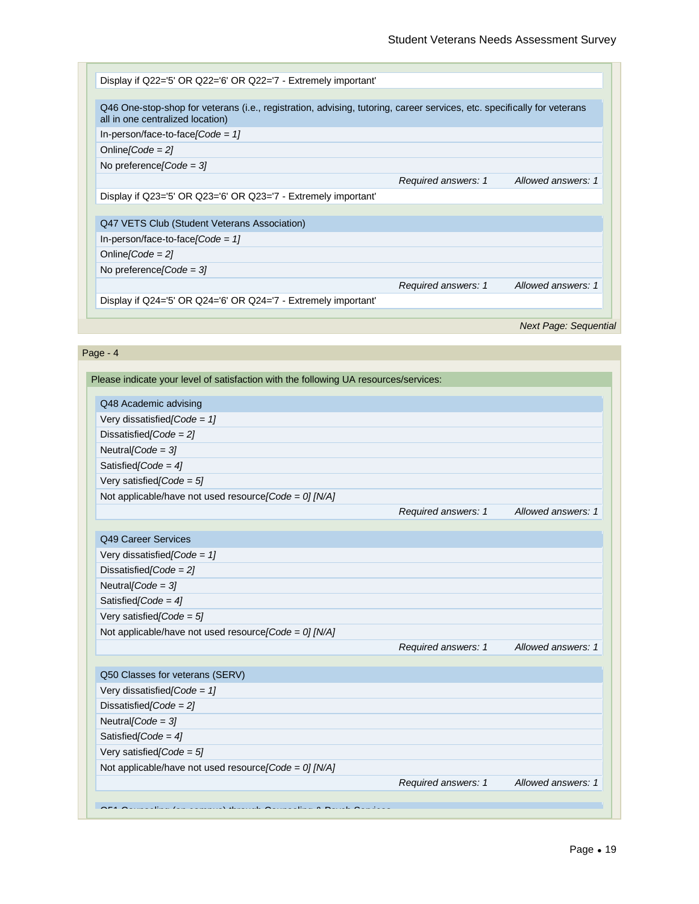Display if Q22='5' OR Q22='6' OR Q22='7 - Extremely important'

**Q46 One-stop-shop for veterans (i.e., registration, advising, tutoring, career services, etc. specifically for veterans all in one centralized location)**

- In-person/face-to-face*[Code = 1]*
- Online*[Code = 2]*
- No preference*[Code = 3]*

*Required answers: 1* *Allowed answers: 1*

Display if Q23='5' OR Q23='6' OR Q23='7 - Extremely important'

**Q47 VETS Club (Student Veterans Association)**

- In-person/face-to-face*[Code = 1]*
- Online*[Code = 2]*
- No preference*[Code = 3]*

*Required answers: 1* *Allowed answers: 1*

Display if Q24='5' OR Q24='6' OR Q24='7 - Extremely important'

*Next Page: Sequential*

## Page - 4

Please indicate your level of satisfaction with the following UA resources/services:

**Q48 Academic advising**

- Very dissatisfied*[Code = 1]*
- Dissatisfied*[Code = 2]*
- Neutral*[Code = 3]*
- Satisfied*[Code = 4]*
- Very satisfied*[Code = 5]*
- Not applicable/have not used resource*[Code = 0] [N/A]*

*Required answers: 1* *Allowed answers: 1*

**Q49 Career Services**

- Very dissatisfied*[Code = 1]*
- Dissatisfied*[Code = 2]*
- Neutral*[Code = 3]*
- Satisfied*[Code = 4]*
- Very satisfied*[Code = 5]*
- Not applicable/have not used resource*[Code = 0] [N/A]*

*Required answers: 1* *Allowed answers: 1*

**Q50 Classes for veterans (SERV)**

- Very dissatisfied*[Code = 1]*
- Dissatisfied*[Code = 2]*
- Neutral*[Code = 3]*
- Satisfied*[Code = 4]*
- Very satisfied*[Code = 5]*
- Not applicable/have not used resource*[Code = 0] [N/A]*

*Required answers: 1* *Allowed answers: 1*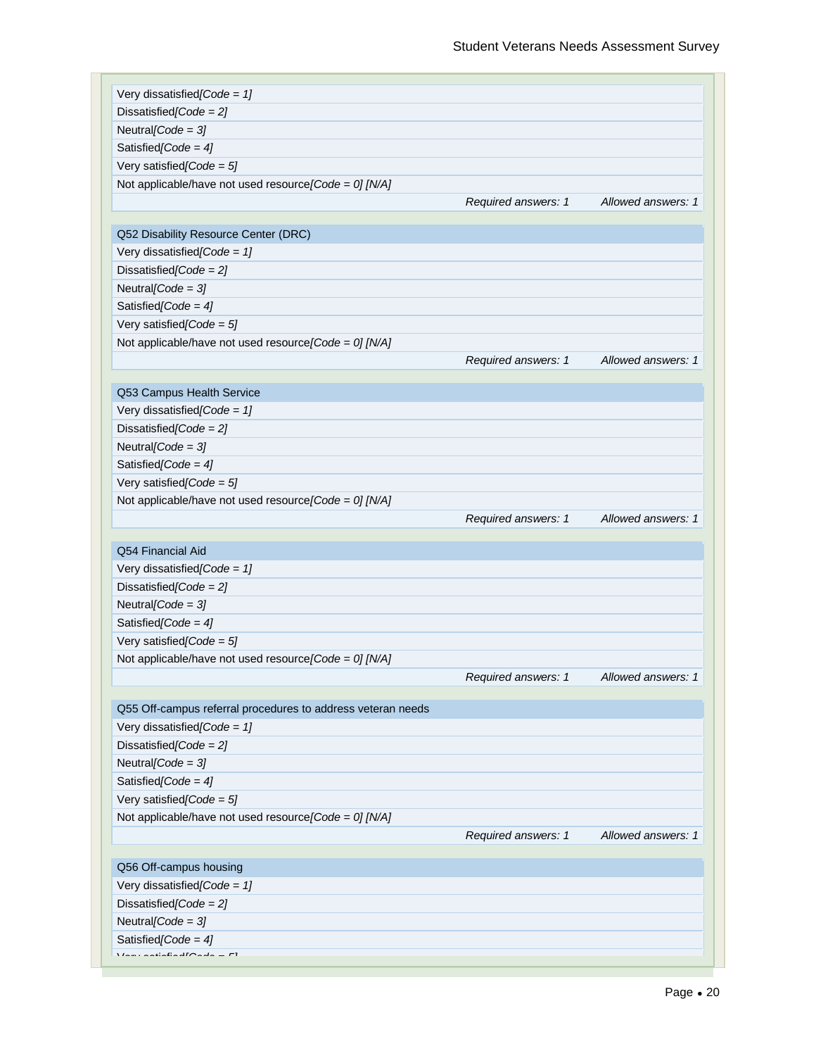| |
|---|
| Very dissatisfied*[Code = 1]* |
| Dissatisfied*[Code = 2]* |
| Neutral*[Code = 3]* |
| Satisfied*[Code = 4]* |
| Very satisfied*[Code = 5]* |
| Not applicable/have not used resource*[Code = 0] [N/A]* |
| *Required answers: 1* *Allowed answers: 1* |

| Q52 Disability Resource Center (DRC) |
|---|
| Very dissatisfied*[Code = 1]* |
| Dissatisfied*[Code = 2]* |
| Neutral*[Code = 3]* |
| Satisfied*[Code = 4]* |
| Very satisfied*[Code = 5]* |
| Not applicable/have not used resource*[Code = 0] [N/A]* |
| *Required answers: 1* *Allowed answers: 1* |

| Q53 Campus Health Service |
|---|
| Very dissatisfied*[Code = 1]* |
| Dissatisfied*[Code = 2]* |
| Neutral*[Code = 3]* |
| Satisfied*[Code = 4]* |
| Very satisfied*[Code = 5]* |
| Not applicable/have not used resource*[Code = 0] [N/A]* |
| *Required answers: 1* *Allowed answers: 1* |

| Q54 Financial Aid |
|---|
| Very dissatisfied*[Code = 1]* |
| Dissatisfied*[Code = 2]* |
| Neutral*[Code = 3]* |
| Satisfied*[Code = 4]* |
| Very satisfied*[Code = 5]* |
| Not applicable/have not used resource*[Code = 0] [N/A]* |
| *Required answers: 1* *Allowed answers: 1* |

| Q55 Off-campus referral procedures to address veteran needs |
|---|
| Very dissatisfied*[Code = 1]* |
| Dissatisfied*[Code = 2]* |
| Neutral*[Code = 3]* |
| Satisfied*[Code = 4]* |
| Very satisfied*[Code = 5]* |
| Not applicable/have not used resource*[Code = 0] [N/A]* |
| *Required answers: 1* *Allowed answers: 1* |

| Q56 Off-campus housing |
|---|
| Very dissatisfied*[Code = 1]* |
| Dissatisfied*[Code = 2]* |
| Neutral*[Code = 3]* |
| Satisfied*[Code = 4]* |
| Very satisfied*[Code = 5]* |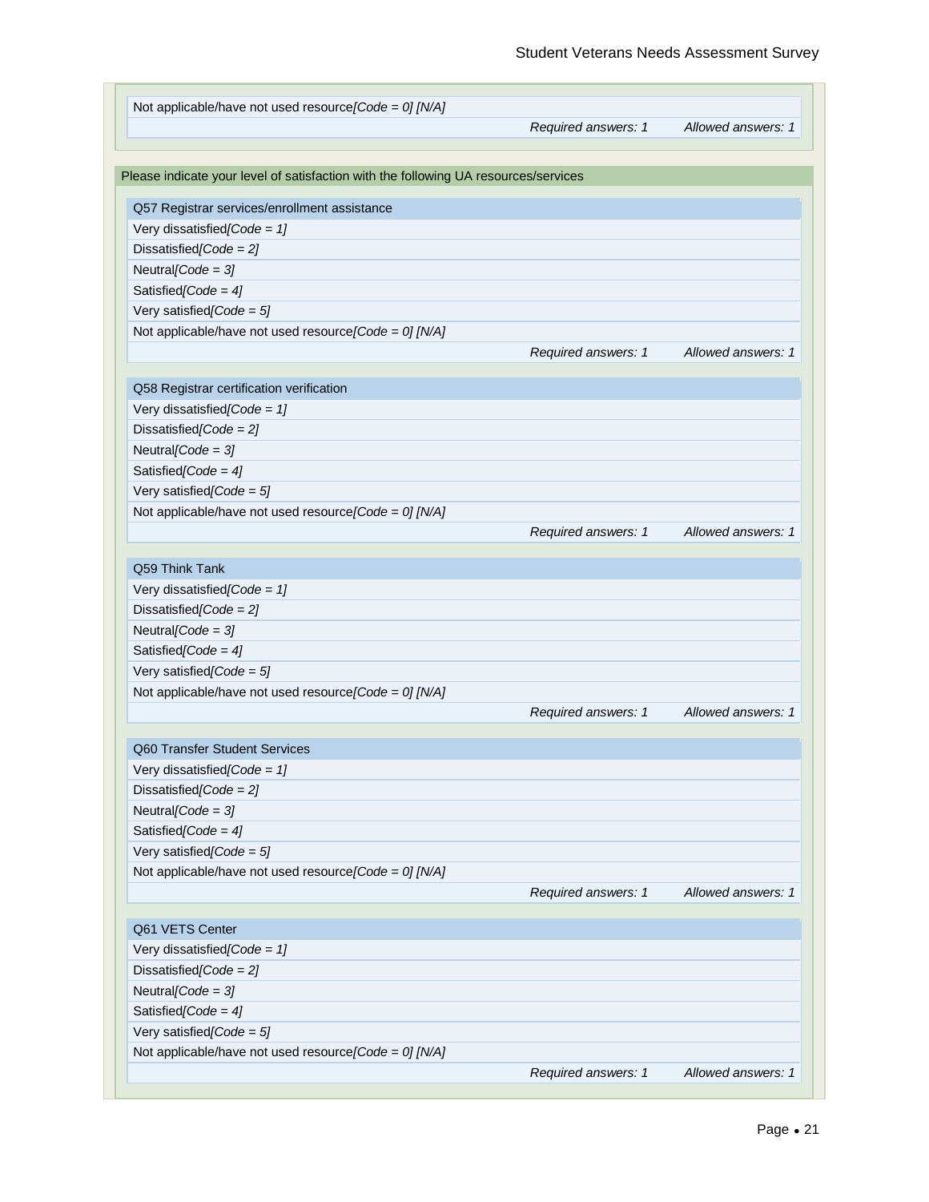Not applicable/have not used resource*[Code = 0] [N/A]*

*Required answers: 1* *Allowed answers: 1*

Please indicate your level of satisfaction with the following UA resources/services

**Q57 Registrar services/enrollment assistance**

Very dissatisfied*[Code = 1]*
Dissatisfied*[Code = 2]*
Neutral*[Code = 3]*
Satisfied*[Code = 4]*
Very satisfied*[Code = 5]*
Not applicable/have not used resource*[Code = 0] [N/A]*

*Required answers: 1* *Allowed answers: 1*

**Q58 Registrar certification verification**

Very dissatisfied*[Code = 1]*
Dissatisfied*[Code = 2]*
Neutral*[Code = 3]*
Satisfied*[Code = 4]*
Very satisfied*[Code = 5]*
Not applicable/have not used resource*[Code = 0] [N/A]*

*Required answers: 1* *Allowed answers: 1*

**Q59 Think Tank**

Very dissatisfied*[Code = 1]*
Dissatisfied*[Code = 2]*
Neutral*[Code = 3]*
Satisfied*[Code = 4]*
Very satisfied*[Code = 5]*
Not applicable/have not used resource*[Code = 0] [N/A]*

*Required answers: 1* *Allowed answers: 1*

**Q60 Transfer Student Services**

Very dissatisfied*[Code = 1]*
Dissatisfied*[Code = 2]*
Neutral*[Code = 3]*
Satisfied*[Code = 4]*
Very satisfied*[Code = 5]*
Not applicable/have not used resource*[Code = 0] [N/A]*

*Required answers: 1* *Allowed answers: 1*

**Q61 VETS Center**

Very dissatisfied*[Code = 1]*
Dissatisfied*[Code = 2]*
Neutral*[Code = 3]*
Satisfied*[Code = 4]*
Very satisfied*[Code = 5]*
Not applicable/have not used resource*[Code = 0] [N/A]*

*Required answers: 1* *Allowed answers: 1*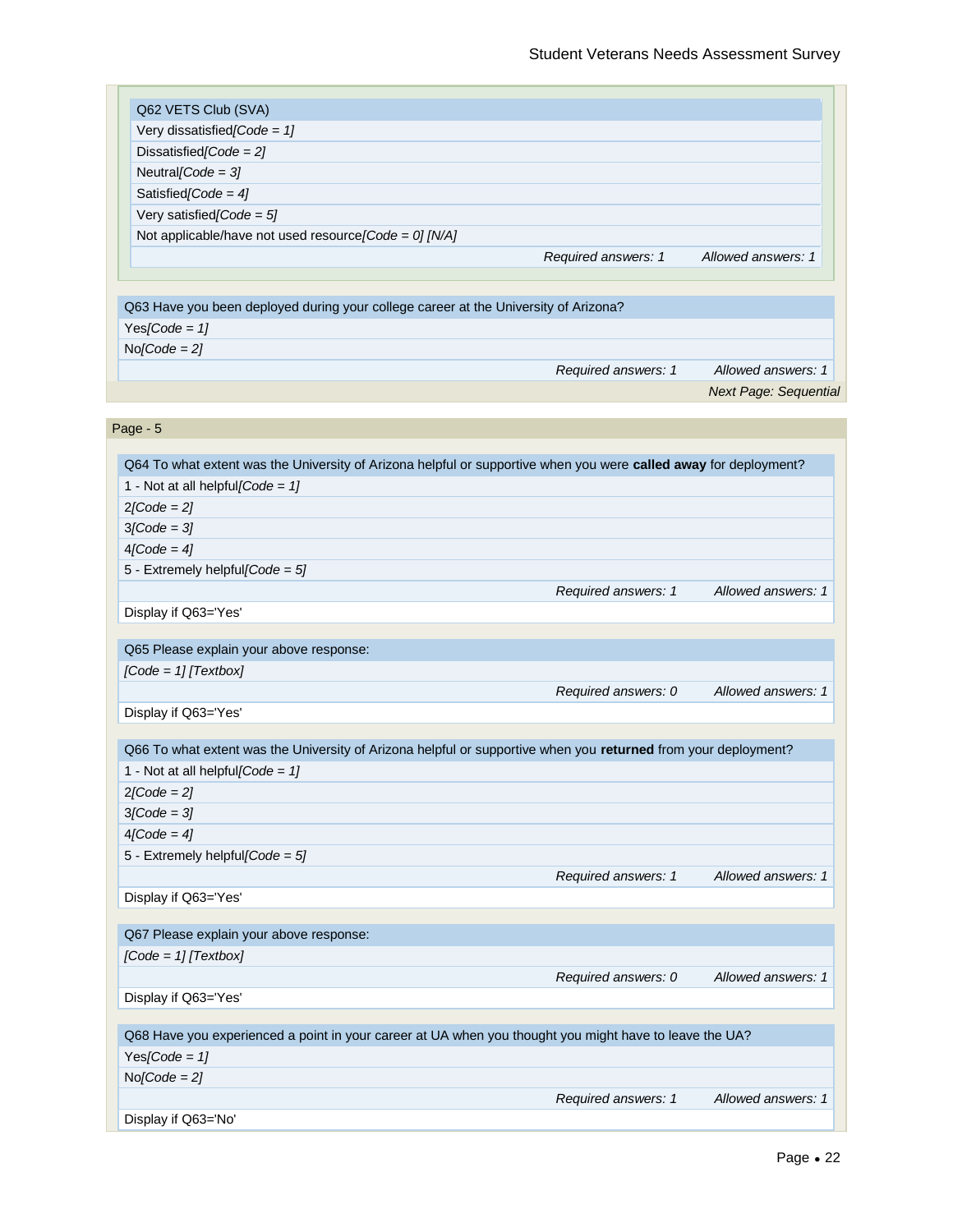Q62 VETS Club (SVA)

- Very dissatisfied*[Code = 1]*
- Dissatisfied*[Code = 2]*
- Neutral*[Code = 3]*
- Satisfied*[Code = 4]*
- Very satisfied*[Code = 5]*
- Not applicable/have not used resource*[Code = 0] [N/A]*

*Required answers: 1* *Allowed answers: 1*

Q63 Have you been deployed during your college career at the University of Arizona?

- Yes*[Code = 1]*
- No*[Code = 2]*

*Required answers: 1* *Allowed answers: 1*

*Next Page: Sequential*

## Page - 5

Q64 To what extent was the University of Arizona helpful or supportive when you were **called away** for deployment?

- 1 - Not at all helpful*[Code = 1]*
- 2*[Code = 2]*
- 3*[Code = 3]*
- 4*[Code = 4]*
- 5 - Extremely helpful*[Code = 5]*

*Required answers: 1* *Allowed answers: 1*

Display if Q63='Yes'

Q65 Please explain your above response:

*[Code = 1] [Textbox]*

*Required answers: 0* *Allowed answers: 1*

Display if Q63='Yes'

Q66 To what extent was the University of Arizona helpful or supportive when you **returned** from your deployment?

- 1 - Not at all helpful*[Code = 1]*
- 2*[Code = 2]*
- 3*[Code = 3]*
- 4*[Code = 4]*
- 5 - Extremely helpful*[Code = 5]*

*Required answers: 1* *Allowed answers: 1*

Display if Q63='Yes'

Q67 Please explain your above response:

*[Code = 1] [Textbox]*

*Required answers: 0* *Allowed answers: 1*

Display if Q63='Yes'

Q68 Have you experienced a point in your career at UA when you thought you might have to leave the UA?

- Yes*[Code = 1]*
- No*[Code = 2]*

*Required answers: 1* *Allowed answers: 1*

Display if Q63='No'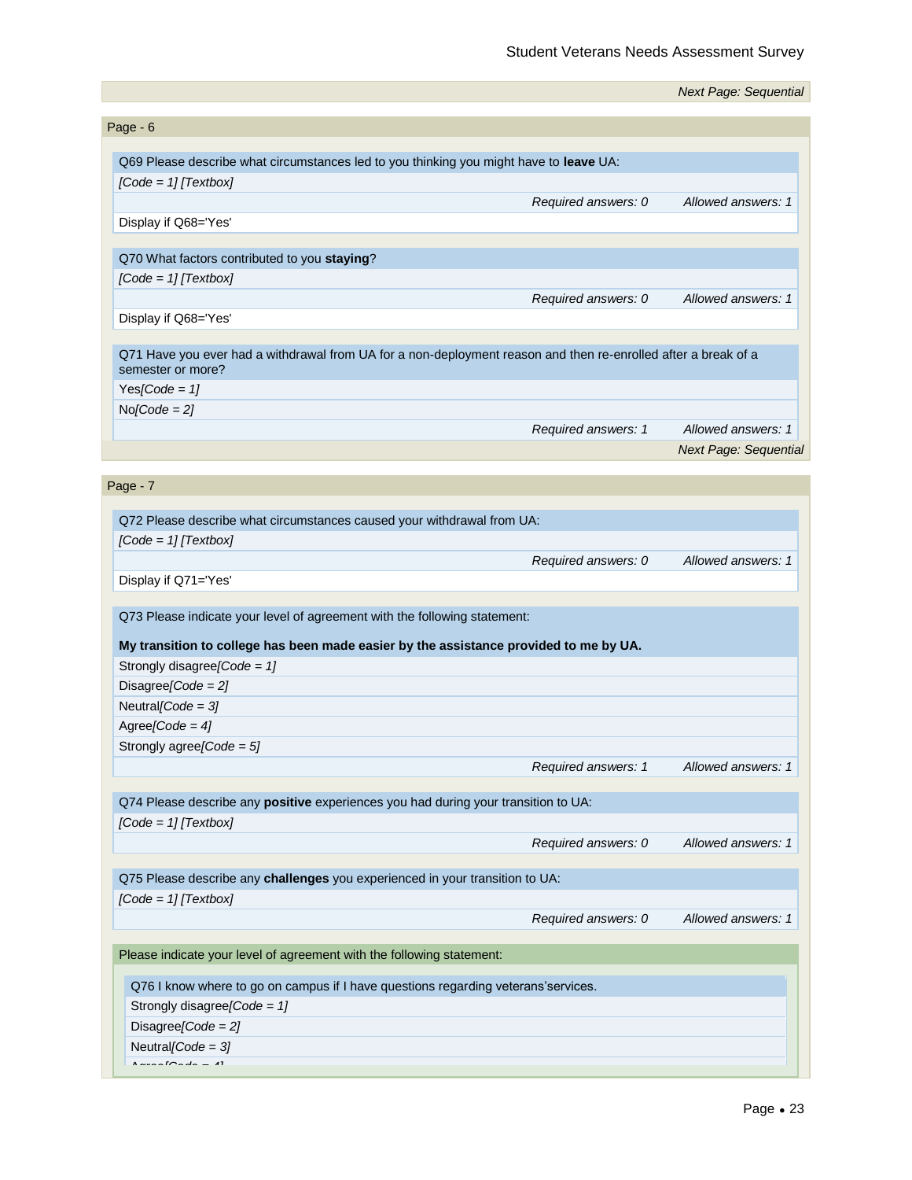Next Page: Sequential

## Page - 6

Q69 Please describe what circumstances led to you thinking you might have to **leave** UA:

*[Code = 1] [Textbox]*

*Required answers: 0* *Allowed answers: 1*

Display if Q68='Yes'

Q70 What factors contributed to you **staying**?

*[Code = 1] [Textbox]*

*Required answers: 0* *Allowed answers: 1*

Display if Q68='Yes'

Q71 Have you ever had a withdrawal from UA for a non-deployment reason and then re-enrolled after a break of a semester or more?

- Yes*[Code = 1]*
- No*[Code = 2]*

*Required answers: 1* *Allowed answers: 1*

*Next Page: Sequential*

## Page - 7

Q72 Please describe what circumstances caused your withdrawal from UA:

*[Code = 1] [Textbox]*

*Required answers: 0* *Allowed answers: 1*

Display if Q71='Yes'

Q73 Please indicate your level of agreement with the following statement:

**My transition to college has been made easier by the assistance provided to me by UA.**

- Strongly disagree*[Code = 1]*
- Disagree*[Code = 2]*
- Neutral*[Code = 3]*
- Agree*[Code = 4]*
- Strongly agree*[Code = 5]*

*Required answers: 1* *Allowed answers: 1*

Q74 Please describe any **positive** experiences you had during your transition to UA:

*[Code = 1] [Textbox]*

*Required answers: 0* *Allowed answers: 1*

Q75 Please describe any **challenges** you experienced in your transition to UA:

*[Code = 1] [Textbox]*

*Required answers: 0* *Allowed answers: 1*

Please indicate your level of agreement with the following statement:

Q76 I know where to go on campus if I have questions regarding veterans'services.

- Strongly disagree*[Code = 1]*
- Disagree*[Code = 2]*
- Neutral*[Code = 3]*
- Agree*[Code = 4]*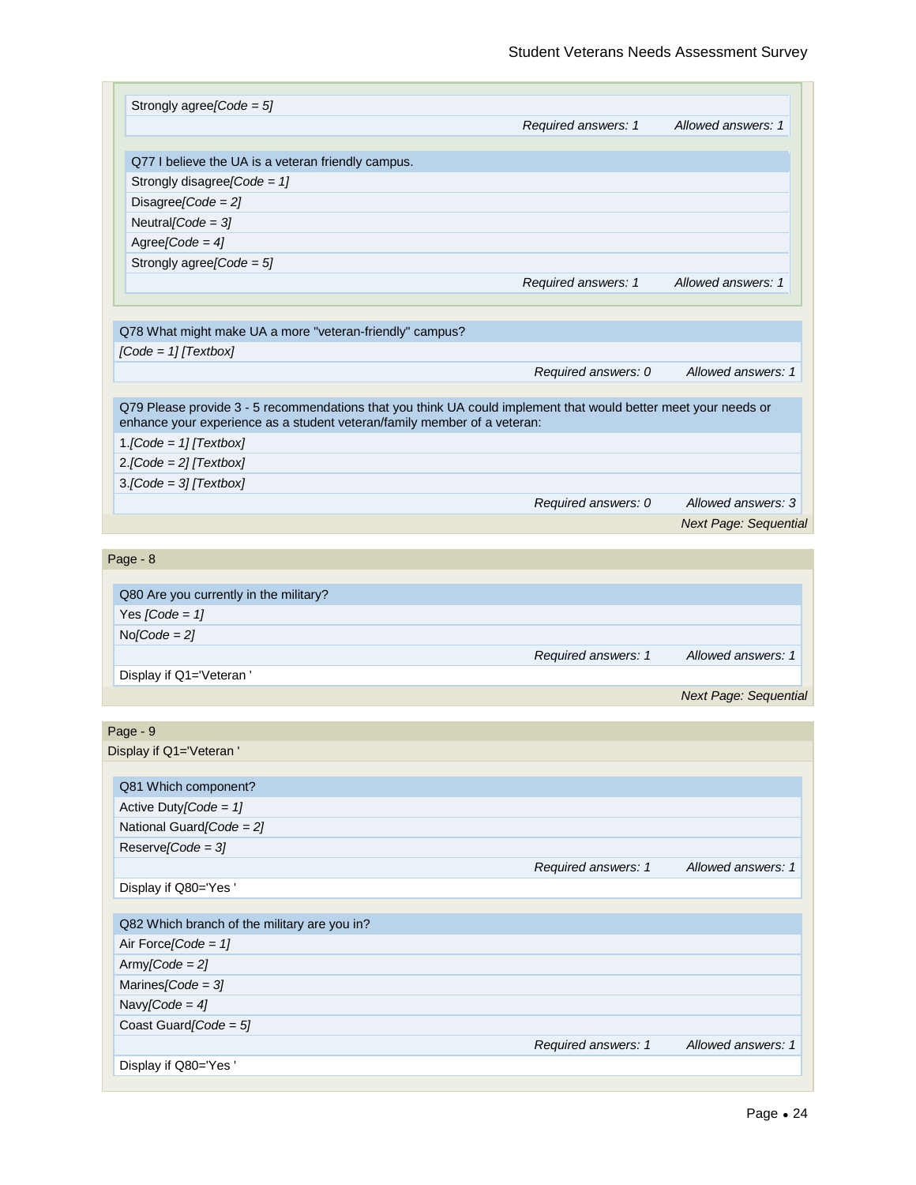Strongly agree[Code = 5]

*Required answers: 1 Allowed answers: 1*

**Q77 I believe the UA is a veteran friendly campus.**

Strongly disagree[Code = 1]
Disagree[Code = 2]
Neutral[Code = 3]
Agree[Code = 4]
Strongly agree[Code = 5]

*Required answers: 1 Allowed answers: 1*

**Q78 What might make UA a more "veteran-friendly" campus?**

[Code = 1] [Textbox]

*Required answers: 0 Allowed answers: 1*

**Q79 Please provide 3 - 5 recommendations that you think UA could implement that would better meet your needs or enhance your experience as a student veteran/family member of a veteran:**

1.[Code = 1] [Textbox]
2.[Code = 2] [Textbox]
3.[Code = 3] [Textbox]

*Required answers: 0 Allowed answers: 3*

*Next Page: Sequential*

## Page - 8

**Q80 Are you currently in the military?**

Yes [Code = 1]
No[Code = 2]

*Required answers: 1 Allowed answers: 1*

Display if Q1='Veteran '

*Next Page: Sequential*

## Page - 9

Display if Q1='Veteran '

**Q81 Which component?**

Active Duty[Code = 1]
National Guard[Code = 2]
Reserve[Code = 3]

*Required answers: 1 Allowed answers: 1*

Display if Q80='Yes '

**Q82 Which branch of the military are you in?**

Air Force[Code = 1]
Army[Code = 2]
Marines[Code = 3]
Navy[Code = 4]
Coast Guard[Code = 5]

*Required answers: 1 Allowed answers: 1*

Display if Q80='Yes '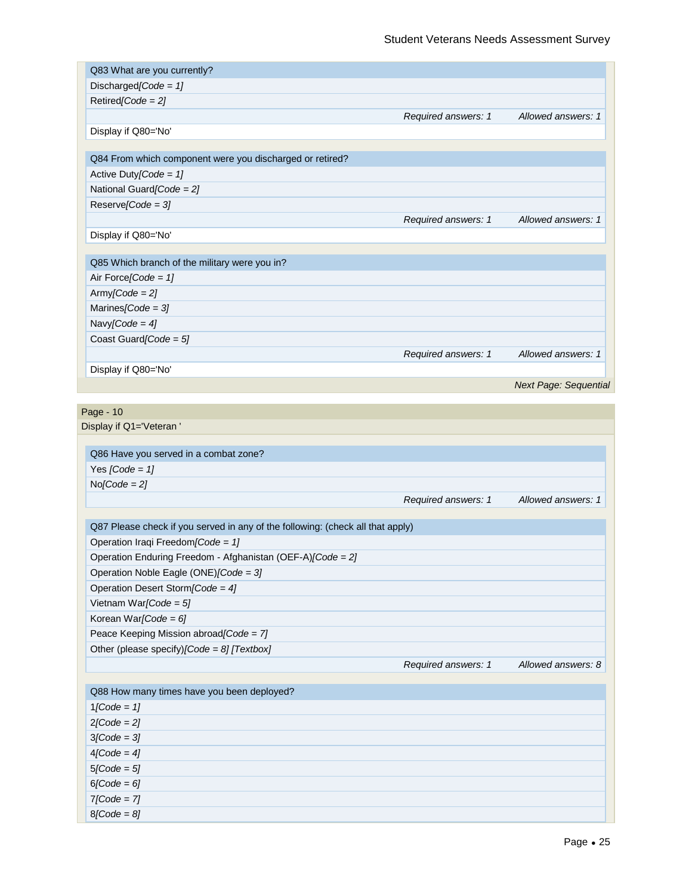| Q83 What are you currently? | |
|---|---|
| Discharged*[Code = 1]* | |
| Retired*[Code = 2]* | |
| *Required answers: 1* | *Allowed answers: 1* |
| Display if Q80='No' | |

| Q84 From which component were you discharged or retired? | |
|---|---|
| Active Duty*[Code = 1]* | |
| National Guard*[Code = 2]* | |
| Reserve*[Code = 3]* | |
| *Required answers: 1* | *Allowed answers: 1* |
| Display if Q80='No' | |

| Q85 Which branch of the military were you in? | |
|---|---|
| Air Force*[Code = 1]* | |
| Army*[Code = 2]* | |
| Marines*[Code = 3]* | |
| Navy*[Code = 4]* | |
| Coast Guard*[Code = 5]* | |
| *Required answers: 1* | *Allowed answers: 1* |
| Display if Q80='No' | |

*Next Page: Sequential*

**Page - 10**

Display if Q1='Veteran '

| Q86 Have you served in a combat zone? | |
|---|---|
| Yes *[Code = 1]* | |
| No*[Code = 2]* | |
| *Required answers: 1* | *Allowed answers: 1* |

| Q87 Please check if you served in any of the following: (check all that apply) | |
|---|---|
| Operation Iraqi Freedom*[Code = 1]* | |
| Operation Enduring Freedom - Afghanistan (OEF-A)*[Code = 2]* | |
| Operation Noble Eagle (ONE)*[Code = 3]* | |
| Operation Desert Storm*[Code = 4]* | |
| Vietnam War*[Code = 5]* | |
| Korean War*[Code = 6]* | |
| Peace Keeping Mission abroad*[Code = 7]* | |
| Other (please specify)*[Code = 8] [Textbox]* | |
| *Required answers: 1* | *Allowed answers: 8* |

| Q88 How many times have you been deployed? |
|---|
| 1*[Code = 1]* |
| 2*[Code = 2]* |
| 3*[Code = 3]* |
| 4*[Code = 4]* |
| 5*[Code = 5]* |
| 6*[Code = 6]* |
| 7*[Code = 7]* |
| 8*[Code = 8]* |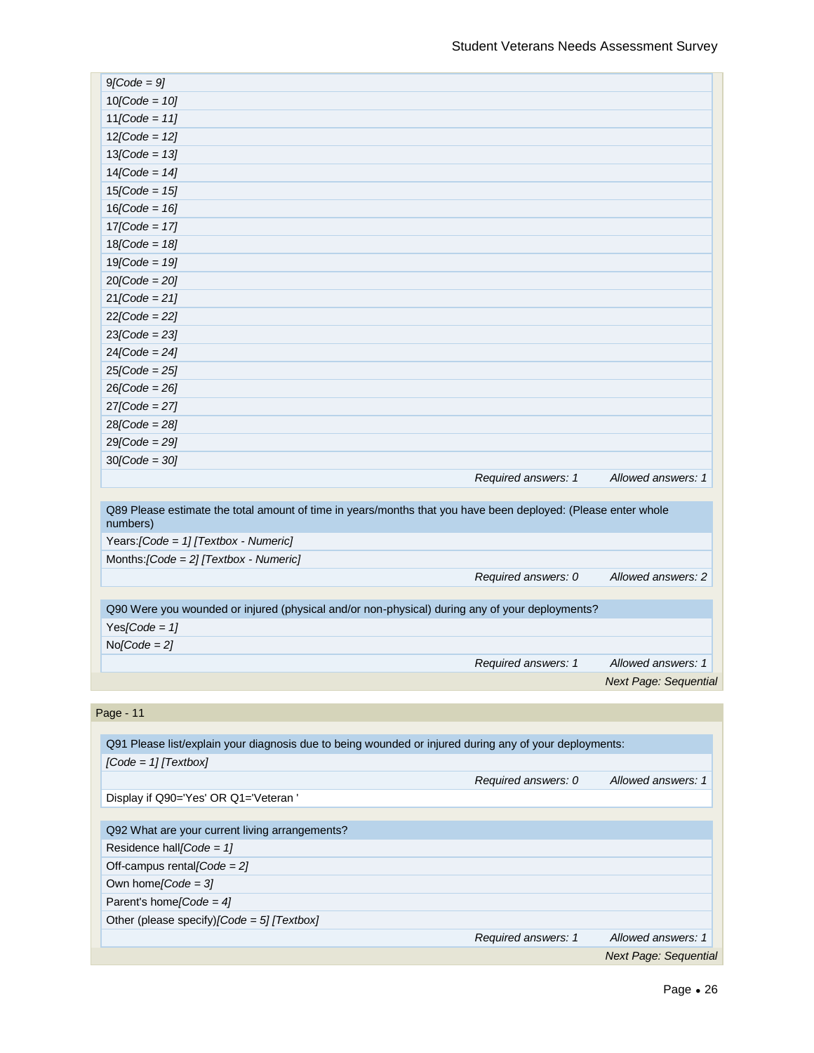9*[Code = 9]*
10*[Code = 10]*
11*[Code = 11]*
12*[Code = 12]*
13*[Code = 13]*
14*[Code = 14]*
15*[Code = 15]*
16*[Code = 16]*
17*[Code = 17]*
18*[Code = 18]*
19*[Code = 19]*
20*[Code = 20]*
21*[Code = 21]*
22*[Code = 22]*
23*[Code = 23]*
24*[Code = 24]*
25*[Code = 25]*
26*[Code = 26]*
27*[Code = 27]*
28*[Code = 28]*
29*[Code = 29]*
30*[Code = 30]*

*Required answers: 1* *Allowed answers: 1*

Q89 Please estimate the total amount of time in years/months that you have been deployed: (Please enter whole numbers)

Years:*[Code = 1] [Textbox - Numeric]*
Months:*[Code = 2] [Textbox - Numeric]*

*Required answers: 0* *Allowed answers: 2*

Q90 Were you wounded or injured (physical and/or non-physical) during any of your deployments?

Yes*[Code = 1]*
No*[Code = 2]*

*Required answers: 1* *Allowed answers: 1*

*Next Page: Sequential*

## Page - 11

Q91 Please list/explain your diagnosis due to being wounded or injured during any of your deployments:

*[Code = 1] [Textbox]*

*Required answers: 0* *Allowed answers: 1*

Display if Q90='Yes' OR Q1='Veteran '

Q92 What are your current living arrangements?

Residence hall*[Code = 1]*
Off-campus rental*[Code = 2]*
Own home*[Code = 3]*
Parent's home*[Code = 4]*
Other (please specify)*[Code = 5] [Textbox]*

*Required answers: 1* *Allowed answers: 1*

*Next Page: Sequential*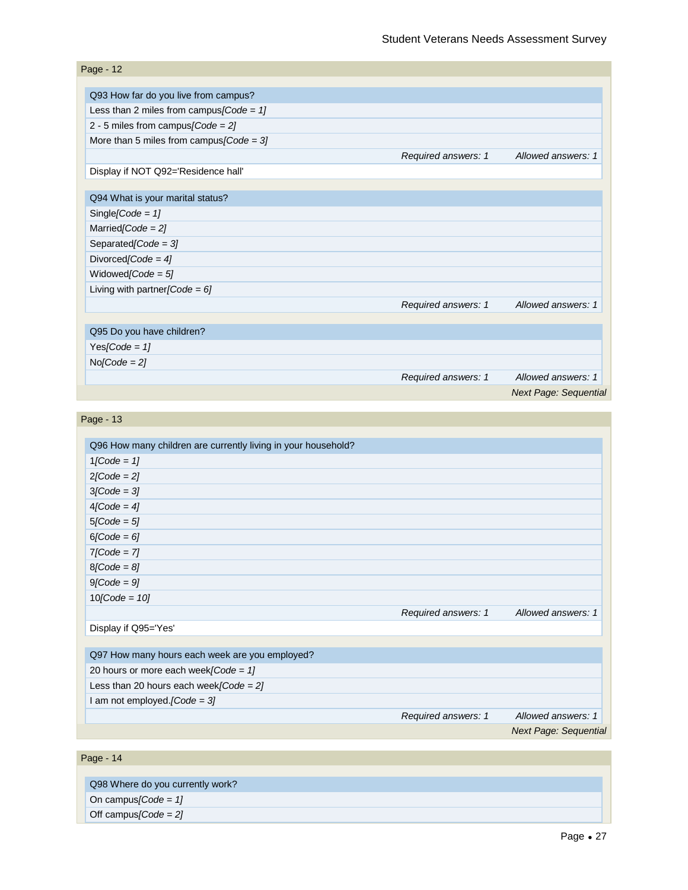## Page - 12

| Q93 How far do you live from campus? | | |
|---|---|---|
| Less than 2 miles from campus*[Code = 1]* | | |
| 2 - 5 miles from campus*[Code = 2]* | | |
| More than 5 miles from campus*[Code = 3]* | | |
| | *Required answers: 1* | *Allowed answers: 1* |
| Display if NOT Q92='Residence hall' | | |

| Q94 What is your marital status? | | |
|---|---|---|
| Single*[Code = 1]* | | |
| Married*[Code = 2]* | | |
| Separated*[Code = 3]* | | |
| Divorced*[Code = 4]* | | |
| Widowed*[Code = 5]* | | |
| Living with partner*[Code = 6]* | | |
| | *Required answers: 1* | *Allowed answers: 1* |

| Q95 Do you have children? | | |
|---|---|---|
| Yes*[Code = 1]* | | |
| No*[Code = 2]* | | |
| | *Required answers: 1* | *Allowed answers: 1* |

*Next Page: Sequential*

## Page - 13

| Q96 How many children are currently living in your household? | | |
|---|---|---|
| 1*[Code = 1]* | | |
| 2*[Code = 2]* | | |
| 3*[Code = 3]* | | |
| 4*[Code = 4]* | | |
| 5*[Code = 5]* | | |
| 6*[Code = 6]* | | |
| 7*[Code = 7]* | | |
| 8*[Code = 8]* | | |
| 9*[Code = 9]* | | |
| 10*[Code = 10]* | | |
| | *Required answers: 1* | *Allowed answers: 1* |
| Display if Q95='Yes' | | |

| Q97 How many hours each week are you employed? | | |
|---|---|---|
| 20 hours or more each week*[Code = 1]* | | |
| Less than 20 hours each week*[Code = 2]* | | |
| I am not employed.*[Code = 3]* | | |
| | *Required answers: 1* | *Allowed answers: 1* |

*Next Page: Sequential*

## Page - 14

| Q98 Where do you currently work? |
|---|
| On campus*[Code = 1]* |
| Off campus*[Code = 2]* |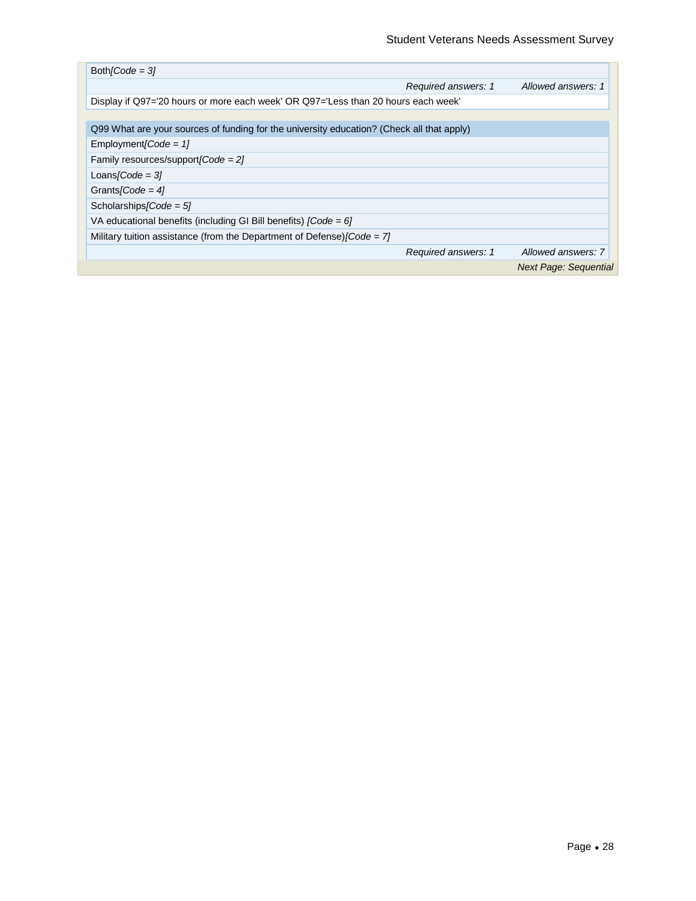| Both*[Code = 3]* |
|---|
| *Required answers: 1 &nbsp;&nbsp;&nbsp;&nbsp; Allowed answers: 1* |
| Display if Q97='20 hours or more each week' OR Q97='Less than 20 hours each week' |

| Q99 What are your sources of funding for the university education? (Check all that apply) |
|---|
| Employment*[Code = 1]* |
| Family resources/support*[Code = 2]* |
| Loans*[Code = 3]* |
| Grants*[Code = 4]* |
| Scholarships*[Code = 5]* |
| VA educational benefits (including GI Bill benefits) *[Code = 6]* |
| Military tuition assistance (from the Department of Defense)*[Code = 7]* |
| *Required answers: 1 &nbsp;&nbsp;&nbsp;&nbsp; Allowed answers: 7* |

*Next Page: Sequential*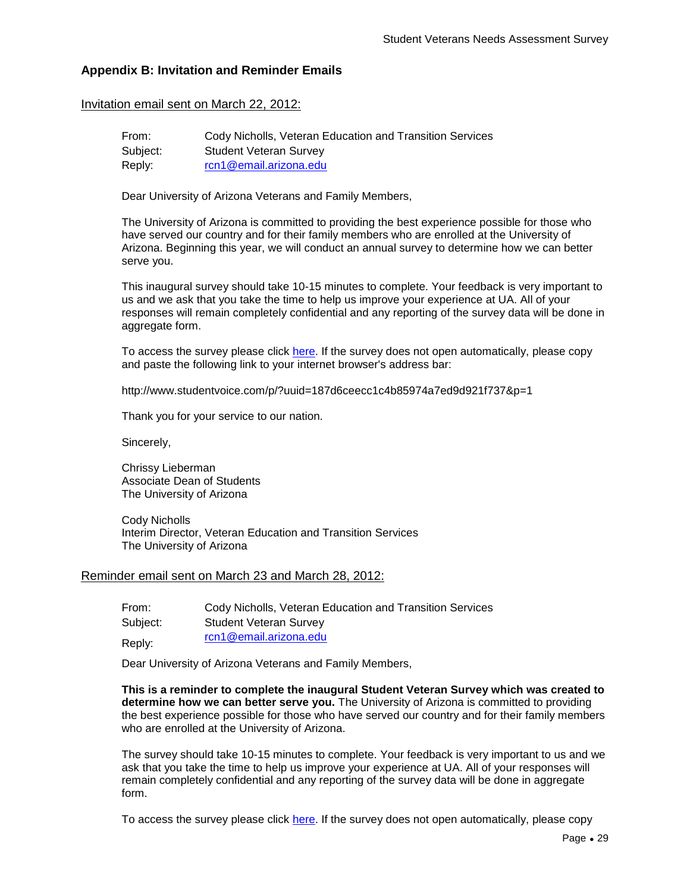## Appendix B: Invitation and Reminder Emails

Invitation email sent on March 22, 2012:

From: Cody Nicholls, Veteran Education and Transition Services
Subject: Student Veteran Survey
Reply: rcn1@email.arizona.edu

Dear University of Arizona Veterans and Family Members,

The University of Arizona is committed to providing the best experience possible for those who have served our country and for their family members who are enrolled at the University of Arizona. Beginning this year, we will conduct an annual survey to determine how we can better serve you.

This inaugural survey should take 10-15 minutes to complete. Your feedback is very important to us and we ask that you take the time to help us improve your experience at UA. All of your responses will remain completely confidential and any reporting of the survey data will be done in aggregate form.

To access the survey please click here. If the survey does not open automatically, please copy and paste the following link to your internet browser's address bar:

http://www.studentvoice.com/p/?uuid=187d6ceecc1c4b85974a7ed9d921f737&p=1

Thank you for your service to our nation.

Sincerely,

Chrissy Lieberman
Associate Dean of Students
The University of Arizona

Cody Nicholls
Interim Director, Veteran Education and Transition Services
The University of Arizona

Reminder email sent on March 23 and March 28, 2012:

From: Cody Nicholls, Veteran Education and Transition Services
Subject: Student Veteran Survey
Reply: rcn1@email.arizona.edu

Dear University of Arizona Veterans and Family Members,

**This is a reminder to complete the inaugural Student Veteran Survey which was created to determine how we can better serve you.** The University of Arizona is committed to providing the best experience possible for those who have served our country and for their family members who are enrolled at the University of Arizona.

The survey should take 10-15 minutes to complete. Your feedback is very important to us and we ask that you take the time to help us improve your experience at UA. All of your responses will remain completely confidential and any reporting of the survey data will be done in aggregate form.

To access the survey please click here. If the survey does not open automatically, please copy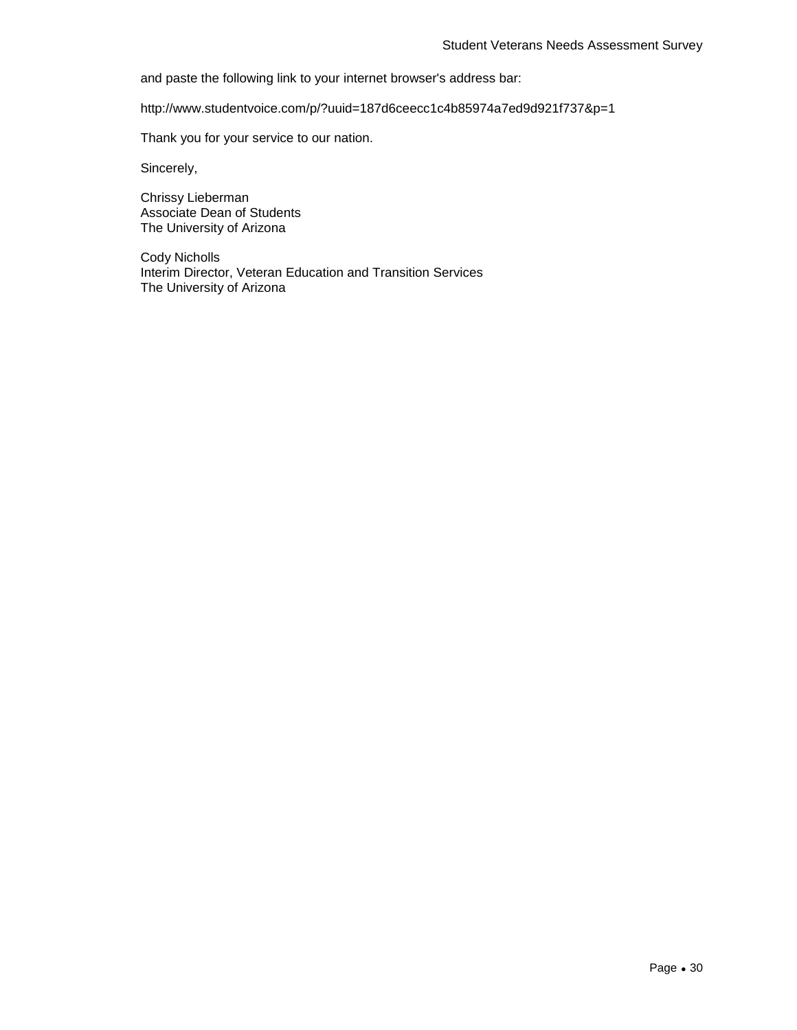and paste the following link to your internet browser's address bar:

http://www.studentvoice.com/p/?uuid=187d6ceecc1c4b85974a7ed9d921f737&p=1

Thank you for your service to our nation.

Sincerely,

Chrissy Lieberman
Associate Dean of Students
The University of Arizona

Cody Nicholls
Interim Director, Veteran Education and Transition Services
The University of Arizona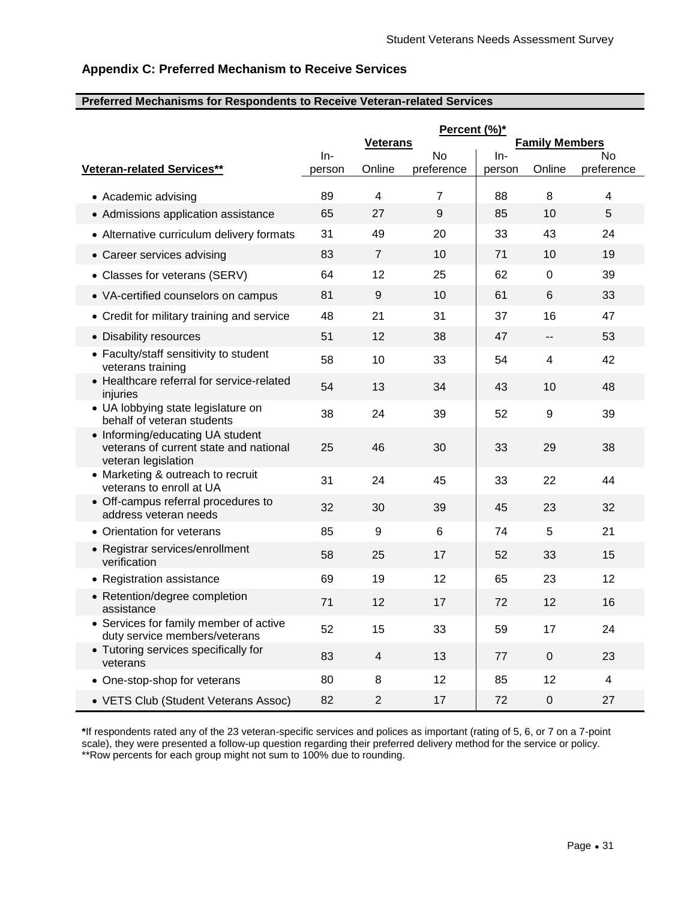## Appendix C: Preferred Mechanism to Receive Services

**Preferred Mechanisms for Respondents to Receive Veteran-related Services**

| | Percent (%)* | | | | | |
|---|---|---|---|---|---|---|
| | Veterans | | | Family Members | | |
| Veteran-related Services** | In-person | Online | No preference | In-person | Online | No preference |
| • Academic advising | 89 | 4 | 7 | 88 | 8 | 4 |
| • Admissions application assistance | 65 | 27 | 9 | 85 | 10 | 5 |
| • Alternative curriculum delivery formats | 31 | 49 | 20 | 33 | 43 | 24 |
| • Career services advising | 83 | 7 | 10 | 71 | 10 | 19 |
| • Classes for veterans (SERV) | 64 | 12 | 25 | 62 | 0 | 39 |
| • VA-certified counselors on campus | 81 | 9 | 10 | 61 | 6 | 33 |
| • Credit for military training and service | 48 | 21 | 31 | 37 | 16 | 47 |
| • Disability resources | 51 | 12 | 38 | 47 | -- | 53 |
| • Faculty/staff sensitivity to student veterans training | 58 | 10 | 33 | 54 | 4 | 42 |
| • Healthcare referral for service-related injuries | 54 | 13 | 34 | 43 | 10 | 48 |
| • UA lobbying state legislature on behalf of veteran students | 38 | 24 | 39 | 52 | 9 | 39 |
| • Informing/educating UA student veterans of current state and national veteran legislation | 25 | 46 | 30 | 33 | 29 | 38 |
| • Marketing & outreach to recruit veterans to enroll at UA | 31 | 24 | 45 | 33 | 22 | 44 |
| • Off-campus referral procedures to address veteran needs | 32 | 30 | 39 | 45 | 23 | 32 |
| • Orientation for veterans | 85 | 9 | 6 | 74 | 5 | 21 |
| • Registrar services/enrollment verification | 58 | 25 | 17 | 52 | 33 | 15 |
| • Registration assistance | 69 | 19 | 12 | 65 | 23 | 12 |
| • Retention/degree completion assistance | 71 | 12 | 17 | 72 | 12 | 16 |
| • Services for family member of active duty service members/veterans | 52 | 15 | 33 | 59 | 17 | 24 |
| • Tutoring services specifically for veterans | 83 | 4 | 13 | 77 | 0 | 23 |
| • One-stop-shop for veterans | 80 | 8 | 12 | 85 | 12 | 4 |
| • VETS Club (Student Veterans Assoc) | 82 | 2 | 17 | 72 | 0 | 27 |

*If respondents rated any of the 23 veteran-specific services and polices as important (rating of 5, 6, or 7 on a 7-point scale), they were presented a follow-up question regarding their preferred delivery method for the service or policy.
**Row percents for each group might not sum to 100% due to rounding.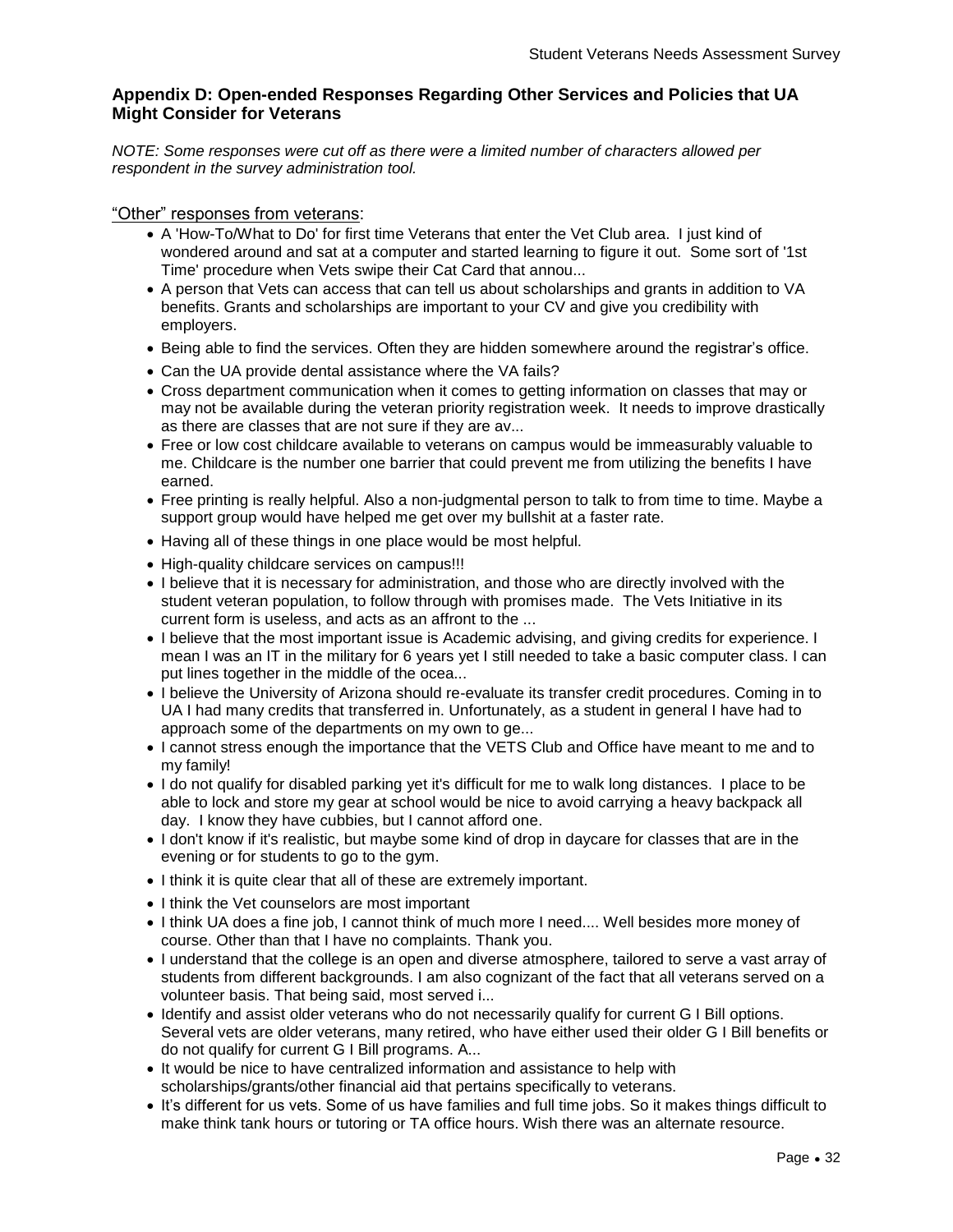## Appendix D: Open-ended Responses Regarding Other Services and Policies that UA Might Consider for Veterans

*NOTE: Some responses were cut off as there were a limited number of characters allowed per respondent in the survey administration tool.*

<u>“Other” responses from veterans</u>:

- A 'How-To/What to Do' for first time Veterans that enter the Vet Club area. I just kind of wondered around and sat at a computer and started learning to figure it out. Some sort of '1st Time' procedure when Vets swipe their Cat Card that annou...
- A person that Vets can access that can tell us about scholarships and grants in addition to VA benefits. Grants and scholarships are important to your CV and give you credibility with employers.
- Being able to find the services. Often they are hidden somewhere around the registrar’s office.
- Can the UA provide dental assistance where the VA fails?
- Cross department communication when it comes to getting information on classes that may or may not be available during the veteran priority registration week. It needs to improve drastically as there are classes that are not sure if they are av...
- Free or low cost childcare available to veterans on campus would be immeasurably valuable to me. Childcare is the number one barrier that could prevent me from utilizing the benefits I have earned.
- Free printing is really helpful. Also a non-judgmental person to talk to from time to time. Maybe a support group would have helped me get over my bullshit at a faster rate.
- Having all of these things in one place would be most helpful.
- High-quality childcare services on campus!!!
- I believe that it is necessary for administration, and those who are directly involved with the student veteran population, to follow through with promises made. The Vets Initiative in its current form is useless, and acts as an affront to the ...
- I believe that the most important issue is Academic advising, and giving credits for experience. I mean I was an IT in the military for 6 years yet I still needed to take a basic computer class. I can put lines together in the middle of the ocea...
- I believe the University of Arizona should re-evaluate its transfer credit procedures. Coming in to UA I had many credits that transferred in. Unfortunately, as a student in general I have had to approach some of the departments on my own to ge...
- I cannot stress enough the importance that the VETS Club and Office have meant to me and to my family!
- I do not qualify for disabled parking yet it's difficult for me to walk long distances. I place to be able to lock and store my gear at school would be nice to avoid carrying a heavy backpack all day. I know they have cubbies, but I cannot afford one.
- I don't know if it's realistic, but maybe some kind of drop in daycare for classes that are in the evening or for students to go to the gym.
- I think it is quite clear that all of these are extremely important.
- I think the Vet counselors are most important
- I think UA does a fine job, I cannot think of much more I need.... Well besides more money of course. Other than that I have no complaints. Thank you.
- I understand that the college is an open and diverse atmosphere, tailored to serve a vast array of students from different backgrounds. I am also cognizant of the fact that all veterans served on a volunteer basis. That being said, most served i...
- Identify and assist older veterans who do not necessarily qualify for current G I Bill options. Several vets are older veterans, many retired, who have either used their older G I Bill benefits or do not qualify for current G I Bill programs. A...
- It would be nice to have centralized information and assistance to help with scholarships/grants/other financial aid that pertains specifically to veterans.
- It’s different for us vets. Some of us have families and full time jobs. So it makes things difficult to make think tank hours or tutoring or TA office hours. Wish there was an alternate resource.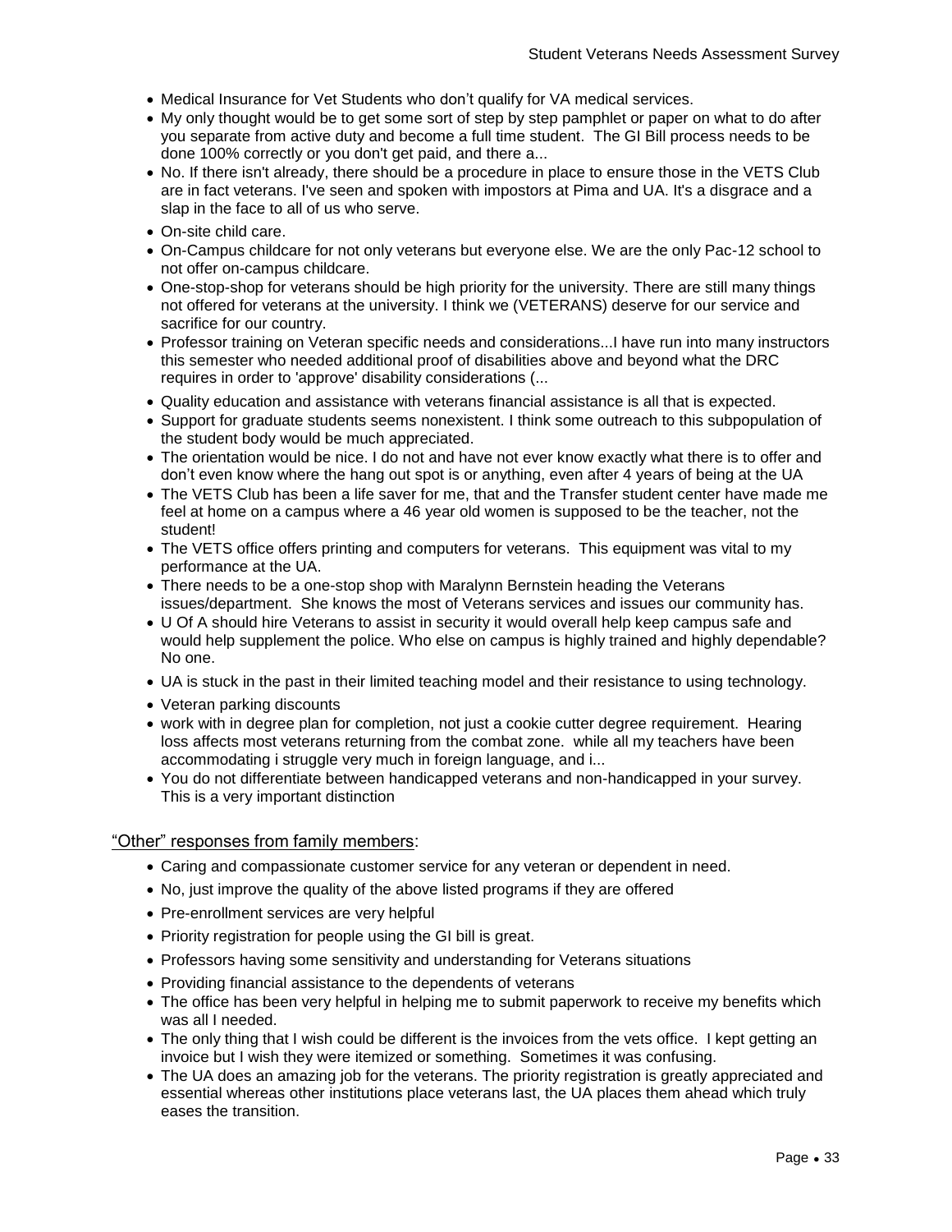- Medical Insurance for Vet Students who don't qualify for VA medical services.
- My only thought would be to get some sort of step by step pamphlet or paper on what to do after you separate from active duty and become a full time student. The GI Bill process needs to be done 100% correctly or you don't get paid, and there a...
- No. If there isn't already, there should be a procedure in place to ensure those in the VETS Club are in fact veterans. I've seen and spoken with impostors at Pima and UA. It's a disgrace and a slap in the face to all of us who serve.
- On-site child care.
- On-Campus childcare for not only veterans but everyone else. We are the only Pac-12 school to not offer on-campus childcare.
- One-stop-shop for veterans should be high priority for the university. There are still many things not offered for veterans at the university. I think we (VETERANS) deserve for our service and sacrifice for our country.
- Professor training on Veteran specific needs and considerations...I have run into many instructors this semester who needed additional proof of disabilities above and beyond what the DRC requires in order to 'approve' disability considerations (...
- Quality education and assistance with veterans financial assistance is all that is expected.
- Support for graduate students seems nonexistent. I think some outreach to this subpopulation of the student body would be much appreciated.
- The orientation would be nice. I do not and have not ever know exactly what there is to offer and don't even know where the hang out spot is or anything, even after 4 years of being at the UA
- The VETS Club has been a life saver for me, that and the Transfer student center have made me feel at home on a campus where a 46 year old women is supposed to be the teacher, not the student!
- The VETS office offers printing and computers for veterans. This equipment was vital to my performance at the UA.
- There needs to be a one-stop shop with Maralynn Bernstein heading the Veterans issues/department. She knows the most of Veterans services and issues our community has.
- U Of A should hire Veterans to assist in security it would overall help keep campus safe and would help supplement the police. Who else on campus is highly trained and highly dependable? No one.
- UA is stuck in the past in their limited teaching model and their resistance to using technology.
- Veteran parking discounts
- work with in degree plan for completion, not just a cookie cutter degree requirement. Hearing loss affects most veterans returning from the combat zone. while all my teachers have been accommodating i struggle very much in foreign language, and i...
- You do not differentiate between handicapped veterans and non-handicapped in your survey. This is a very important distinction

"Other" responses from family members:

- Caring and compassionate customer service for any veteran or dependent in need.
- No, just improve the quality of the above listed programs if they are offered
- Pre-enrollment services are very helpful
- Priority registration for people using the GI bill is great.
- Professors having some sensitivity and understanding for Veterans situations
- Providing financial assistance to the dependents of veterans
- The office has been very helpful in helping me to submit paperwork to receive my benefits which was all I needed.
- The only thing that I wish could be different is the invoices from the vets office. I kept getting an invoice but I wish they were itemized or something. Sometimes it was confusing.
- The UA does an amazing job for the veterans. The priority registration is greatly appreciated and essential whereas other institutions place veterans last, the UA places them ahead which truly eases the transition.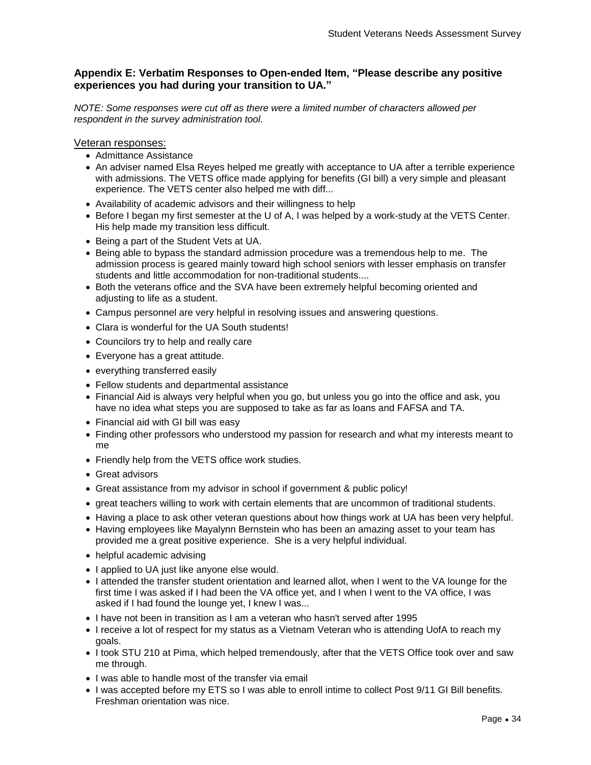### Appendix E: Verbatim Responses to Open-ended Item, "Please describe any positive experiences you had during your transition to UA."

*NOTE: Some responses were cut off as there were a limited number of characters allowed per respondent in the survey administration tool.*

Veteran responses:

- Admittance Assistance
- An adviser named Elsa Reyes helped me greatly with acceptance to UA after a terrible experience with admissions. The VETS office made applying for benefits (GI bill) a very simple and pleasant experience. The VETS center also helped me with diff...
- Availability of academic advisors and their willingness to help
- Before I began my first semester at the U of A, I was helped by a work-study at the VETS Center. His help made my transition less difficult.
- Being a part of the Student Vets at UA.
- Being able to bypass the standard admission procedure was a tremendous help to me. The admission process is geared mainly toward high school seniors with lesser emphasis on transfer students and little accommodation for non-traditional students....
- Both the veterans office and the SVA have been extremely helpful becoming oriented and adjusting to life as a student.
- Campus personnel are very helpful in resolving issues and answering questions.
- Clara is wonderful for the UA South students!
- Councilors try to help and really care
- Everyone has a great attitude.
- everything transferred easily
- Fellow students and departmental assistance
- Financial Aid is always very helpful when you go, but unless you go into the office and ask, you have no idea what steps you are supposed to take as far as loans and FAFSA and TA.
- Financial aid with GI bill was easy
- Finding other professors who understood my passion for research and what my interests meant to me
- Friendly help from the VETS office work studies.
- Great advisors
- Great assistance from my advisor in school if government & public policy!
- great teachers willing to work with certain elements that are uncommon of traditional students.
- Having a place to ask other veteran questions about how things work at UA has been very helpful.
- Having employees like Mayalynn Bernstein who has been an amazing asset to your team has provided me a great positive experience. She is a very helpful individual.
- helpful academic advising
- I applied to UA just like anyone else would.
- I attended the transfer student orientation and learned allot, when I went to the VA lounge for the first time I was asked if I had been the VA office yet, and I when I went to the VA office, I was asked if I had found the lounge yet, I knew I was...
- I have not been in transition as I am a veteran who hasn't served after 1995
- I receive a lot of respect for my status as a Vietnam Veteran who is attending UofA to reach my goals.
- I took STU 210 at Pima, which helped tremendously, after that the VETS Office took over and saw me through.
- I was able to handle most of the transfer via email
- I was accepted before my ETS so I was able to enroll intime to collect Post 9/11 GI Bill benefits. Freshman orientation was nice.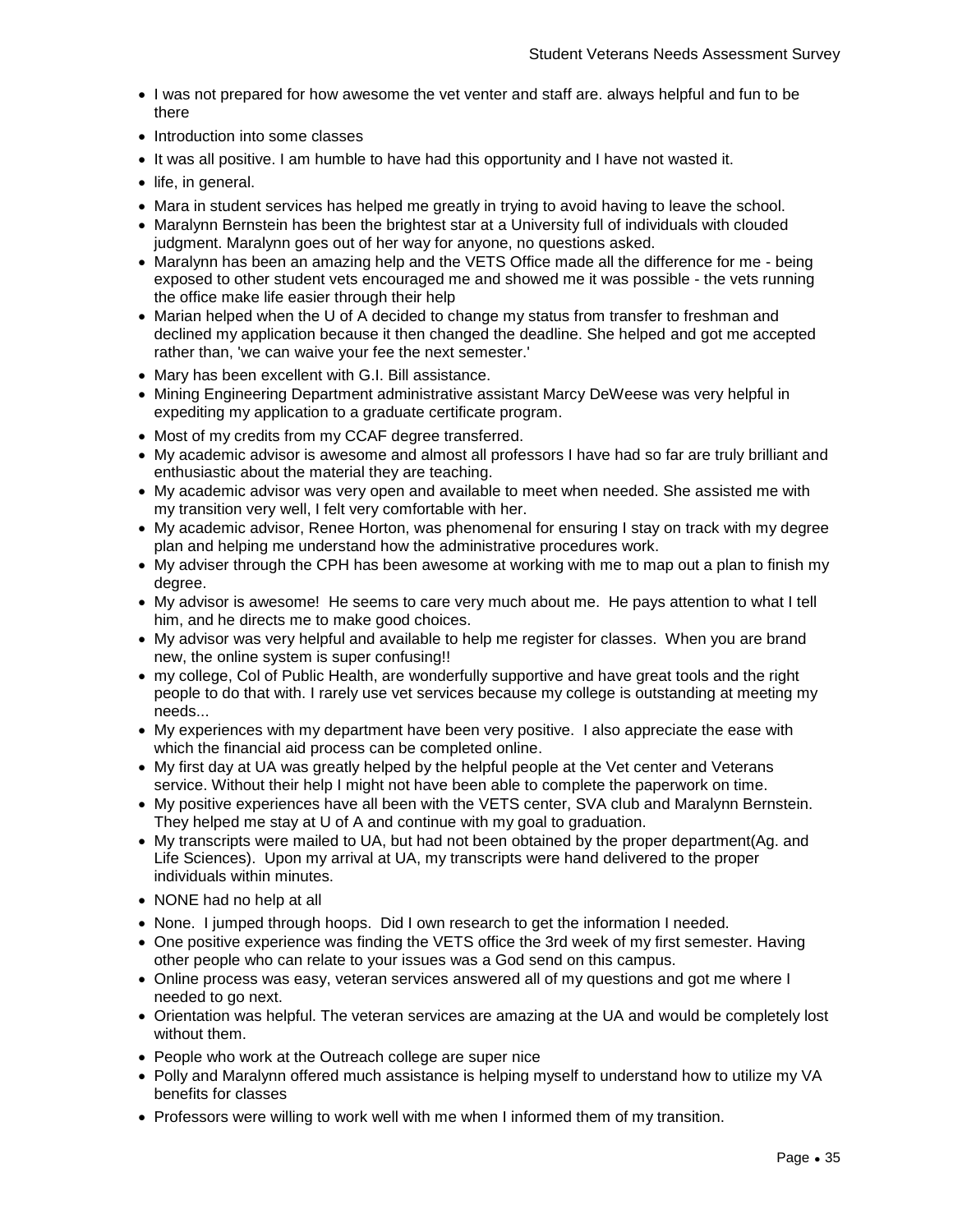- I was not prepared for how awesome the vet venter and staff are. always helpful and fun to be there
- Introduction into some classes
- It was all positive. I am humble to have had this opportunity and I have not wasted it.
- life, in general.
- Mara in student services has helped me greatly in trying to avoid having to leave the school.
- Maralynn Bernstein has been the brightest star at a University full of individuals with clouded judgment. Maralynn goes out of her way for anyone, no questions asked.
- Maralynn has been an amazing help and the VETS Office made all the difference for me - being exposed to other student vets encouraged me and showed me it was possible - the vets running the office make life easier through their help
- Marian helped when the U of A decided to change my status from transfer to freshman and declined my application because it then changed the deadline. She helped and got me accepted rather than, 'we can waive your fee the next semester.'
- Mary has been excellent with G.I. Bill assistance.
- Mining Engineering Department administrative assistant Marcy DeWeese was very helpful in expediting my application to a graduate certificate program.
- Most of my credits from my CCAF degree transferred.
- My academic advisor is awesome and almost all professors I have had so far are truly brilliant and enthusiastic about the material they are teaching.
- My academic advisor was very open and available to meet when needed. She assisted me with my transition very well, I felt very comfortable with her.
- My academic advisor, Renee Horton, was phenomenal for ensuring I stay on track with my degree plan and helping me understand how the administrative procedures work.
- My adviser through the CPH has been awesome at working with me to map out a plan to finish my degree.
- My advisor is awesome! He seems to care very much about me. He pays attention to what I tell him, and he directs me to make good choices.
- My advisor was very helpful and available to help me register for classes. When you are brand new, the online system is super confusing!!
- my college, Col of Public Health, are wonderfully supportive and have great tools and the right people to do that with. I rarely use vet services because my college is outstanding at meeting my needs...
- My experiences with my department have been very positive. I also appreciate the ease with which the financial aid process can be completed online.
- My first day at UA was greatly helped by the helpful people at the Vet center and Veterans service. Without their help I might not have been able to complete the paperwork on time.
- My positive experiences have all been with the VETS center, SVA club and Maralynn Bernstein. They helped me stay at U of A and continue with my goal to graduation.
- My transcripts were mailed to UA, but had not been obtained by the proper department(Ag. and Life Sciences). Upon my arrival at UA, my transcripts were hand delivered to the proper individuals within minutes.
- NONE had no help at all
- None. I jumped through hoops. Did I own research to get the information I needed.
- One positive experience was finding the VETS office the 3rd week of my first semester. Having other people who can relate to your issues was a God send on this campus.
- Online process was easy, veteran services answered all of my questions and got me where I needed to go next.
- Orientation was helpful. The veteran services are amazing at the UA and would be completely lost without them.
- People who work at the Outreach college are super nice
- Polly and Maralynn offered much assistance is helping myself to understand how to utilize my VA benefits for classes
- Professors were willing to work well with me when I informed them of my transition.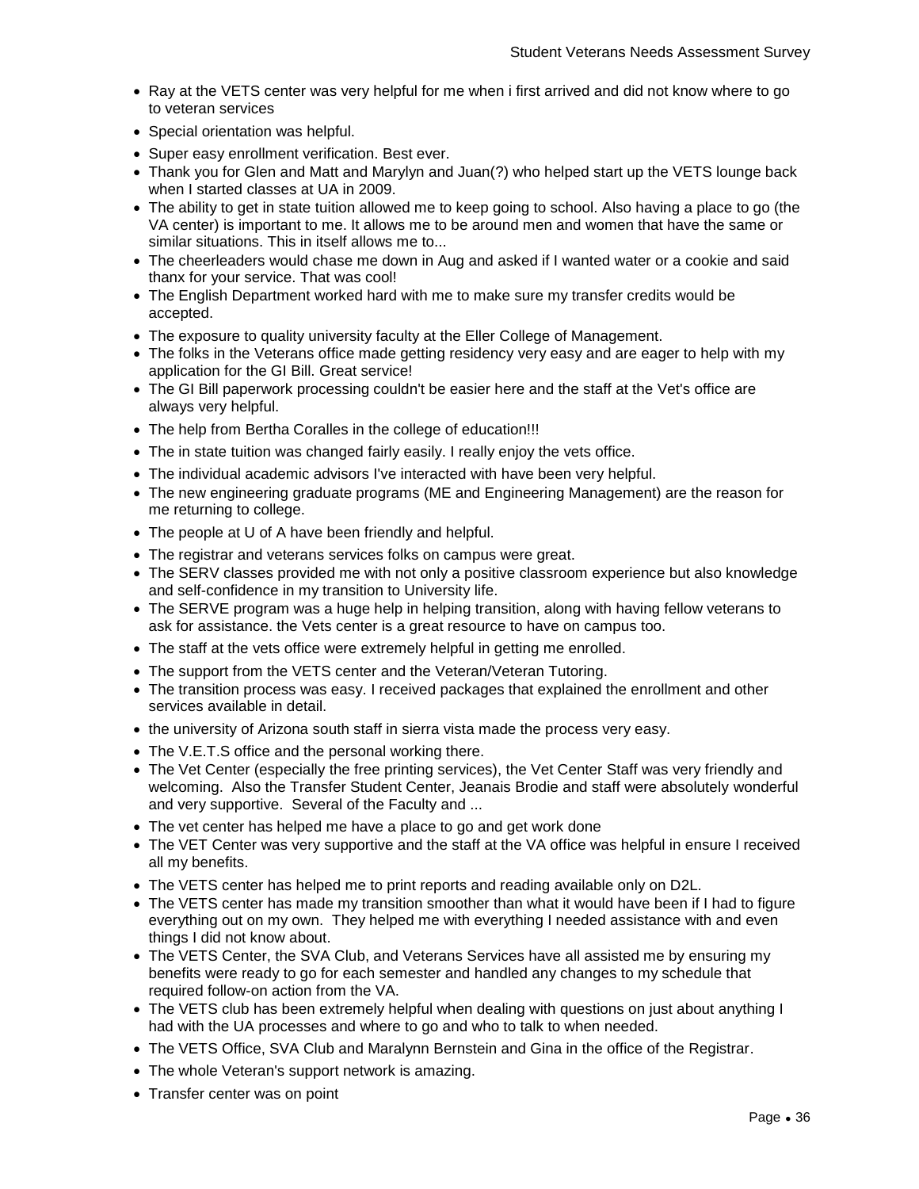- Ray at the VETS center was very helpful for me when i first arrived and did not know where to go to veteran services
- Special orientation was helpful.
- Super easy enrollment verification. Best ever.
- Thank you for Glen and Matt and Marylyn and Juan(?) who helped start up the VETS lounge back when I started classes at UA in 2009.
- The ability to get in state tuition allowed me to keep going to school. Also having a place to go (the VA center) is important to me. It allows me to be around men and women that have the same or similar situations. This in itself allows me to...
- The cheerleaders would chase me down in Aug and asked if I wanted water or a cookie and said thanx for your service. That was cool!
- The English Department worked hard with me to make sure my transfer credits would be accepted.
- The exposure to quality university faculty at the Eller College of Management.
- The folks in the Veterans office made getting residency very easy and are eager to help with my application for the GI Bill. Great service!
- The GI Bill paperwork processing couldn't be easier here and the staff at the Vet's office are always very helpful.
- The help from Bertha Coralles in the college of education!!!
- The in state tuition was changed fairly easily. I really enjoy the vets office.
- The individual academic advisors I've interacted with have been very helpful.
- The new engineering graduate programs (ME and Engineering Management) are the reason for me returning to college.
- The people at U of A have been friendly and helpful.
- The registrar and veterans services folks on campus were great.
- The SERV classes provided me with not only a positive classroom experience but also knowledge and self-confidence in my transition to University life.
- The SERVE program was a huge help in helping transition, along with having fellow veterans to ask for assistance. the Vets center is a great resource to have on campus too.
- The staff at the vets office were extremely helpful in getting me enrolled.
- The support from the VETS center and the Veteran/Veteran Tutoring.
- The transition process was easy. I received packages that explained the enrollment and other services available in detail.
- the university of Arizona south staff in sierra vista made the process very easy.
- The V.E.T.S office and the personal working there.
- The Vet Center (especially the free printing services), the Vet Center Staff was very friendly and welcoming. Also the Transfer Student Center, Jeanais Brodie and staff were absolutely wonderful and very supportive. Several of the Faculty and ...
- The vet center has helped me have a place to go and get work done
- The VET Center was very supportive and the staff at the VA office was helpful in ensure I received all my benefits.
- The VETS center has helped me to print reports and reading available only on D2L.
- The VETS center has made my transition smoother than what it would have been if I had to figure everything out on my own. They helped me with everything I needed assistance with and even things I did not know about.
- The VETS Center, the SVA Club, and Veterans Services have all assisted me by ensuring my benefits were ready to go for each semester and handled any changes to my schedule that required follow-on action from the VA.
- The VETS club has been extremely helpful when dealing with questions on just about anything I had with the UA processes and where to go and who to talk to when needed.
- The VETS Office, SVA Club and Maralynn Bernstein and Gina in the office of the Registrar.
- The whole Veteran's support network is amazing.
- Transfer center was on point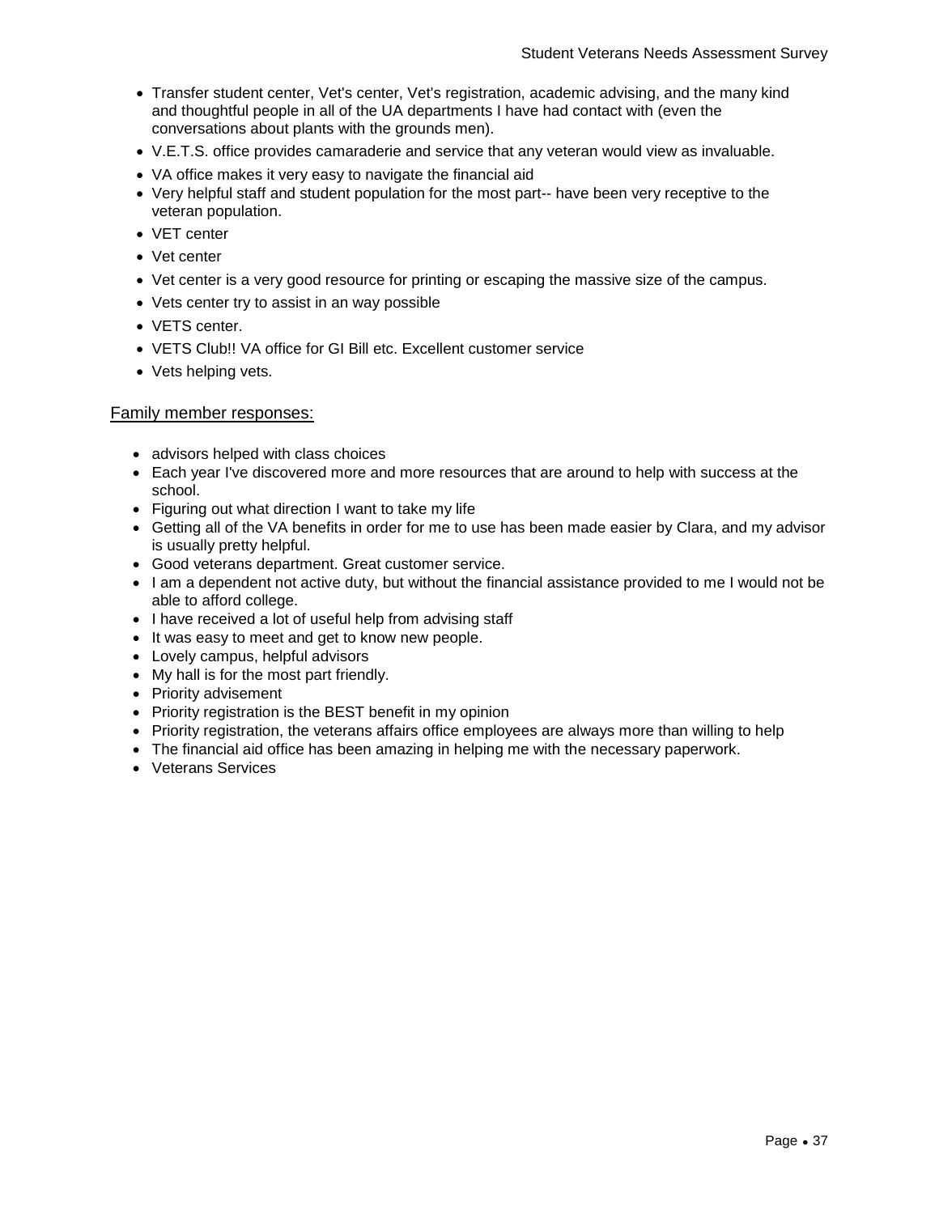- Transfer student center, Vet's center, Vet's registration, academic advising, and the many kind and thoughtful people in all of the UA departments I have had contact with (even the conversations about plants with the grounds men).
- V.E.T.S. office provides camaraderie and service that any veteran would view as invaluable.
- VA office makes it very easy to navigate the financial aid
- Very helpful staff and student population for the most part-- have been very receptive to the veteran population.
- VET center
- Vet center
- Vet center is a very good resource for printing or escaping the massive size of the campus.
- Vets center try to assist in an way possible
- VETS center.
- VETS Club!! VA office for GI Bill etc. Excellent customer service
- Vets helping vets.

<u>Family member responses:</u>

- advisors helped with class choices
- Each year I've discovered more and more resources that are around to help with success at the school.
- Figuring out what direction I want to take my life
- Getting all of the VA benefits in order for me to use has been made easier by Clara, and my advisor is usually pretty helpful.
- Good veterans department. Great customer service.
- I am a dependent not active duty, but without the financial assistance provided to me I would not be able to afford college.
- I have received a lot of useful help from advising staff
- It was easy to meet and get to know new people.
- Lovely campus, helpful advisors
- My hall is for the most part friendly.
- Priority advisement
- Priority registration is the BEST benefit in my opinion
- Priority registration, the veterans affairs office employees are always more than willing to help
- The financial aid office has been amazing in helping me with the necessary paperwork.
- Veterans Services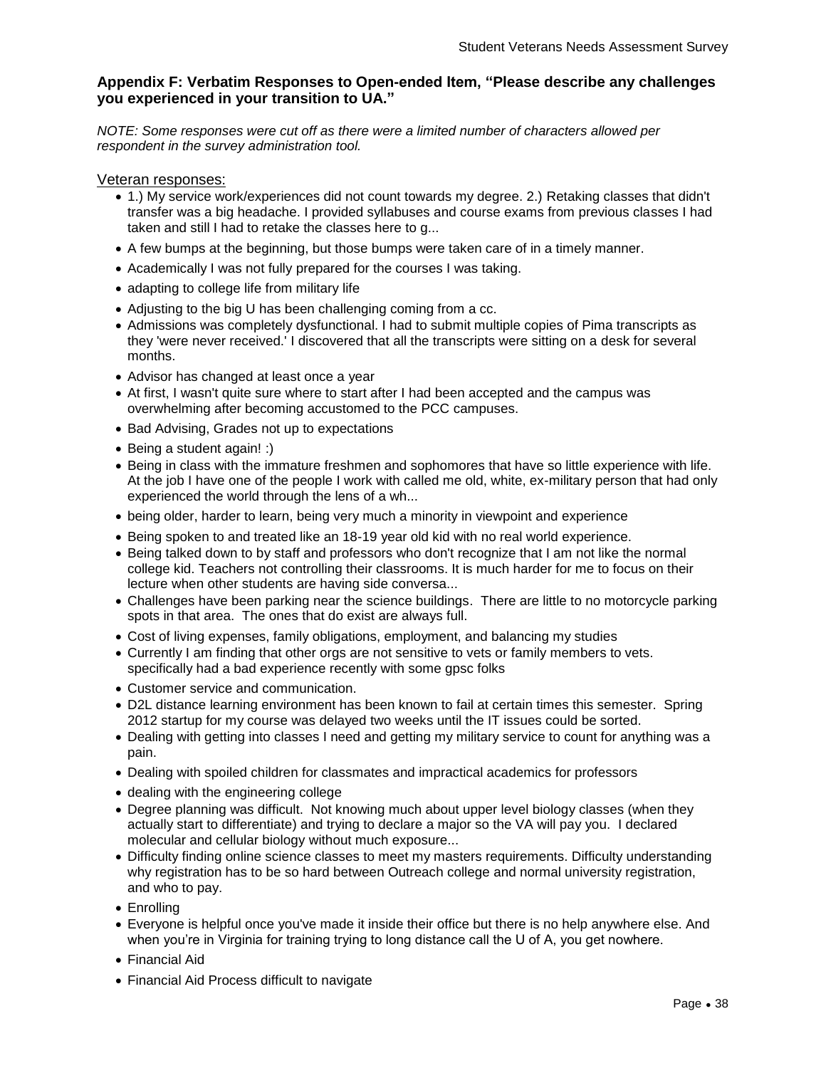### Appendix F: Verbatim Responses to Open-ended Item, "Please describe any challenges you experienced in your transition to UA."

*NOTE: Some responses were cut off as there were a limited number of characters allowed per respondent in the survey administration tool.*

Veteran responses:

- 1.) My service work/experiences did not count towards my degree. 2.) Retaking classes that didn't transfer was a big headache. I provided syllabuses and course exams from previous classes I had taken and still I had to retake the classes here to g...
- A few bumps at the beginning, but those bumps were taken care of in a timely manner.
- Academically I was not fully prepared for the courses I was taking.
- adapting to college life from military life
- Adjusting to the big U has been challenging coming from a cc.
- Admissions was completely dysfunctional. I had to submit multiple copies of Pima transcripts as they 'were never received.' I discovered that all the transcripts were sitting on a desk for several months.
- Advisor has changed at least once a year
- At first, I wasn't quite sure where to start after I had been accepted and the campus was overwhelming after becoming accustomed to the PCC campuses.
- Bad Advising, Grades not up to expectations
- Being a student again! :)
- Being in class with the immature freshmen and sophomores that have so little experience with life. At the job I have one of the people I work with called me old, white, ex-military person that had only experienced the world through the lens of a wh...
- being older, harder to learn, being very much a minority in viewpoint and experience
- Being spoken to and treated like an 18-19 year old kid with no real world experience.
- Being talked down to by staff and professors who don't recognize that I am not like the normal college kid. Teachers not controlling their classrooms. It is much harder for me to focus on their lecture when other students are having side conversa...
- Challenges have been parking near the science buildings. There are little to no motorcycle parking spots in that area. The ones that do exist are always full.
- Cost of living expenses, family obligations, employment, and balancing my studies
- Currently I am finding that other orgs are not sensitive to vets or family members to vets. specifically had a bad experience recently with some gpsc folks
- Customer service and communication.
- D2L distance learning environment has been known to fail at certain times this semester. Spring 2012 startup for my course was delayed two weeks until the IT issues could be sorted.
- Dealing with getting into classes I need and getting my military service to count for anything was a pain.
- Dealing with spoiled children for classmates and impractical academics for professors
- dealing with the engineering college
- Degree planning was difficult. Not knowing much about upper level biology classes (when they actually start to differentiate) and trying to declare a major so the VA will pay you. I declared molecular and cellular biology without much exposure...
- Difficulty finding online science classes to meet my masters requirements. Difficulty understanding why registration has to be so hard between Outreach college and normal university registration, and who to pay.
- Enrolling
- Everyone is helpful once you've made it inside their office but there is no help anywhere else. And when you're in Virginia for training trying to long distance call the U of A, you get nowhere.
- Financial Aid
- Financial Aid Process difficult to navigate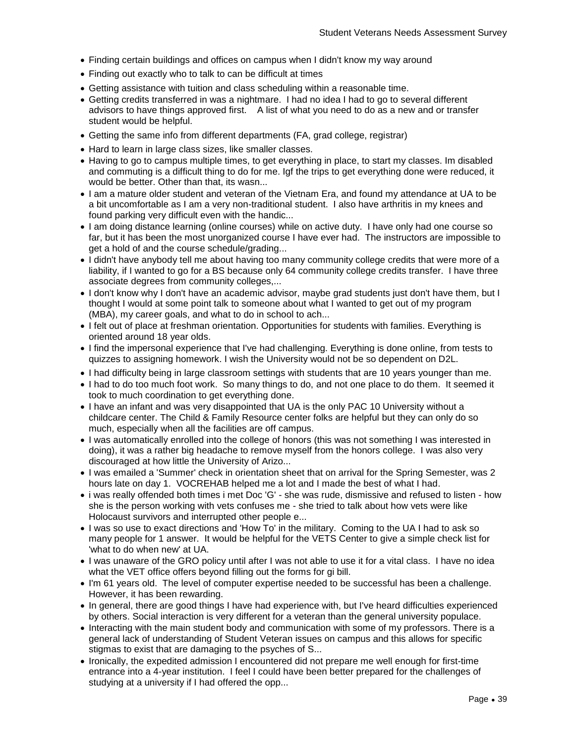- Finding certain buildings and offices on campus when I didn't know my way around
- Finding out exactly who to talk to can be difficult at times
- Getting assistance with tuition and class scheduling within a reasonable time.
- Getting credits transferred in was a nightmare. I had no idea I had to go to several different advisors to have things approved first. A list of what you need to do as a new and or transfer student would be helpful.
- Getting the same info from different departments (FA, grad college, registrar)
- Hard to learn in large class sizes, like smaller classes.
- Having to go to campus multiple times, to get everything in place, to start my classes. Im disabled and commuting is a difficult thing to do for me. Igf the trips to get everything done were reduced, it would be better. Other than that, its wasn...
- I am a mature older student and veteran of the Vietnam Era, and found my attendance at UA to be a bit uncomfortable as I am a very non-traditional student. I also have arthritis in my knees and found parking very difficult even with the handic...
- I am doing distance learning (online courses) while on active duty. I have only had one course so far, but it has been the most unorganized course I have ever had. The instructors are impossible to get a hold of and the course schedule/grading...
- I didn't have anybody tell me about having too many community college credits that were more of a liability, if I wanted to go for a BS because only 64 community college credits transfer. I have three associate degrees from community colleges,...
- I don't know why I don't have an academic advisor, maybe grad students just don't have them, but I thought I would at some point talk to someone about what I wanted to get out of my program (MBA), my career goals, and what to do in school to ach...
- I felt out of place at freshman orientation. Opportunities for students with families. Everything is oriented around 18 year olds.
- I find the impersonal experience that I've had challenging. Everything is done online, from tests to quizzes to assigning homework. I wish the University would not be so dependent on D2L.
- I had difficulty being in large classroom settings with students that are 10 years younger than me.
- I had to do too much foot work. So many things to do, and not one place to do them. It seemed it took to much coordination to get everything done.
- I have an infant and was very disappointed that UA is the only PAC 10 University without a childcare center. The Child & Family Resource center folks are helpful but they can only do so much, especially when all the facilities are off campus.
- I was automatically enrolled into the college of honors (this was not something I was interested in doing), it was a rather big headache to remove myself from the honors college. I was also very discouraged at how little the University of Arizo...
- I was emailed a 'Summer' check in orientation sheet that on arrival for the Spring Semester, was 2 hours late on day 1. VOCREHAB helped me a lot and I made the best of what I had.
- i was really offended both times i met Doc 'G' - she was rude, dismissive and refused to listen - how she is the person working with vets confuses me - she tried to talk about how vets were like Holocaust survivors and interrupted other people e...
- I was so use to exact directions and 'How To' in the military. Coming to the UA I had to ask so many people for 1 answer. It would be helpful for the VETS Center to give a simple check list for 'what to do when new' at UA.
- I was unaware of the GRO policy until after I was not able to use it for a vital class. I have no idea what the VET office offers beyond filling out the forms for gi bill.
- I'm 61 years old. The level of computer expertise needed to be successful has been a challenge. However, it has been rewarding.
- In general, there are good things I have had experience with, but I've heard difficulties experienced by others. Social interaction is very different for a veteran than the general university populace.
- Interacting with the main student body and communication with some of my professors. There is a general lack of understanding of Student Veteran issues on campus and this allows for specific stigmas to exist that are damaging to the psyches of S...
- Ironically, the expedited admission I encountered did not prepare me well enough for first-time entrance into a 4-year institution. I feel I could have been better prepared for the challenges of studying at a university if I had offered the opp...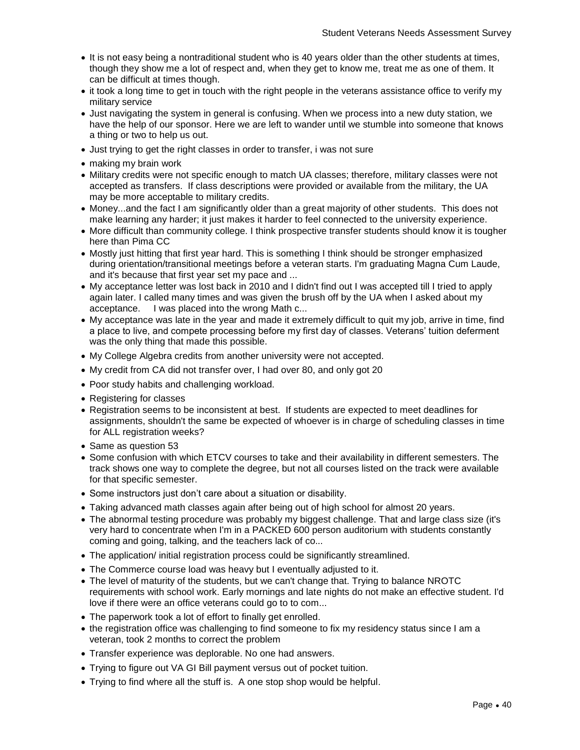- It is not easy being a nontraditional student who is 40 years older than the other students at times, though they show me a lot of respect and, when they get to know me, treat me as one of them. It can be difficult at times though.
- it took a long time to get in touch with the right people in the veterans assistance office to verify my military service
- Just navigating the system in general is confusing. When we process into a new duty station, we have the help of our sponsor. Here we are left to wander until we stumble into someone that knows a thing or two to help us out.
- Just trying to get the right classes in order to transfer, i was not sure
- making my brain work
- Military credits were not specific enough to match UA classes; therefore, military classes were not accepted as transfers. If class descriptions were provided or available from the military, the UA may be more acceptable to military credits.
- Money...and the fact I am significantly older than a great majority of other students. This does not make learning any harder; it just makes it harder to feel connected to the university experience.
- More difficult than community college. I think prospective transfer students should know it is tougher here than Pima CC
- Mostly just hitting that first year hard. This is something I think should be stronger emphasized during orientation/transitional meetings before a veteran starts. I'm graduating Magna Cum Laude, and it's because that first year set my pace and ...
- My acceptance letter was lost back in 2010 and I didn't find out I was accepted till I tried to apply again later. I called many times and was given the brush off by the UA when I asked about my acceptance. I was placed into the wrong Math c...
- My acceptance was late in the year and made it extremely difficult to quit my job, arrive in time, find a place to live, and compete processing before my first day of classes. Veterans' tuition deferment was the only thing that made this possible.
- My College Algebra credits from another university were not accepted.
- My credit from CA did not transfer over, I had over 80, and only got 20
- Poor study habits and challenging workload.
- Registering for classes
- Registration seems to be inconsistent at best. If students are expected to meet deadlines for assignments, shouldn't the same be expected of whoever is in charge of scheduling classes in time for ALL registration weeks?
- Same as question 53
- Some confusion with which ETCV courses to take and their availability in different semesters. The track shows one way to complete the degree, but not all courses listed on the track were available for that specific semester.
- Some instructors just don't care about a situation or disability.
- Taking advanced math classes again after being out of high school for almost 20 years.
- The abnormal testing procedure was probably my biggest challenge. That and large class size (it's very hard to concentrate when I'm in a PACKED 600 person auditorium with students constantly coming and going, talking, and the teachers lack of co...
- The application/ initial registration process could be significantly streamlined.
- The Commerce course load was heavy but I eventually adjusted to it.
- The level of maturity of the students, but we can't change that. Trying to balance NROTC requirements with school work. Early mornings and late nights do not make an effective student. I'd love if there were an office veterans could go to to com...
- The paperwork took a lot of effort to finally get enrolled.
- the registration office was challenging to find someone to fix my residency status since I am a veteran, took 2 months to correct the problem
- Transfer experience was deplorable. No one had answers.
- Trying to figure out VA GI Bill payment versus out of pocket tuition.
- Trying to find where all the stuff is. A one stop shop would be helpful.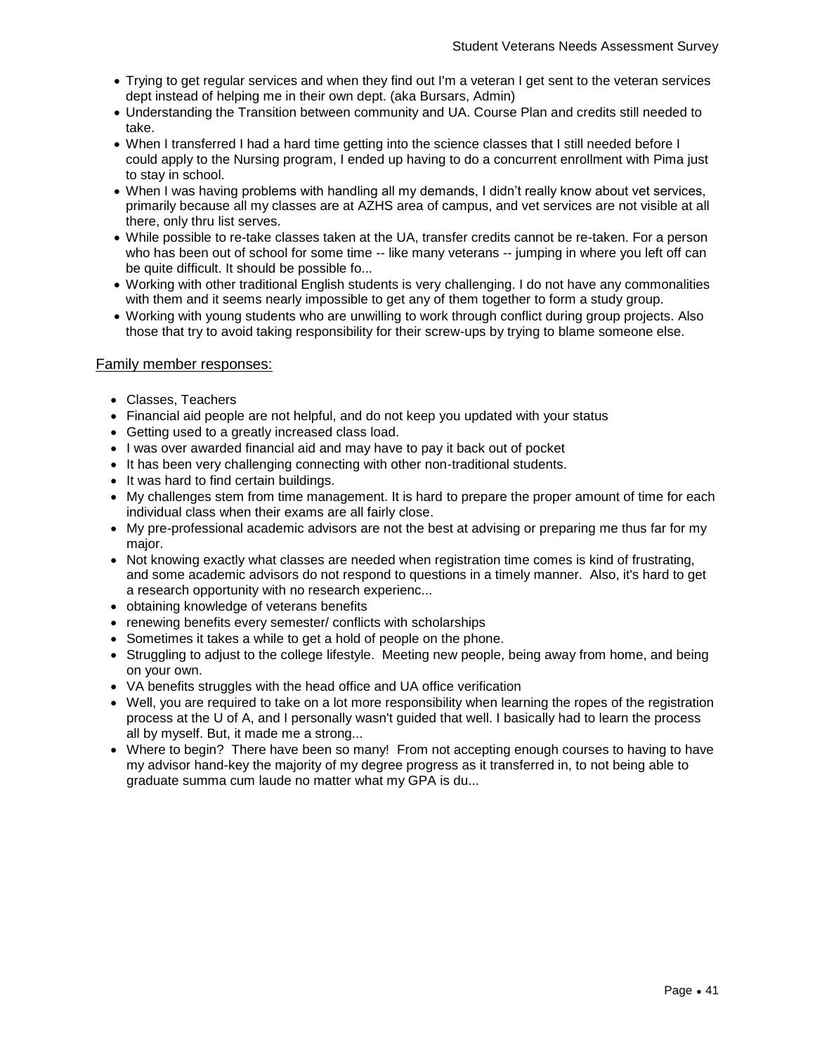- Trying to get regular services and when they find out I'm a veteran I get sent to the veteran services dept instead of helping me in their own dept. (aka Bursars, Admin)
- Understanding the Transition between community and UA. Course Plan and credits still needed to take.
- When I transferred I had a hard time getting into the science classes that I still needed before I could apply to the Nursing program, I ended up having to do a concurrent enrollment with Pima just to stay in school.
- When I was having problems with handling all my demands, I didn't really know about vet services, primarily because all my classes are at AZHS area of campus, and vet services are not visible at all there, only thru list serves.
- While possible to re-take classes taken at the UA, transfer credits cannot be re-taken. For a person who has been out of school for some time -- like many veterans -- jumping in where you left off can be quite difficult. It should be possible fo...
- Working with other traditional English students is very challenging. I do not have any commonalities with them and it seems nearly impossible to get any of them together to form a study group.
- Working with young students who are unwilling to work through conflict during group projects. Also those that try to avoid taking responsibility for their screw-ups by trying to blame someone else.

## Family member responses:

- Classes, Teachers
- Financial aid people are not helpful, and do not keep you updated with your status
- Getting used to a greatly increased class load.
- I was over awarded financial aid and may have to pay it back out of pocket
- It has been very challenging connecting with other non-traditional students.
- It was hard to find certain buildings.
- My challenges stem from time management. It is hard to prepare the proper amount of time for each individual class when their exams are all fairly close.
- My pre-professional academic advisors are not the best at advising or preparing me thus far for my major.
- Not knowing exactly what classes are needed when registration time comes is kind of frustrating, and some academic advisors do not respond to questions in a timely manner. Also, it's hard to get a research opportunity with no research experienc...
- obtaining knowledge of veterans benefits
- renewing benefits every semester/ conflicts with scholarships
- Sometimes it takes a while to get a hold of people on the phone.
- Struggling to adjust to the college lifestyle. Meeting new people, being away from home, and being on your own.
- VA benefits struggles with the head office and UA office verification
- Well, you are required to take on a lot more responsibility when learning the ropes of the registration process at the U of A, and I personally wasn't guided that well. I basically had to learn the process all by myself. But, it made me a strong...
- Where to begin? There have been so many! From not accepting enough courses to having to have my advisor hand-key the majority of my degree progress as it transferred in, to not being able to graduate summa cum laude no matter what my GPA is du...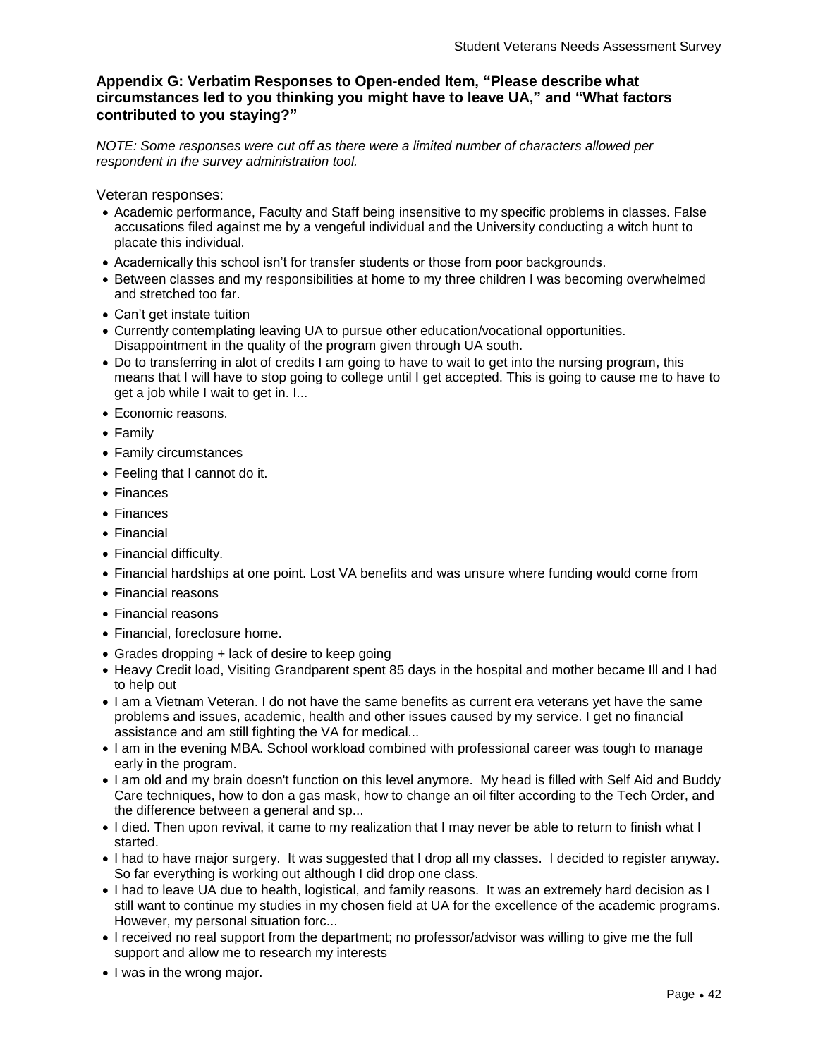### Appendix G: Verbatim Responses to Open-ended Item, "Please describe what circumstances led to you thinking you might have to leave UA," and "What factors contributed to you staying?"

*NOTE: Some responses were cut off as there were a limited number of characters allowed per respondent in the survey administration tool.*

Veteran responses:

- Academic performance, Faculty and Staff being insensitive to my specific problems in classes. False accusations filed against me by a vengeful individual and the University conducting a witch hunt to placate this individual.
- Academically this school isn't for transfer students or those from poor backgrounds.
- Between classes and my responsibilities at home to my three children I was becoming overwhelmed and stretched too far.
- Can't get instate tuition
- Currently contemplating leaving UA to pursue other education/vocational opportunities. Disappointment in the quality of the program given through UA south.
- Do to transferring in alot of credits I am going to have to wait to get into the nursing program, this means that I will have to stop going to college until I get accepted. This is going to cause me to have to get a job while I wait to get in. I...
- Economic reasons.
- Family
- Family circumstances
- Feeling that I cannot do it.
- Finances
- Finances
- Financial
- Financial difficulty.
- Financial hardships at one point. Lost VA benefits and was unsure where funding would come from
- Financial reasons
- Financial reasons
- Financial, foreclosure home.
- Grades dropping + lack of desire to keep going
- Heavy Credit load, Visiting Grandparent spent 85 days in the hospital and mother became Ill and I had to help out
- I am a Vietnam Veteran. I do not have the same benefits as current era veterans yet have the same problems and issues, academic, health and other issues caused by my service. I get no financial assistance and am still fighting the VA for medical...
- I am in the evening MBA. School workload combined with professional career was tough to manage early in the program.
- I am old and my brain doesn't function on this level anymore. My head is filled with Self Aid and Buddy Care techniques, how to don a gas mask, how to change an oil filter according to the Tech Order, and the difference between a general and sp...
- I died. Then upon revival, it came to my realization that I may never be able to return to finish what I started.
- I had to have major surgery. It was suggested that I drop all my classes. I decided to register anyway. So far everything is working out although I did drop one class.
- I had to leave UA due to health, logistical, and family reasons. It was an extremely hard decision as I still want to continue my studies in my chosen field at UA for the excellence of the academic programs. However, my personal situation forc...
- I received no real support from the department; no professor/advisor was willing to give me the full support and allow me to research my interests
- I was in the wrong major.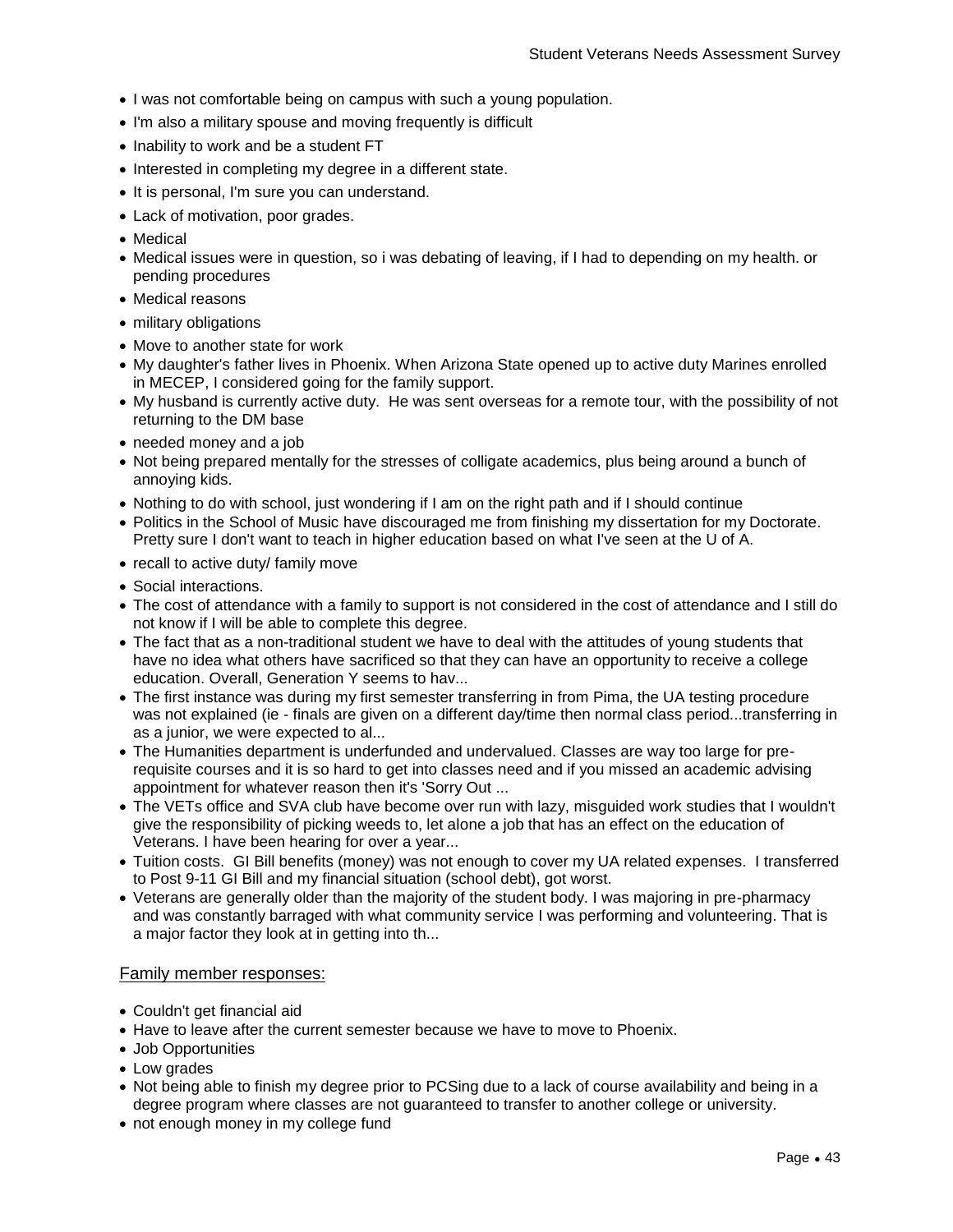- I was not comfortable being on campus with such a young population.
- I'm also a military spouse and moving frequently is difficult
- Inability to work and be a student FT
- Interested in completing my degree in a different state.
- It is personal, I'm sure you can understand.
- Lack of motivation, poor grades.
- Medical
- Medical issues were in question, so i was debating of leaving, if I had to depending on my health. or pending procedures
- Medical reasons
- military obligations
- Move to another state for work
- My daughter's father lives in Phoenix. When Arizona State opened up to active duty Marines enrolled in MECEP, I considered going for the family support.
- My husband is currently active duty. He was sent overseas for a remote tour, with the possibility of not returning to the DM base
- needed money and a job
- Not being prepared mentally for the stresses of colligate academics, plus being around a bunch of annoying kids.
- Nothing to do with school, just wondering if I am on the right path and if I should continue
- Politics in the School of Music have discouraged me from finishing my dissertation for my Doctorate. Pretty sure I don't want to teach in higher education based on what I've seen at the U of A.
- recall to active duty/ family move
- Social interactions.
- The cost of attendance with a family to support is not considered in the cost of attendance and I still do not know if I will be able to complete this degree.
- The fact that as a non-traditional student we have to deal with the attitudes of young students that have no idea what others have sacrificed so that they can have an opportunity to receive a college education. Overall, Generation Y seems to hav...
- The first instance was during my first semester transferring in from Pima, the UA testing procedure was not explained (ie - finals are given on a different day/time then normal class period...transferring in as a junior, we were expected to al...
- The Humanities department is underfunded and undervalued. Classes are way too large for pre-requisite courses and it is so hard to get into classes need and if you missed an academic advising appointment for whatever reason then it's 'Sorry Out ...
- The VETs office and SVA club have become over run with lazy, misguided work studies that I wouldn't give the responsibility of picking weeds to, let alone a job that has an effect on the education of Veterans. I have been hearing for over a year...
- Tuition costs. GI Bill benefits (money) was not enough to cover my UA related expenses. I transferred to Post 9-11 GI Bill and my financial situation (school debt), got worst.
- Veterans are generally older than the majority of the student body. I was majoring in pre-pharmacy and was constantly barraged with what community service I was performing and volunteering. That is a major factor they look at in getting into th...

Family member responses:

- Couldn't get financial aid
- Have to leave after the current semester because we have to move to Phoenix.
- Job Opportunities
- Low grades
- Not being able to finish my degree prior to PCSing due to a lack of course availability and being in a degree program where classes are not guaranteed to transfer to another college or university.
- not enough money in my college fund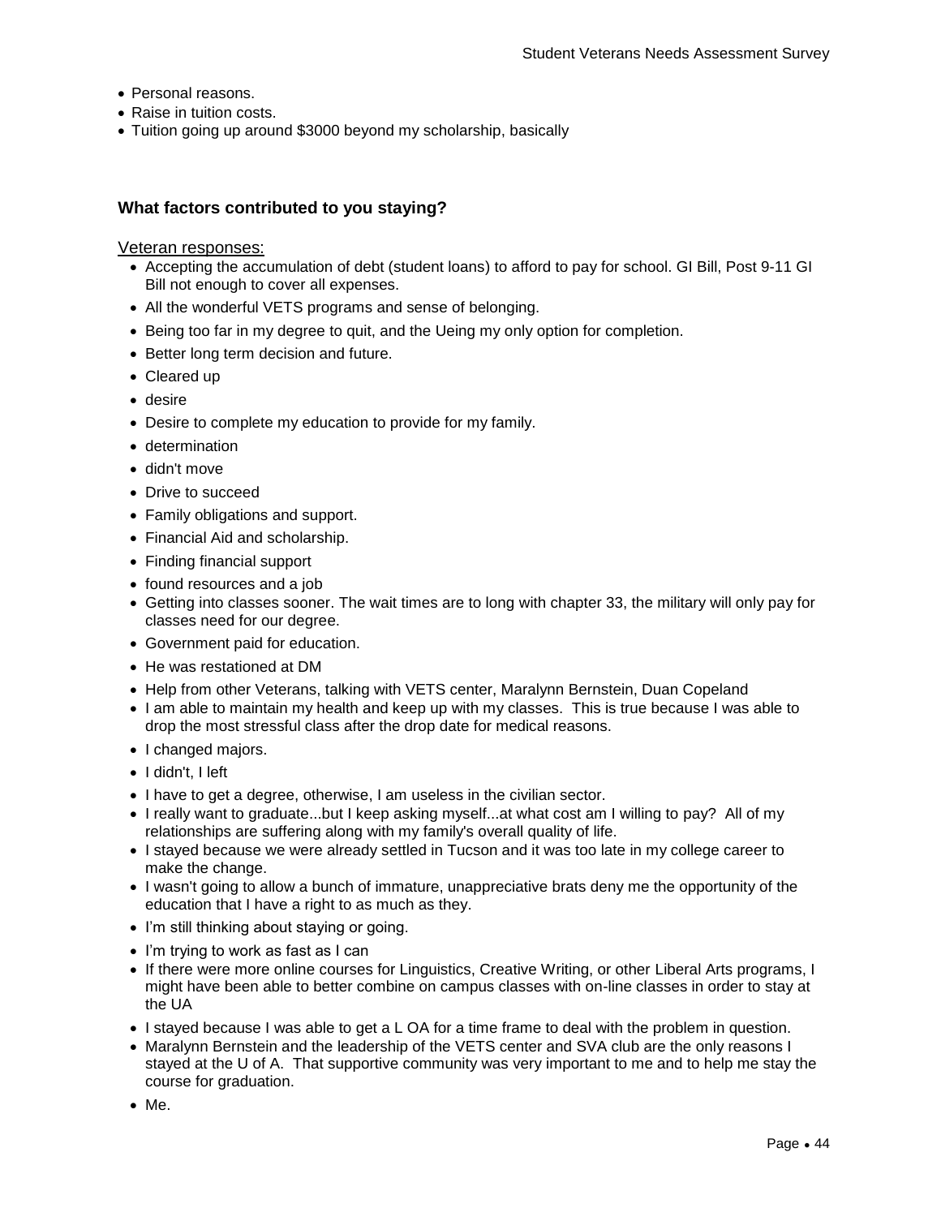- Personal reasons.
- Raise in tuition costs.
- Tuition going up around $3000 beyond my scholarship, basically

### What factors contributed to you staying?

Veteran responses:

- Accepting the accumulation of debt (student loans) to afford to pay for school. GI Bill, Post 9-11 GI Bill not enough to cover all expenses.
- All the wonderful VETS programs and sense of belonging.
- Being too far in my degree to quit, and the Ueing my only option for completion.
- Better long term decision and future.
- Cleared up
- desire
- Desire to complete my education to provide for my family.
- determination
- didn't move
- Drive to succeed
- Family obligations and support.
- Financial Aid and scholarship.
- Finding financial support
- found resources and a job
- Getting into classes sooner. The wait times are to long with chapter 33, the military will only pay for classes need for our degree.
- Government paid for education.
- He was restationed at DM
- Help from other Veterans, talking with VETS center, Maralynn Bernstein, Duan Copeland
- I am able to maintain my health and keep up with my classes. This is true because I was able to drop the most stressful class after the drop date for medical reasons.
- I changed majors.
- I didn't, I left
- I have to get a degree, otherwise, I am useless in the civilian sector.
- I really want to graduate...but I keep asking myself...at what cost am I willing to pay? All of my relationships are suffering along with my family's overall quality of life.
- I stayed because we were already settled in Tucson and it was too late in my college career to make the change.
- I wasn't going to allow a bunch of immature, unappreciative brats deny me the opportunity of the education that I have a right to as much as they.
- I'm still thinking about staying or going.
- I'm trying to work as fast as I can
- If there were more online courses for Linguistics, Creative Writing, or other Liberal Arts programs, I might have been able to better combine on campus classes with on-line classes in order to stay at the UA
- I stayed because I was able to get a L OA for a time frame to deal with the problem in question.
- Maralynn Bernstein and the leadership of the VETS center and SVA club are the only reasons I stayed at the U of A. That supportive community was very important to me and to help me stay the course for graduation.
- Me.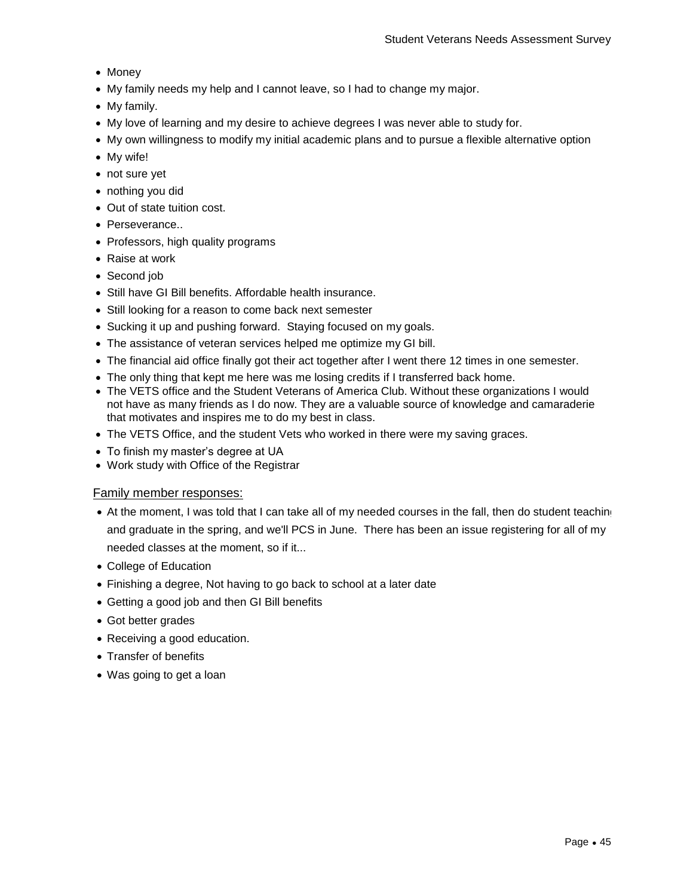- Money
- My family needs my help and I cannot leave, so I had to change my major.
- My family.
- My love of learning and my desire to achieve degrees I was never able to study for.
- My own willingness to modify my initial academic plans and to pursue a flexible alternative option
- My wife!
- not sure yet
- nothing you did
- Out of state tuition cost.
- Perseverance..
- Professors, high quality programs
- Raise at work
- Second job
- Still have GI Bill benefits. Affordable health insurance.
- Still looking for a reason to come back next semester
- Sucking it up and pushing forward. Staying focused on my goals.
- The assistance of veteran services helped me optimize my GI bill.
- The financial aid office finally got their act together after I went there 12 times in one semester.
- The only thing that kept me here was me losing credits if I transferred back home.
- The VETS office and the Student Veterans of America Club. Without these organizations I would not have as many friends as I do now. They are a valuable source of knowledge and camaraderie that motivates and inspires me to do my best in class.
- The VETS Office, and the student Vets who worked in there were my saving graces.
- To finish my master's degree at UA
- Work study with Office of the Registrar

<u>Family member responses:</u>

- At the moment, I was told that I can take all of my needed courses in the fall, then do student teaching and graduate in the spring, and we'll PCS in June. There has been an issue registering for all of my needed classes at the moment, so if it...
- College of Education
- Finishing a degree, Not having to go back to school at a later date
- Getting a good job and then GI Bill benefits
- Got better grades
- Receiving a good education.
- Transfer of benefits
- Was going to get a loan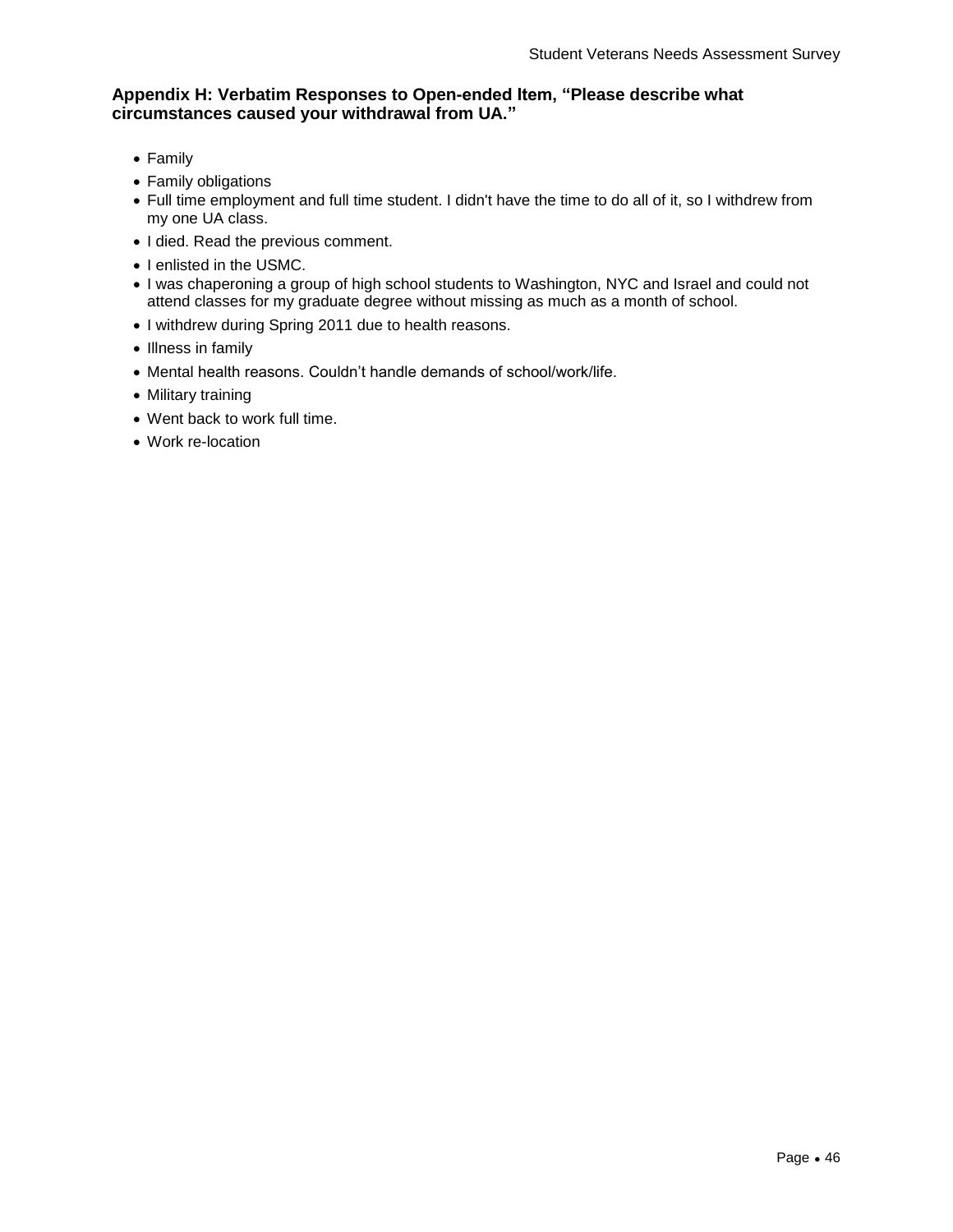## Appendix H: Verbatim Responses to Open-ended Item, "Please describe what circumstances caused your withdrawal from UA."

- Family
- Family obligations
- Full time employment and full time student. I didn't have the time to do all of it, so I withdrew from my one UA class.
- I died. Read the previous comment.
- I enlisted in the USMC.
- I was chaperoning a group of high school students to Washington, NYC and Israel and could not attend classes for my graduate degree without missing as much as a month of school.
- I withdrew during Spring 2011 due to health reasons.
- Illness in family
- Mental health reasons. Couldn't handle demands of school/work/life.
- Military training
- Went back to work full time.
- Work re-location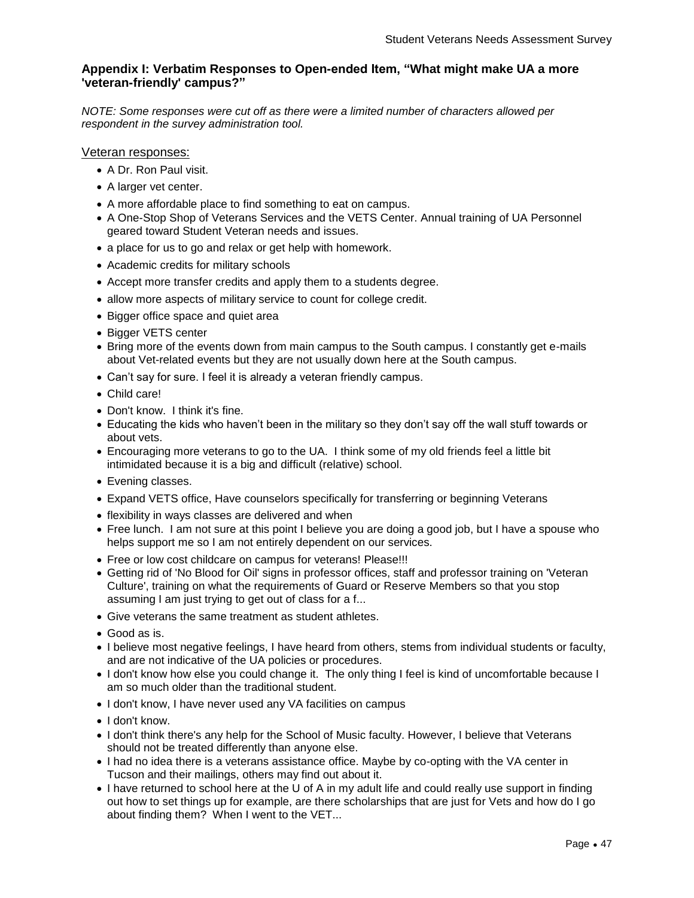### Appendix I: Verbatim Responses to Open-ended Item, "What might make UA a more 'veteran-friendly' campus?"

*NOTE: Some responses were cut off as there were a limited number of characters allowed per respondent in the survey administration tool.*

Veteran responses:

- A Dr. Ron Paul visit.
- A larger vet center.
- A more affordable place to find something to eat on campus.
- A One-Stop Shop of Veterans Services and the VETS Center. Annual training of UA Personnel geared toward Student Veteran needs and issues.
- a place for us to go and relax or get help with homework.
- Academic credits for military schools
- Accept more transfer credits and apply them to a students degree.
- allow more aspects of military service to count for college credit.
- Bigger office space and quiet area
- Bigger VETS center
- Bring more of the events down from main campus to the South campus. I constantly get e-mails about Vet-related events but they are not usually down here at the South campus.
- Can't say for sure. I feel it is already a veteran friendly campus.
- Child care!
- Don't know. I think it's fine.
- Educating the kids who haven't been in the military so they don't say off the wall stuff towards or about vets.
- Encouraging more veterans to go to the UA. I think some of my old friends feel a little bit intimidated because it is a big and difficult (relative) school.
- Evening classes.
- Expand VETS office, Have counselors specifically for transferring or beginning Veterans
- flexibility in ways classes are delivered and when
- Free lunch. I am not sure at this point I believe you are doing a good job, but I have a spouse who helps support me so I am not entirely dependent on our services.
- Free or low cost childcare on campus for veterans! Please!!!
- Getting rid of 'No Blood for Oil' signs in professor offices, staff and professor training on 'Veteran Culture', training on what the requirements of Guard or Reserve Members so that you stop assuming I am just trying to get out of class for a f...
- Give veterans the same treatment as student athletes.
- Good as is.
- I believe most negative feelings, I have heard from others, stems from individual students or faculty, and are not indicative of the UA policies or procedures.
- I don't know how else you could change it. The only thing I feel is kind of uncomfortable because I am so much older than the traditional student.
- I don't know, I have never used any VA facilities on campus
- I don't know.
- I don't think there's any help for the School of Music faculty. However, I believe that Veterans should not be treated differently than anyone else.
- I had no idea there is a veterans assistance office. Maybe by co-opting with the VA center in Tucson and their mailings, others may find out about it.
- I have returned to school here at the U of A in my adult life and could really use support in finding out how to set things up for example, are there scholarships that are just for Vets and how do I go about finding them? When I went to the VET...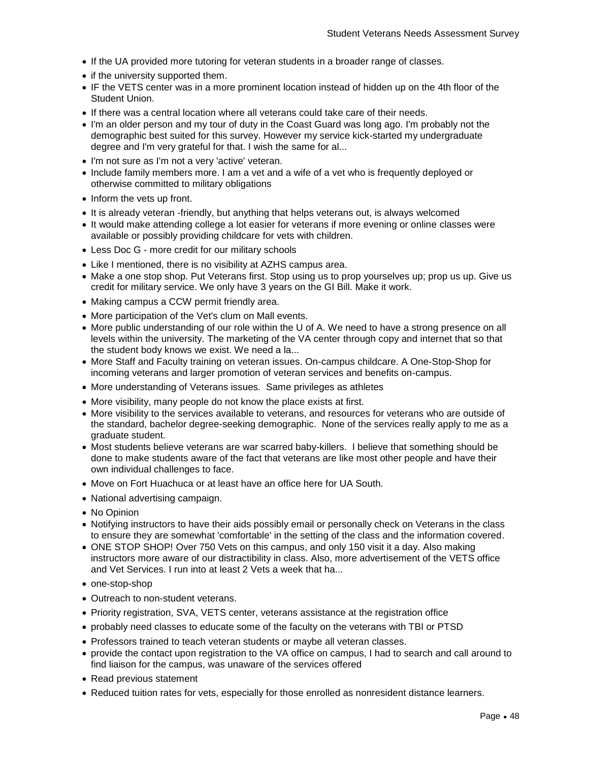- If the UA provided more tutoring for veteran students in a broader range of classes.
- if the university supported them.
- IF the VETS center was in a more prominent location instead of hidden up on the 4th floor of the Student Union.
- If there was a central location where all veterans could take care of their needs.
- I'm an older person and my tour of duty in the Coast Guard was long ago. I'm probably not the demographic best suited for this survey. However my service kick-started my undergraduate degree and I'm very grateful for that. I wish the same for al...
- I'm not sure as I'm not a very 'active' veteran.
- Include family members more. I am a vet and a wife of a vet who is frequently deployed or otherwise committed to military obligations
- Inform the vets up front.
- It is already veteran -friendly, but anything that helps veterans out, is always welcomed
- It would make attending college a lot easier for veterans if more evening or online classes were available or possibly providing childcare for vets with children.
- Less Doc G - more credit for our military schools
- Like I mentioned, there is no visibility at AZHS campus area.
- Make a one stop shop. Put Veterans first. Stop using us to prop yourselves up; prop us up. Give us credit for military service. We only have 3 years on the GI Bill. Make it work.
- Making campus a CCW permit friendly area.
- More participation of the Vet's clum on Mall events.
- More public understanding of our role within the U of A. We need to have a strong presence on all levels within the university. The marketing of the VA center through copy and internet that so that the student body knows we exist. We need a la...
- More Staff and Faculty training on veteran issues. On-campus childcare. A One-Stop-Shop for incoming veterans and larger promotion of veteran services and benefits on-campus.
- More understanding of Veterans issues. Same privileges as athletes
- More visibility, many people do not know the place exists at first.
- More visibility to the services available to veterans, and resources for veterans who are outside of the standard, bachelor degree-seeking demographic. None of the services really apply to me as a graduate student.
- Most students believe veterans are war scarred baby-killers. I believe that something should be done to make students aware of the fact that veterans are like most other people and have their own individual challenges to face.
- Move on Fort Huachuca or at least have an office here for UA South.
- National advertising campaign.
- No Opinion
- Notifying instructors to have their aids possibly email or personally check on Veterans in the class to ensure they are somewhat 'comfortable' in the setting of the class and the information covered.
- ONE STOP SHOP! Over 750 Vets on this campus, and only 150 visit it a day. Also making instructors more aware of our distractibility in class. Also, more advertisement of the VETS office and Vet Services. I run into at least 2 Vets a week that ha...
- one-stop-shop
- Outreach to non-student veterans.
- Priority registration, SVA, VETS center, veterans assistance at the registration office
- probably need classes to educate some of the faculty on the veterans with TBI or PTSD
- Professors trained to teach veteran students or maybe all veteran classes.
- provide the contact upon registration to the VA office on campus, I had to search and call around to find liaison for the campus, was unaware of the services offered
- Read previous statement
- Reduced tuition rates for vets, especially for those enrolled as nonresident distance learners.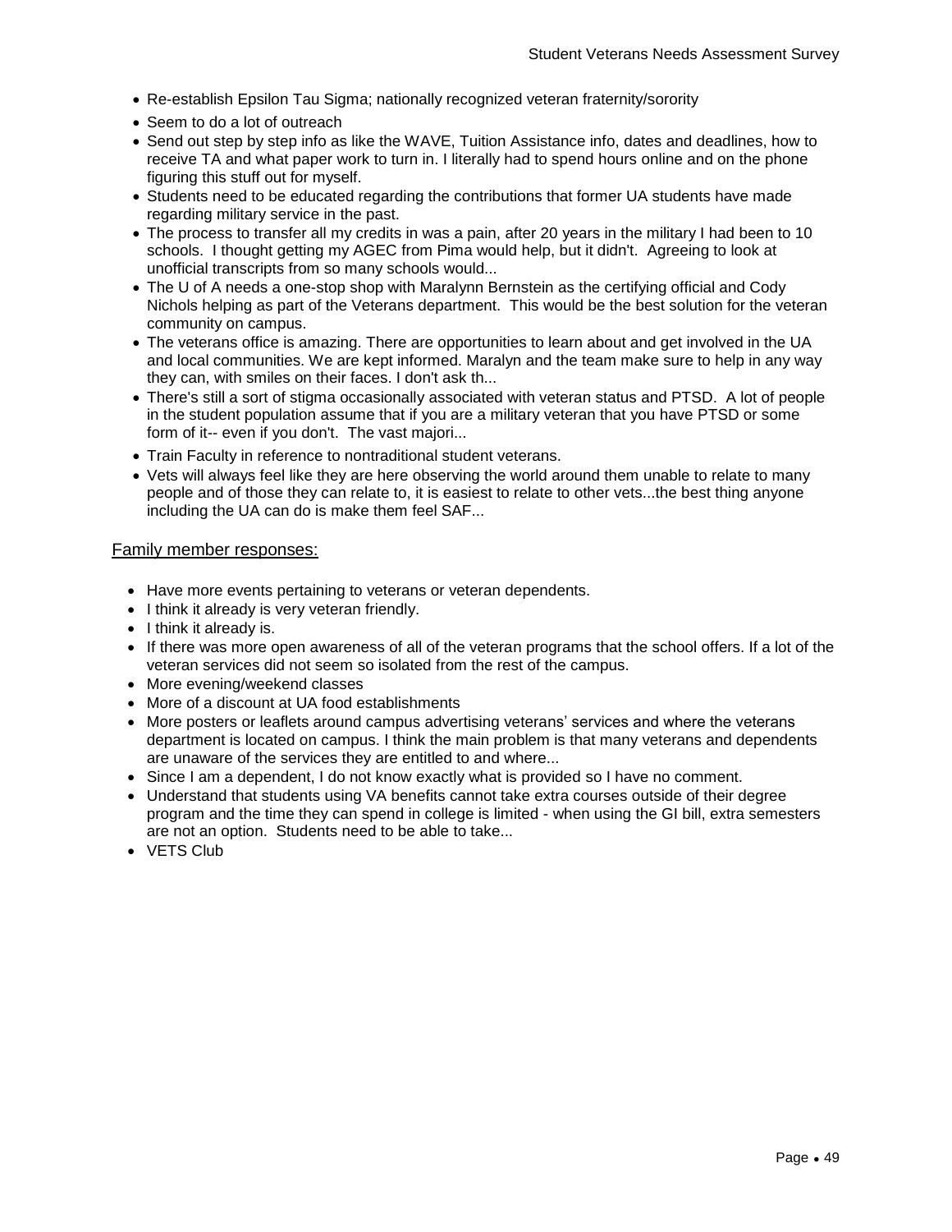- Re-establish Epsilon Tau Sigma; nationally recognized veteran fraternity/sorority
- Seem to do a lot of outreach
- Send out step by step info as like the WAVE, Tuition Assistance info, dates and deadlines, how to receive TA and what paper work to turn in. I literally had to spend hours online and on the phone figuring this stuff out for myself.
- Students need to be educated regarding the contributions that former UA students have made regarding military service in the past.
- The process to transfer all my credits in was a pain, after 20 years in the military I had been to 10 schools. I thought getting my AGEC from Pima would help, but it didn't. Agreeing to look at unofficial transcripts from so many schools would...
- The U of A needs a one-stop shop with Maralynn Bernstein as the certifying official and Cody Nichols helping as part of the Veterans department. This would be the best solution for the veteran community on campus.
- The veterans office is amazing. There are opportunities to learn about and get involved in the UA and local communities. We are kept informed. Maralyn and the team make sure to help in any way they can, with smiles on their faces. I don't ask th...
- There's still a sort of stigma occasionally associated with veteran status and PTSD. A lot of people in the student population assume that if you are a military veteran that you have PTSD or some form of it-- even if you don't. The vast majori...
- Train Faculty in reference to nontraditional student veterans.
- Vets will always feel like they are here observing the world around them unable to relate to many people and of those they can relate to, it is easiest to relate to other vets...the best thing anyone including the UA can do is make them feel SAF...

<u>Family member responses:</u>

- Have more events pertaining to veterans or veteran dependents.
- I think it already is very veteran friendly.
- I think it already is.
- If there was more open awareness of all of the veteran programs that the school offers. If a lot of the veteran services did not seem so isolated from the rest of the campus.
- More evening/weekend classes
- More of a discount at UA food establishments
- More posters or leaflets around campus advertising veterans' services and where the veterans department is located on campus. I think the main problem is that many veterans and dependents are unaware of the services they are entitled to and where...
- Since I am a dependent, I do not know exactly what is provided so I have no comment.
- Understand that students using VA benefits cannot take extra courses outside of their degree program and the time they can spend in college is limited - when using the GI bill, extra semesters are not an option. Students need to be able to take...
- VETS Club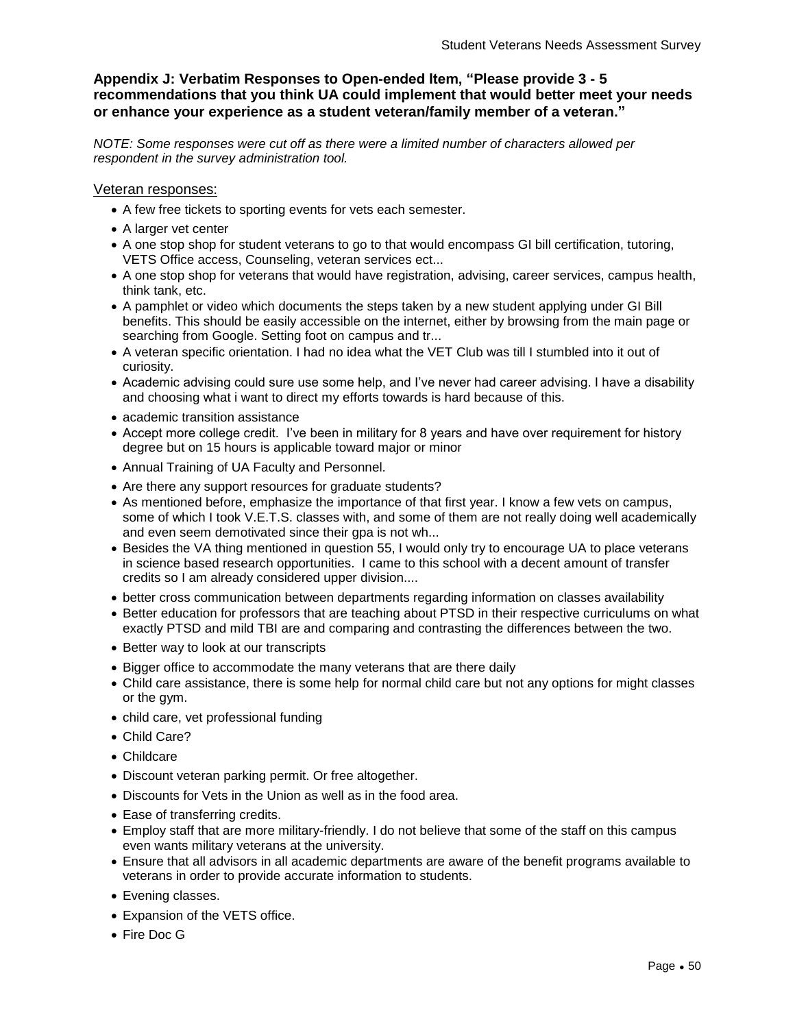### Appendix J: Verbatim Responses to Open-ended Item, "Please provide 3 - 5 recommendations that you think UA could implement that would better meet your needs or enhance your experience as a student veteran/family member of a veteran."

*NOTE: Some responses were cut off as there were a limited number of characters allowed per respondent in the survey administration tool.*

Veteran responses:

- A few free tickets to sporting events for vets each semester.
- A larger vet center
- A one stop shop for student veterans to go to that would encompass GI bill certification, tutoring, VETS Office access, Counseling, veteran services ect...
- A one stop shop for veterans that would have registration, advising, career services, campus health, think tank, etc.
- A pamphlet or video which documents the steps taken by a new student applying under GI Bill benefits. This should be easily accessible on the internet, either by browsing from the main page or searching from Google. Setting foot on campus and tr...
- A veteran specific orientation. I had no idea what the VET Club was till I stumbled into it out of curiosity.
- Academic advising could sure use some help, and I've never had career advising. I have a disability and choosing what i want to direct my efforts towards is hard because of this.
- academic transition assistance
- Accept more college credit. I've been in military for 8 years and have over requirement for history degree but on 15 hours is applicable toward major or minor
- Annual Training of UA Faculty and Personnel.
- Are there any support resources for graduate students?
- As mentioned before, emphasize the importance of that first year. I know a few vets on campus, some of which I took V.E.T.S. classes with, and some of them are not really doing well academically and even seem demotivated since their gpa is not wh...
- Besides the VA thing mentioned in question 55, I would only try to encourage UA to place veterans in science based research opportunities. I came to this school with a decent amount of transfer credits so I am already considered upper division....
- better cross communication between departments regarding information on classes availability
- Better education for professors that are teaching about PTSD in their respective curriculums on what exactly PTSD and mild TBI are and comparing and contrasting the differences between the two.
- Better way to look at our transcripts
- Bigger office to accommodate the many veterans that are there daily
- Child care assistance, there is some help for normal child care but not any options for might classes or the gym.
- child care, vet professional funding
- Child Care?
- Childcare
- Discount veteran parking permit. Or free altogether.
- Discounts for Vets in the Union as well as in the food area.
- Ease of transferring credits.
- Employ staff that are more military-friendly. I do not believe that some of the staff on this campus even wants military veterans at the university.
- Ensure that all advisors in all academic departments are aware of the benefit programs available to veterans in order to provide accurate information to students.
- Evening classes.
- Expansion of the VETS office.
- Fire Doc G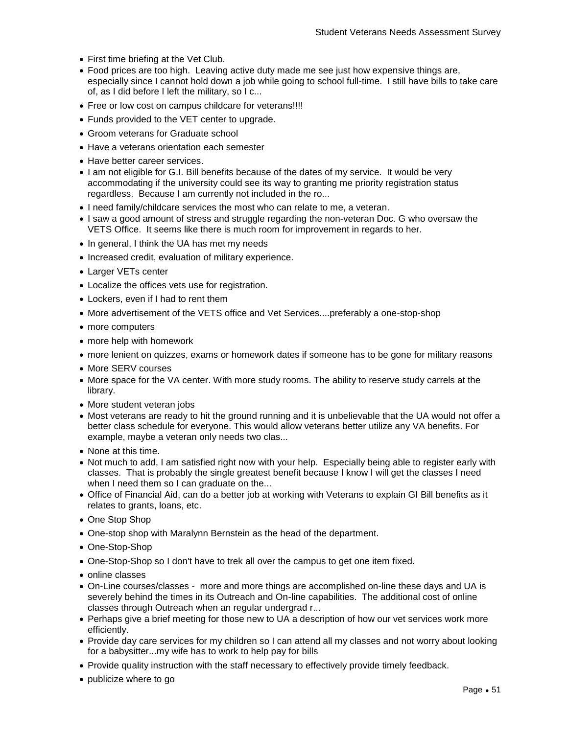- First time briefing at the Vet Club.
- Food prices are too high. Leaving active duty made me see just how expensive things are, especially since I cannot hold down a job while going to school full-time. I still have bills to take care of, as I did before I left the military, so I c...
- Free or low cost on campus childcare for veterans!!!!
- Funds provided to the VET center to upgrade.
- Groom veterans for Graduate school
- Have a veterans orientation each semester
- Have better career services.
- I am not eligible for G.I. Bill benefits because of the dates of my service. It would be very accommodating if the university could see its way to granting me priority registration status regardless. Because I am currently not included in the ro...
- I need family/childcare services the most who can relate to me, a veteran.
- I saw a good amount of stress and struggle regarding the non-veteran Doc. G who oversaw the VETS Office. It seems like there is much room for improvement in regards to her.
- In general, I think the UA has met my needs
- Increased credit, evaluation of military experience.
- Larger VETs center
- Localize the offices vets use for registration.
- Lockers, even if I had to rent them
- More advertisement of the VETS office and Vet Services....preferably a one-stop-shop
- more computers
- more help with homework
- more lenient on quizzes, exams or homework dates if someone has to be gone for military reasons
- More SERV courses
- More space for the VA center. With more study rooms. The ability to reserve study carrels at the library.
- More student veteran jobs
- Most veterans are ready to hit the ground running and it is unbelievable that the UA would not offer a better class schedule for everyone. This would allow veterans better utilize any VA benefits. For example, maybe a veteran only needs two clas...
- None at this time.
- Not much to add, I am satisfied right now with your help. Especially being able to register early with classes. That is probably the single greatest benefit because I know I will get the classes I need when I need them so I can graduate on the...
- Office of Financial Aid, can do a better job at working with Veterans to explain GI Bill benefits as it relates to grants, loans, etc.
- One Stop Shop
- One-stop shop with Maralynn Bernstein as the head of the department.
- One-Stop-Shop
- One-Stop-Shop so I don't have to trek all over the campus to get one item fixed.
- online classes
- On-Line courses/classes - more and more things are accomplished on-line these days and UA is severely behind the times in its Outreach and On-line capabilities. The additional cost of online classes through Outreach when an regular undergrad r...
- Perhaps give a brief meeting for those new to UA a description of how our vet services work more efficiently.
- Provide day care services for my children so I can attend all my classes and not worry about looking for a babysitter...my wife has to work to help pay for bills
- Provide quality instruction with the staff necessary to effectively provide timely feedback.
- publicize where to go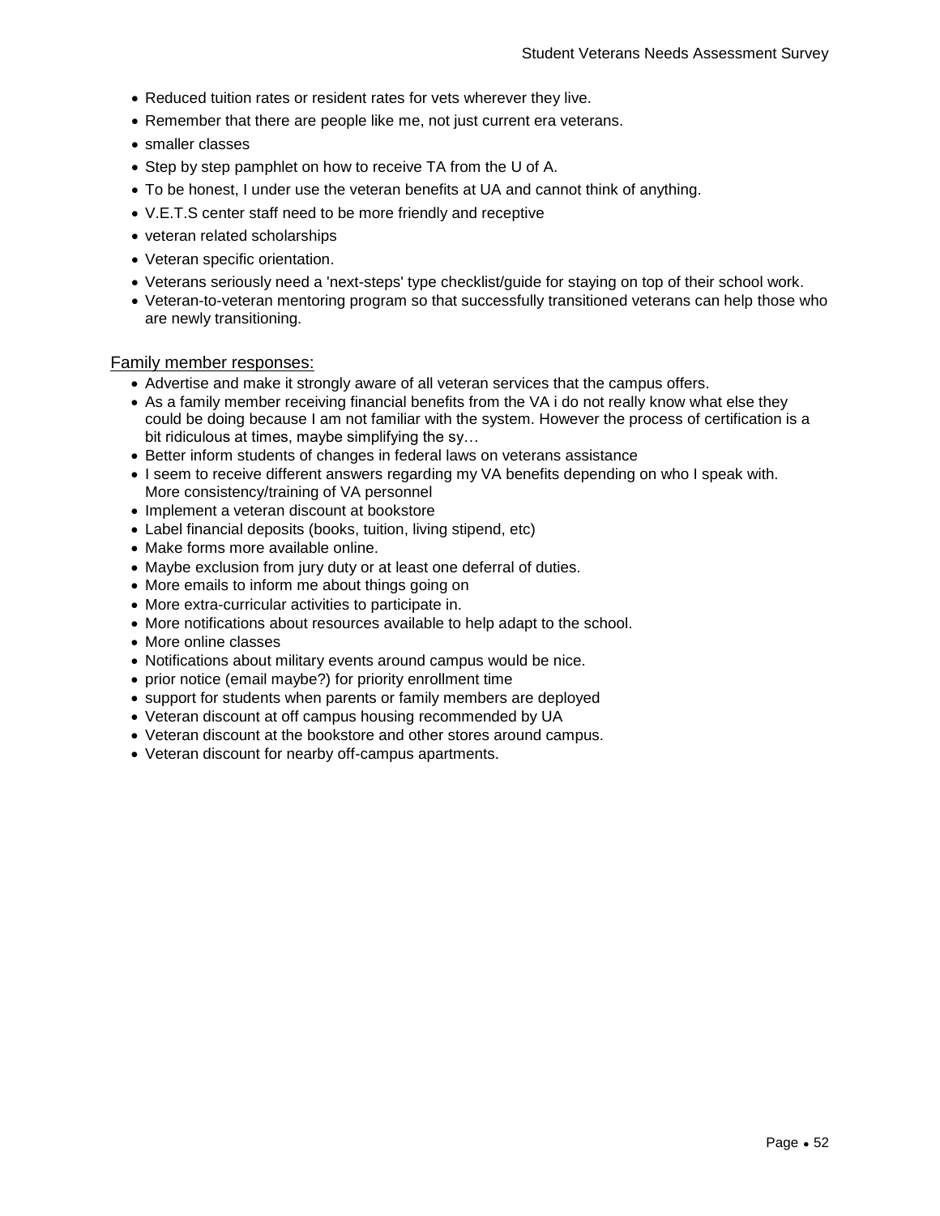- Reduced tuition rates or resident rates for vets wherever they live.
- Remember that there are people like me, not just current era veterans.
- smaller classes
- Step by step pamphlet on how to receive TA from the U of A.
- To be honest, I under use the veteran benefits at UA and cannot think of anything.
- V.E.T.S center staff need to be more friendly and receptive
- veteran related scholarships
- Veteran specific orientation.
- Veterans seriously need a 'next-steps' type checklist/guide for staying on top of their school work.
- Veteran-to-veteran mentoring program so that successfully transitioned veterans can help those who are newly transitioning.

Family member responses:

- Advertise and make it strongly aware of all veteran services that the campus offers.
- As a family member receiving financial benefits from the VA i do not really know what else they could be doing because I am not familiar with the system. However the process of certification is a bit ridiculous at times, maybe simplifying the sy…
- Better inform students of changes in federal laws on veterans assistance
- I seem to receive different answers regarding my VA benefits depending on who I speak with. More consistency/training of VA personnel
- Implement a veteran discount at bookstore
- Label financial deposits (books, tuition, living stipend, etc)
- Make forms more available online.
- Maybe exclusion from jury duty or at least one deferral of duties.
- More emails to inform me about things going on
- More extra-curricular activities to participate in.
- More notifications about resources available to help adapt to the school.
- More online classes
- Notifications about military events around campus would be nice.
- prior notice (email maybe?) for priority enrollment time
- support for students when parents or family members are deployed
- Veteran discount at off campus housing recommended by UA
- Veteran discount at the bookstore and other stores around campus.
- Veteran discount for nearby off-campus apartments.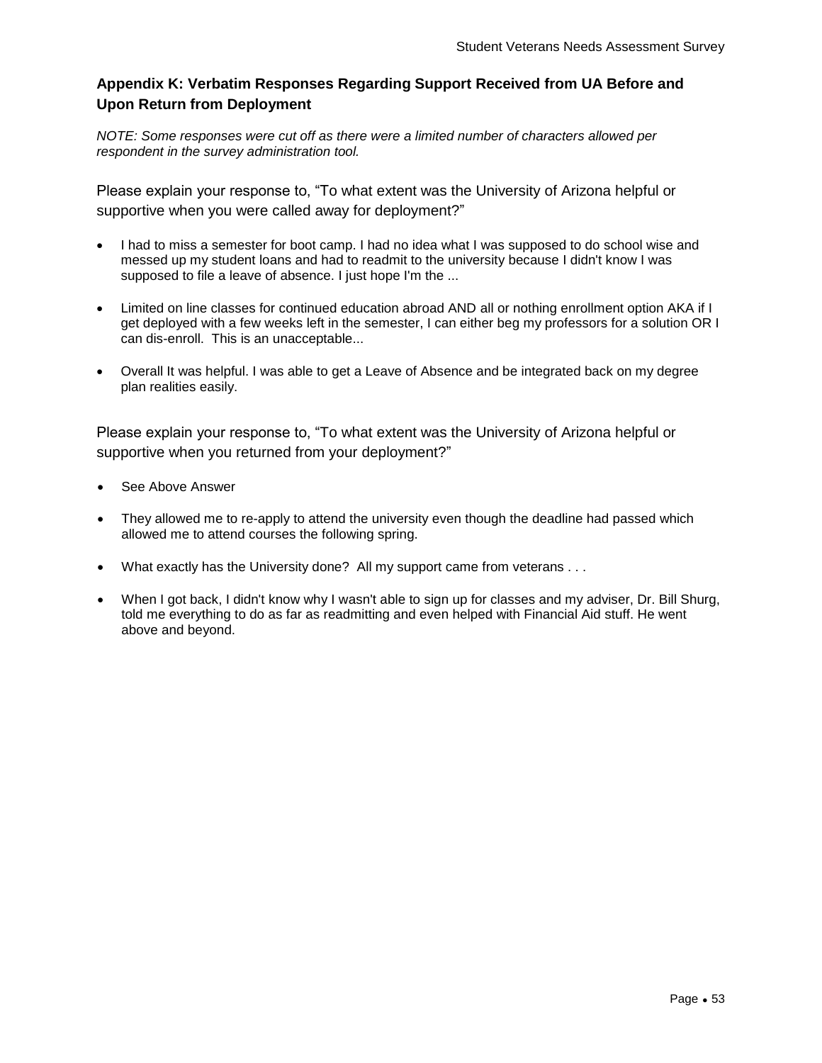## Appendix K: Verbatim Responses Regarding Support Received from UA Before and Upon Return from Deployment

*NOTE: Some responses were cut off as there were a limited number of characters allowed per respondent in the survey administration tool.*

Please explain your response to, "To what extent was the University of Arizona helpful or supportive when you were called away for deployment?"

- I had to miss a semester for boot camp. I had no idea what I was supposed to do school wise and messed up my student loans and had to readmit to the university because I didn't know I was supposed to file a leave of absence. I just hope I'm the ...
- Limited on line classes for continued education abroad AND all or nothing enrollment option AKA if I get deployed with a few weeks left in the semester, I can either beg my professors for a solution OR I can dis-enroll. This is an unacceptable...
- Overall It was helpful. I was able to get a Leave of Absence and be integrated back on my degree plan realities easily.

Please explain your response to, "To what extent was the University of Arizona helpful or supportive when you returned from your deployment?"

- See Above Answer
- They allowed me to re-apply to attend the university even though the deadline had passed which allowed me to attend courses the following spring.
- What exactly has the University done? All my support came from veterans . . .
- When I got back, I didn't know why I wasn't able to sign up for classes and my adviser, Dr. Bill Shurg, told me everything to do as far as readmitting and even helped with Financial Aid stuff. He went above and beyond.